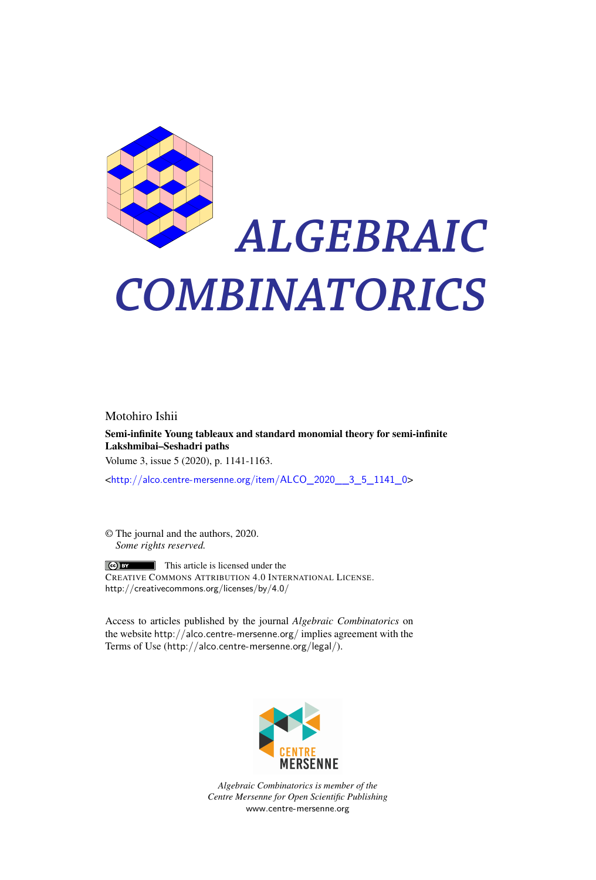# ALGEBRAIC COMBINATORICS

Motohiro Ishii

**Semi-infinite Young tableaux and standard monomial theory for semi-infinite Lakshmibai–Seshadri paths**

Volume 3, issue 5 (2020), p. 1141-1163.

<http://alco.centre-mersenne.org/item/ALCO_2020__3_5_1141_0>

© The journal and the authors, 2020.
*Some rights reserved.*

This article is licensed under the
Creative Commons Attribution 4.0 International License.
http://creativecommons.org/licenses/by/4.0/

Access to articles published by the journal *Algebraic Combinatorics* on the website http://alco.centre-mersenne.org/ implies agreement with the Terms of Use (http://alco.centre-mersenne.org/legal/).

CENTRE MERSENNE

*Algebraic Combinatorics is member of the Centre Mersenne for Open Scientific Publishing*
www.centre-mersenne.org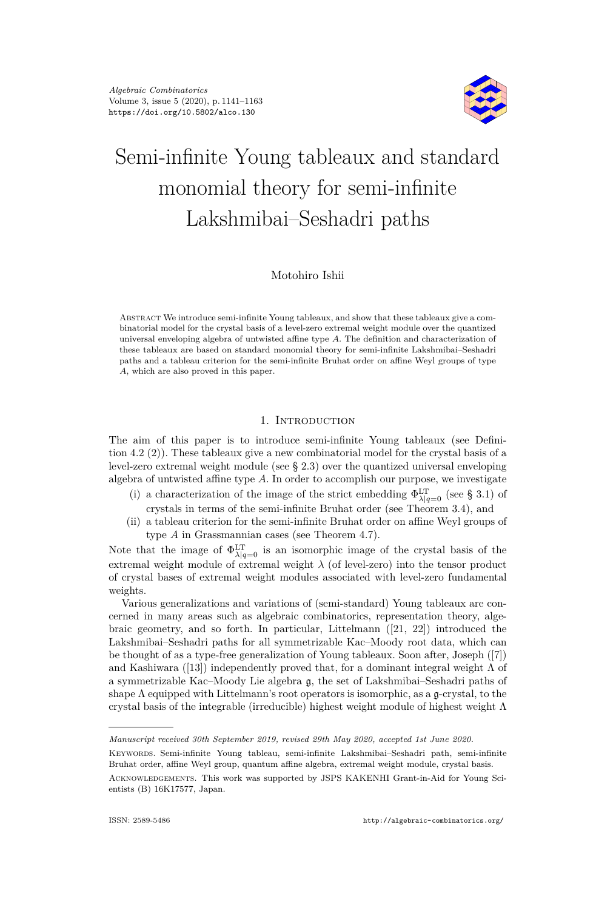Algebraic Combinatorics
Volume 3, issue 5 (2020), p. 1141–1163
https://doi.org/10.5802/alco.130

# Semi-infinite Young tableaux and standard monomial theory for semi-infinite Lakshmibai–Seshadri paths

Motohiro Ishii

Abstract We introduce semi-infinite Young tableaux, and show that these tableaux give a combinatorial model for the crystal basis of a level-zero extremal weight module over the quantized universal enveloping algebra of untwisted affine type $A$. The definition and characterization of these tableaux are based on standard monomial theory for semi-infinite Lakshmibai–Seshadri paths and a tableau criterion for the semi-infinite Bruhat order on affine Weyl groups of type $A$, which are also proved in this paper.

## 1. Introduction

The aim of this paper is to introduce semi-infinite Young tableaux (see Definition 4.2 (2)). These tableaux give a new combinatorial model for the crystal basis of a level-zero extremal weight module (see § 2.3) over the quantized universal enveloping algebra of untwisted affine type $A$. In order to accomplish our purpose, we investigate

(i) a characterization of the image of the strict embedding $\Phi^{\mathrm{LT}}_{\lambda|q=0}$ (see § 3.1) of crystals in terms of the semi-infinite Bruhat order (see Theorem 3.4), and
(ii) a tableau criterion for the semi-infinite Bruhat order on affine Weyl groups of type $A$ in Grassmannian cases (see Theorem 4.7).

Note that the image of $\Phi^{\mathrm{LT}}_{\lambda|q=0}$ is an isomorphic image of the crystal basis of the extremal weight module of extremal weight $\lambda$ (of level-zero) into the tensor product of crystal bases of extremal weight modules associated with level-zero fundamental weights.

Various generalizations and variations of (semi-standard) Young tableaux are concerned in many areas such as algebraic combinatorics, representation theory, algebraic geometry, and so forth. In particular, Littelmann ([21, 22]) introduced the Lakshmibai–Seshadri paths for all symmetrizable Kac–Moody root data, which can be thought of as a type-free generalization of Young tableaux. Soon after, Joseph ([7]) and Kashiwara ([13]) independently proved that, for a dominant integral weight $\Lambda$ of a symmetrizable Kac–Moody Lie algebra $\mathfrak{g}$, the set of Lakshmibai–Seshadri paths of shape $\Lambda$ equipped with Littelmann's root operators is isomorphic, as a $\mathfrak{g}$-crystal, to the crystal basis of the integrable (irreducible) highest weight module of highest weight $\Lambda$

---

*Manuscript received 30th September 2019, revised 29th May 2020, accepted 1st June 2020.*

Keywords. Semi-infinite Young tableau, semi-infinite Lakshmibai–Seshadri path, semi-infinite Bruhat order, affine Weyl group, quantum affine algebra, extremal weight module, crystal basis.

Acknowledgements. This work was supported by JSPS KAKENHI Grant-in-Aid for Young Scientists (B) 16K17577, Japan.

ISSN: 2589-5486 http://algebraic-combinatorics.org/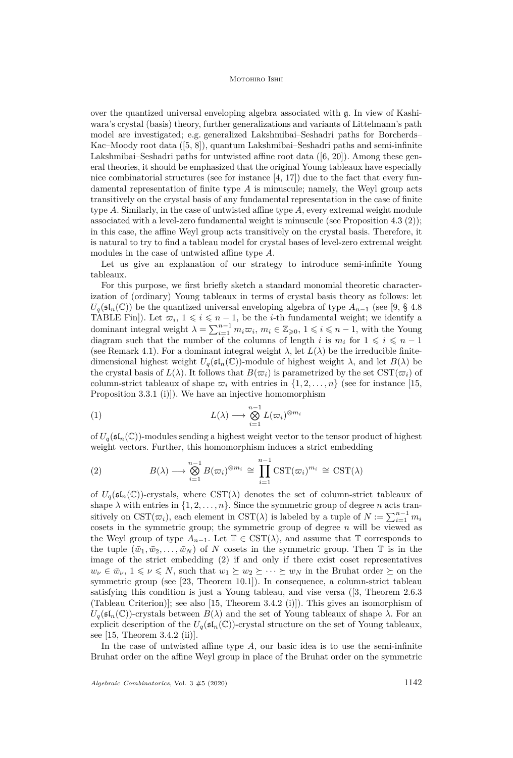over the quantized universal enveloping algebra associated with $\mathfrak{g}$. In view of Kashiwara's crystal (basis) theory, further generalizations and variants of Littelmann's path model are investigated; e.g. generalized Lakshmibai–Seshadri paths for Borcherds–Kac–Moody root data ([5, 8]), quantum Lakshmibai–Seshadri paths and semi-infinite Lakshmibai–Seshadri paths for untwisted affine root data ([6, 20]). Among these general theories, it should be emphasized that the original Young tableaux have especially nice combinatorial structures (see for instance [4, 17]) due to the fact that every fundamental representation of finite type $A$ is minuscule; namely, the Weyl group acts transitively on the crystal basis of any fundamental representation in the case of finite type $A$. Similarly, in the case of untwisted affine type $A$, every extremal weight module associated with a level-zero fundamental weight is minuscule (see Proposition 4.3 (2)); in this case, the affine Weyl group acts transitively on the crystal basis. Therefore, it is natural to try to find a tableau model for crystal bases of level-zero extremal weight modules in the case of untwisted affine type $A$.

Let us give an explanation of our strategy to introduce semi-infinite Young tableaux.

For this purpose, we first briefly sketch a standard monomial theoretic characterization of (ordinary) Young tableaux in terms of crystal basis theory as follows: let $U_q(\mathfrak{sl}_n(\mathbb{C}))$ be the quantized universal enveloping algebra of type $A_{n-1}$ (see [9, § 4.8 TABLE Fin]). Let $\varpi_i$, $1 \leqslant i \leqslant n-1$, be the $i$-th fundamental weight; we identify a dominant integral weight $\lambda = \sum_{i=1}^{n-1} m_i \varpi_i$, $m_i \in \mathbb{Z}_{\geqslant 0}$, $1 \leqslant i \leqslant n-1$, with the Young diagram such that the number of the columns of length $i$ is $m_i$ for $1 \leqslant i \leqslant n-1$ (see Remark 4.1). For a dominant integral weight $\lambda$, let $L(\lambda)$ be the irreducible finite-dimensional highest weight $U_q(\mathfrak{sl}_n(\mathbb{C}))$-module of highest weight $\lambda$, and let $B(\lambda)$ be the crystal basis of $L(\lambda)$. It follows that $B(\varpi_i)$ is parametrized by the set $\mathrm{CST}(\varpi_i)$ of column-strict tableaux of shape $\varpi_i$ with entries in $\{1, 2, \ldots, n\}$ (see for instance [15, Proposition 3.3.1 (i)]). We have an injective homomorphism

$$L(\lambda) \longrightarrow \bigotimes_{i=1}^{n-1} L(\varpi_i)^{\otimes m_i} \tag{1}$$

of $U_q(\mathfrak{sl}_n(\mathbb{C}))$-modules sending a highest weight vector to the tensor product of highest weight vectors. Further, this homomorphism induces a strict embedding

$$B(\lambda) \longrightarrow \bigotimes_{i=1}^{n-1} B(\varpi_i)^{\otimes m_i} \cong \prod_{i=1}^{n-1} \mathrm{CST}(\varpi_i)^{m_i} \cong \mathrm{CST}(\lambda) \tag{2}$$

of $U_q(\mathfrak{sl}_n(\mathbb{C}))$-crystals, where $\mathrm{CST}(\lambda)$ denotes the set of column-strict tableaux of shape $\lambda$ with entries in $\{1, 2, \ldots, n\}$. Since the symmetric group of degree $n$ acts transitively on $\mathrm{CST}(\varpi_i)$, each element in $\mathrm{CST}(\lambda)$ is labeled by a tuple of $N := \sum_{i=1}^{n-1} m_i$ cosets in the symmetric group; the symmetric group of degree $n$ will be viewed as the Weyl group of type $A_{n-1}$. Let $\mathbb{T} \in \mathrm{CST}(\lambda)$, and assume that $\mathbb{T}$ corresponds to the tuple $(\bar{w}_1, \bar{w}_2, \ldots, \bar{w}_N)$ of $N$ cosets in the symmetric group. Then $\mathbb{T}$ is in the image of the strict embedding (2) if and only if there exist coset representatives $w_\nu \in \bar{w}_\nu$, $1 \leqslant \nu \leqslant N$, such that $w_1 \succeq w_2 \succeq \cdots \succeq w_N$ in the Bruhat order $\succeq$ on the symmetric group (see [23, Theorem 10.1]). In consequence, a column-strict tableau satisfying this condition is just a Young tableau, and vise versa ([3, Theorem 2.6.3 (Tableau Criterion)]; see also [15, Theorem 3.4.2 (i)]). This gives an isomorphism of $U_q(\mathfrak{sl}_n(\mathbb{C}))$-crystals between $B(\lambda)$ and the set of Young tableaux of shape $\lambda$. For an explicit description of the $U_q(\mathfrak{sl}_n(\mathbb{C}))$-crystal structure on the set of Young tableaux, see [15, Theorem 3.4.2 (ii)].

In the case of untwisted affine type $A$, our basic idea is to use the semi-infinite Bruhat order on the affine Weyl group in place of the Bruhat order on the symmetric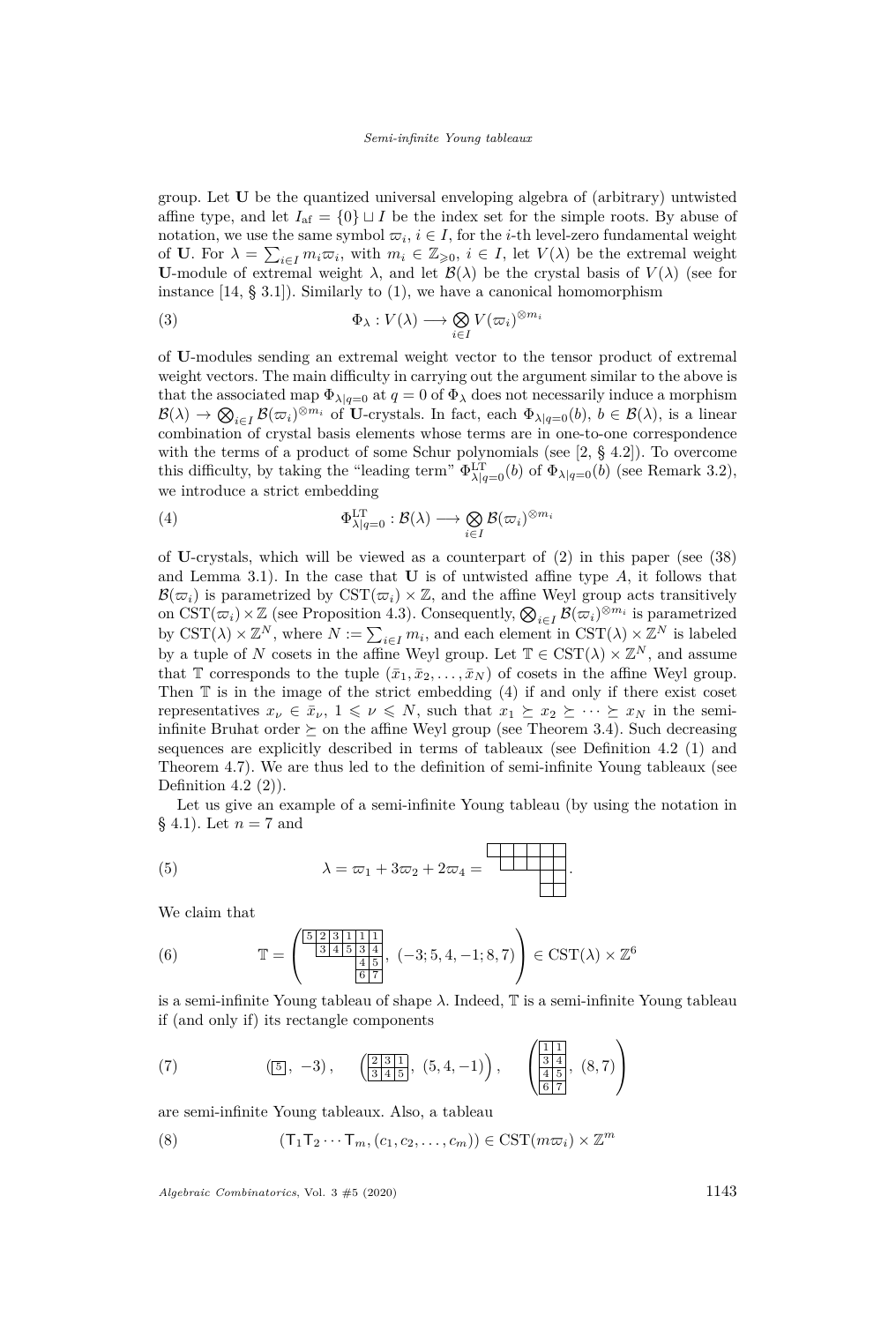group. Let $\mathbf{U}$ be the quantized universal enveloping algebra of (arbitrary) untwisted affine type, and let $I_{\mathrm{af}} = \{0\} \sqcup I$ be the index set for the simple roots. By abuse of notation, we use the same symbol $\varpi_i$, $i \in I$, for the $i$-th level-zero fundamental weight of $\mathbf{U}$. For $\lambda = \sum_{i \in I} m_i \varpi_i$, with $m_i \in \mathbb{Z}_{\geqslant 0}$, $i \in I$, let $V(\lambda)$ be the extremal weight $\mathbf{U}$-module of extremal weight $\lambda$, and let $\mathcal{B}(\lambda)$ be the crystal basis of $V(\lambda)$ (see for instance [14, § 3.1]). Similarly to (1), we have a canonical homomorphism

$$\Phi_\lambda : V(\lambda) \longrightarrow \bigotimes_{i \in I} V(\varpi_i)^{\otimes m_i} \tag{3}$$

of $\mathbf{U}$-modules sending an extremal weight vector to the tensor product of extremal weight vectors. The main difficulty in carrying out the argument similar to the above is that the associated map $\Phi_{\lambda|q=0}$ at $q = 0$ of $\Phi_\lambda$ does not necessarily induce a morphism $\mathcal{B}(\lambda) \to \bigotimes_{i \in I} \mathcal{B}(\varpi_i)^{\otimes m_i}$ of $\mathbf{U}$-crystals. In fact, each $\Phi_{\lambda|q=0}(b)$, $b \in \mathcal{B}(\lambda)$, is a linear combination of crystal basis elements whose terms are in one-to-one correspondence with the terms of a product of some Schur polynomials (see [2, § 4.2]). To overcome this difficulty, by taking the "leading term" $\Phi^{\mathrm{LT}}_{\lambda|q=0}(b)$ of $\Phi_{\lambda|q=0}(b)$ (see Remark 3.2), we introduce a strict embedding

$$\Phi^{\mathrm{LT}}_{\lambda|q=0} : \mathcal{B}(\lambda) \longrightarrow \bigotimes_{i \in I} \mathcal{B}(\varpi_i)^{\otimes m_i} \tag{4}$$

of $\mathbf{U}$-crystals, which will be viewed as a counterpart of (2) in this paper (see (38) and Lemma 3.1). In the case that $\mathbf{U}$ is of untwisted affine type $A$, it follows that $\mathcal{B}(\varpi_i)$ is parametrized by $\mathrm{CST}(\varpi_i) \times \mathbb{Z}$, and the affine Weyl group acts transitively on $\mathrm{CST}(\varpi_i) \times \mathbb{Z}$ (see Proposition 4.3). Consequently, $\bigotimes_{i \in I} \mathcal{B}(\varpi_i)^{\otimes m_i}$ is parametrized by $\mathrm{CST}(\lambda) \times \mathbb{Z}^N$, where $N := \sum_{i \in I} m_i$, and each element in $\mathrm{CST}(\lambda) \times \mathbb{Z}^N$ is labeled by a tuple of $N$ cosets in the affine Weyl group. Let $\mathbb{T} \in \mathrm{CST}(\lambda) \times \mathbb{Z}^N$, and assume that $\mathbb{T}$ corresponds to the tuple $(\bar{x}_1, \bar{x}_2, \ldots, \bar{x}_N)$ of cosets in the affine Weyl group. Then $\mathbb{T}$ is in the image of the strict embedding (4) if and only if there exist coset representatives $x_\nu \in \bar{x}_\nu$, $1 \leqslant \nu \leqslant N$, such that $x_1 \succeq x_2 \succeq \cdots \succeq x_N$ in the semi-infinite Bruhat order $\succeq$ on the affine Weyl group (see Theorem 3.4). Such decreasing sequences are explicitly described in terms of tableaux (see Definition 4.2 (1) and Theorem 4.7). We are thus led to the definition of semi-infinite Young tableaux (see Definition 4.2 (2)).

Let us give an example of a semi-infinite Young tableau (by using the notation in § 4.1). Let $n = 7$ and

$$\lambda = \varpi_1 + 3\varpi_2 + 2\varpi_4 = \begin{array}{|c|c|c|c|c|c|} \hline \phantom{0} & \phantom{0} & \phantom{0} & \phantom{0} & \phantom{0} & \phantom{0} \\ \hline \end{array}\!\!\begin{array}{c} \\ \end{array} \quad \begin{array}{cccccc} \square & \square & \square & \square & \square & \square \\ & \square & \square & \square & \square & \square \\ & & & & \square & \square \\ & & & & \square & \square \end{array}. \tag{5}$$

We claim that

$$\mathbb{T} = \left( \begin{array}{cccccc} 5 & 2 & 3 & 1 & 1 & 1 \\ & 3 & 4 & 5 & 3 & 4 \\ & & & & 4 & 5 \\ & & & & 6 & 7 \end{array},\ (-3; 5, 4, -1; 8, 7) \right) \in \mathrm{CST}(\lambda) \times \mathbb{Z}^6 \tag{6}$$

is a semi-infinite Young tableau of shape $\lambda$. Indeed, $\mathbb{T}$ is a semi-infinite Young tableau if (and only if) its rectangle components

$$\left( \boxed{5},\ -3 \right), \qquad \left( \begin{array}{|c|c|c|} \hline 2 & 3 & 1 \\ \hline 3 & 4 & 5 \\ \hline \end{array},\ (5, 4, -1) \right), \qquad \left( \begin{array}{|c|c|} \hline 1 & 1 \\ \hline 3 & 4 \\ \hline 4 & 5 \\ \hline 6 & 7 \\ \hline \end{array},\ (8, 7) \right) \tag{7}$$

are semi-infinite Young tableaux. Also, a tableau

$$(\mathsf{T}_1 \mathsf{T}_2 \cdots \mathsf{T}_m, (c_1, c_2, \ldots, c_m)) \in \mathrm{CST}(m\varpi_i) \times \mathbb{Z}^m \tag{8}$$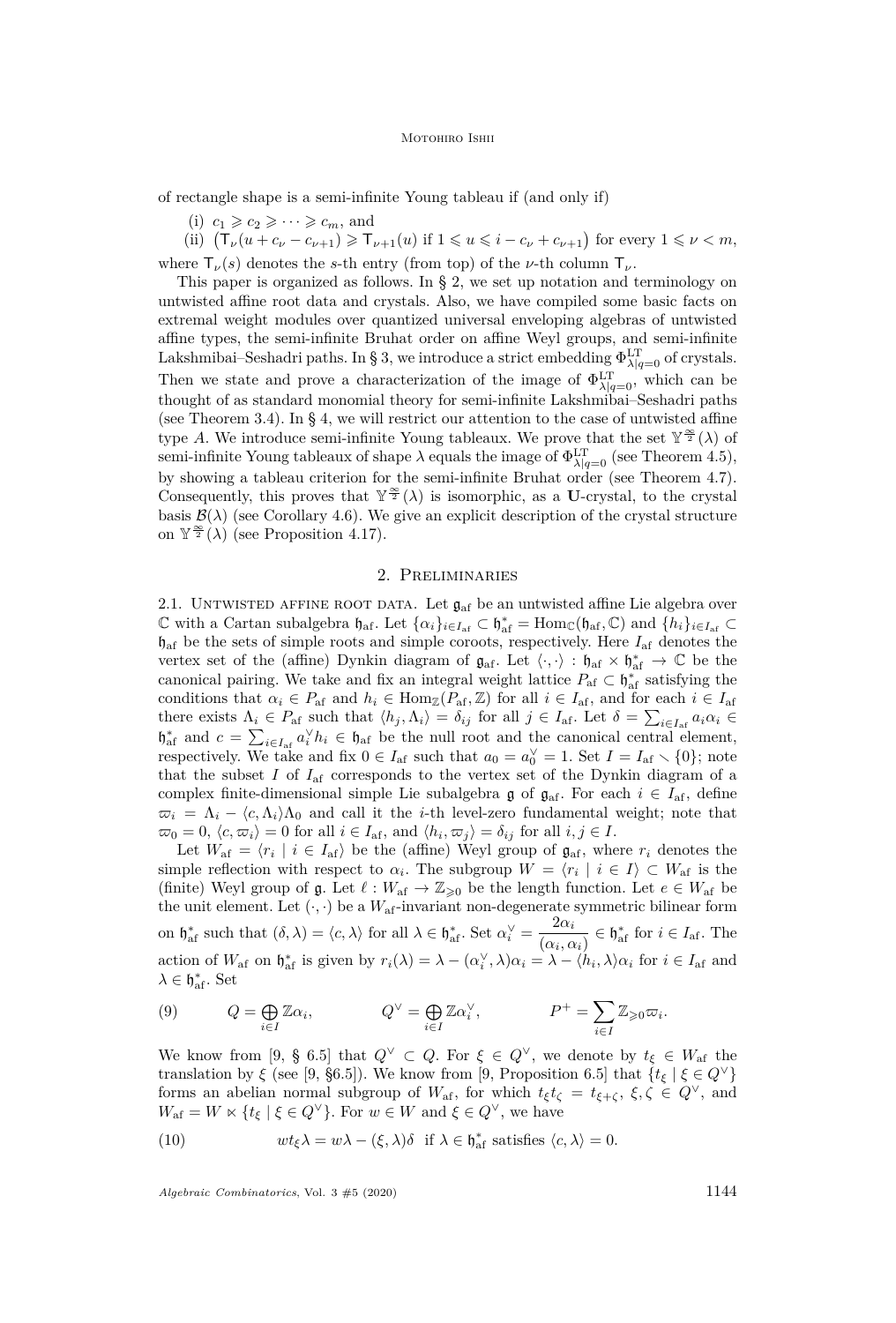of rectangle shape is a semi-infinite Young tableau if (and only if)

(i) $c_1 \geqslant c_2 \geqslant \cdots \geqslant c_m$, and

(ii) $\big(\mathsf{T}_\nu(u + c_\nu - c_{\nu+1}) \geqslant \mathsf{T}_{\nu+1}(u)$ if $1 \leqslant u \leqslant i - c_\nu + c_{\nu+1}\big)$ for every $1 \leqslant \nu < m$,

where $\mathsf{T}_\nu(s)$ denotes the $s$-th entry (from top) of the $\nu$-th column $\mathsf{T}_\nu$.

This paper is organized as follows. In § 2, we set up notation and terminology on untwisted affine root data and crystals. Also, we have compiled some basic facts on extremal weight modules over quantized universal enveloping algebras of untwisted affine types, the semi-infinite Bruhat order on affine Weyl groups, and semi-infinite Lakshmibai–Seshadri paths. In § 3, we introduce a strict embedding $\Phi^{\mathrm{LT}}_{\lambda|q=0}$ of crystals. Then we state and prove a characterization of the image of $\Phi^{\mathrm{LT}}_{\lambda|q=0}$, which can be thought of as standard monomial theory for semi-infinite Lakshmibai–Seshadri paths (see Theorem 3.4). In § 4, we will restrict our attention to the case of untwisted affine type $A$. We introduce semi-infinite Young tableaux. We prove that the set $\mathbb{Y}^{\frac{\infty}{2}}(\lambda)$ of semi-infinite Young tableaux of shape $\lambda$ equals the image of $\Phi^{\mathrm{LT}}_{\lambda|q=0}$ (see Theorem 4.5), by showing a tableau criterion for the semi-infinite Bruhat order (see Theorem 4.7). Consequently, this proves that $\mathbb{Y}^{\frac{\infty}{2}}(\lambda)$ is isomorphic, as a $\mathbf{U}$-crystal, to the crystal basis $\mathcal{B}(\lambda)$ (see Corollary 4.6). We give an explicit description of the crystal structure on $\mathbb{Y}^{\frac{\infty}{2}}(\lambda)$ (see Proposition 4.17).

## 2. Preliminaries

2.1. Untwisted affine root data. Let $\mathfrak{g}_{\mathrm{af}}$ be an untwisted affine Lie algebra over $\mathbb{C}$ with a Cartan subalgebra $\mathfrak{h}_{\mathrm{af}}$. Let $\{\alpha_i\}_{i\in I_{\mathrm{af}}} \subset \mathfrak{h}^*_{\mathrm{af}} = \mathrm{Hom}_{\mathbb{C}}(\mathfrak{h}_{\mathrm{af}}, \mathbb{C})$ and $\{h_i\}_{i\in I_{\mathrm{af}}} \subset \mathfrak{h}_{\mathrm{af}}$ be the sets of simple roots and simple coroots, respectively. Here $I_{\mathrm{af}}$ denotes the vertex set of the (affine) Dynkin diagram of $\mathfrak{g}_{\mathrm{af}}$. Let $\langle\cdot,\cdot\rangle : \mathfrak{h}_{\mathrm{af}} \times \mathfrak{h}^*_{\mathrm{af}} \to \mathbb{C}$ be the canonical pairing. We take and fix an integral weight lattice $P_{\mathrm{af}} \subset \mathfrak{h}^*_{\mathrm{af}}$ satisfying the conditions that $\alpha_i \in P_{\mathrm{af}}$ and $h_i \in \mathrm{Hom}_{\mathbb{Z}}(P_{\mathrm{af}}, \mathbb{Z})$ for all $i \in I_{\mathrm{af}}$, and for each $i \in I_{\mathrm{af}}$ there exists $\Lambda_i \in P_{\mathrm{af}}$ such that $\langle h_j, \Lambda_i\rangle = \delta_{ij}$ for all $j \in I_{\mathrm{af}}$. Let $\delta = \sum_{i\in I_{\mathrm{af}}} a_i\alpha_i \in \mathfrak{h}^*_{\mathrm{af}}$ and $c = \sum_{i\in I_{\mathrm{af}}} a_i^\vee h_i \in \mathfrak{h}_{\mathrm{af}}$ be the null root and the canonical central element, respectively. We take and fix $0 \in I_{\mathrm{af}}$ such that $a_0 = a_0^\vee = 1$. Set $I = I_{\mathrm{af}} \smallsetminus \{0\}$; note that the subset $I$ of $I_{\mathrm{af}}$ corresponds to the vertex set of the Dynkin diagram of a complex finite-dimensional simple Lie subalgebra $\mathfrak{g}$ of $\mathfrak{g}_{\mathrm{af}}$. For each $i \in I_{\mathrm{af}}$, define $\varpi_i = \Lambda_i - \langle c, \Lambda_i\rangle\Lambda_0$ and call it the $i$-th level-zero fundamental weight; note that $\varpi_0 = 0$, $\langle c, \varpi_i\rangle = 0$ for all $i \in I_{\mathrm{af}}$, and $\langle h_i, \varpi_j\rangle = \delta_{ij}$ for all $i, j \in I$.

Let $W_{\mathrm{af}} = \langle r_i \mid i \in I_{\mathrm{af}}\rangle$ be the (affine) Weyl group of $\mathfrak{g}_{\mathrm{af}}$, where $r_i$ denotes the simple reflection with respect to $\alpha_i$. The subgroup $W = \langle r_i \mid i \in I\rangle \subset W_{\mathrm{af}}$ is the (finite) Weyl group of $\mathfrak{g}$. Let $\ell : W_{\mathrm{af}} \to \mathbb{Z}_{\geqslant 0}$ be the length function. Let $e \in W_{\mathrm{af}}$ be the unit element. Let $(\cdot,\cdot)$ be a $W_{\mathrm{af}}$-invariant non-degenerate symmetric bilinear form on $\mathfrak{h}^*_{\mathrm{af}}$ such that $(\delta, \lambda) = \langle c, \lambda\rangle$ for all $\lambda \in \mathfrak{h}^*_{\mathrm{af}}$. Set $\alpha_i^\vee = \dfrac{2\alpha_i}{(\alpha_i, \alpha_i)} \in \mathfrak{h}^*_{\mathrm{af}}$ for $i \in I_{\mathrm{af}}$. The action of $W_{\mathrm{af}}$ on $\mathfrak{h}^*_{\mathrm{af}}$ is given by $r_i(\lambda) = \lambda - (\alpha_i^\vee, \lambda)\alpha_i = \lambda - \langle h_i, \lambda\rangle\alpha_i$ for $i \in I_{\mathrm{af}}$ and $\lambda \in \mathfrak{h}^*_{\mathrm{af}}$. Set

$$Q = \bigoplus_{i\in I} \mathbb{Z}\alpha_i, \qquad Q^\vee = \bigoplus_{i\in I} \mathbb{Z}\alpha_i^\vee, \qquad P^+ = \sum_{i\in I} \mathbb{Z}_{\geqslant 0}\varpi_i. \tag{9}$$

We know from [9, § 6.5] that $Q^\vee \subset Q$. For $\xi \in Q^\vee$, we denote by $t_\xi \in W_{\mathrm{af}}$ the translation by $\xi$ (see [9, §6.5]). We know from [9, Proposition 6.5] that $\{t_\xi \mid \xi \in Q^\vee\}$ forms an abelian normal subgroup of $W_{\mathrm{af}}$, for which $t_\xi t_\zeta = t_{\xi+\zeta}$, $\xi, \zeta \in Q^\vee$, and $W_{\mathrm{af}} = W \ltimes \{t_\xi \mid \xi \in Q^\vee\}$. For $w \in W$ and $\xi \in Q^\vee$, we have

$$wt_\xi\lambda = w\lambda - (\xi, \lambda)\delta \quad \text{if } \lambda \in \mathfrak{h}^*_{\mathrm{af}} \text{ satisfies } \langle c, \lambda\rangle = 0. \tag{10}$$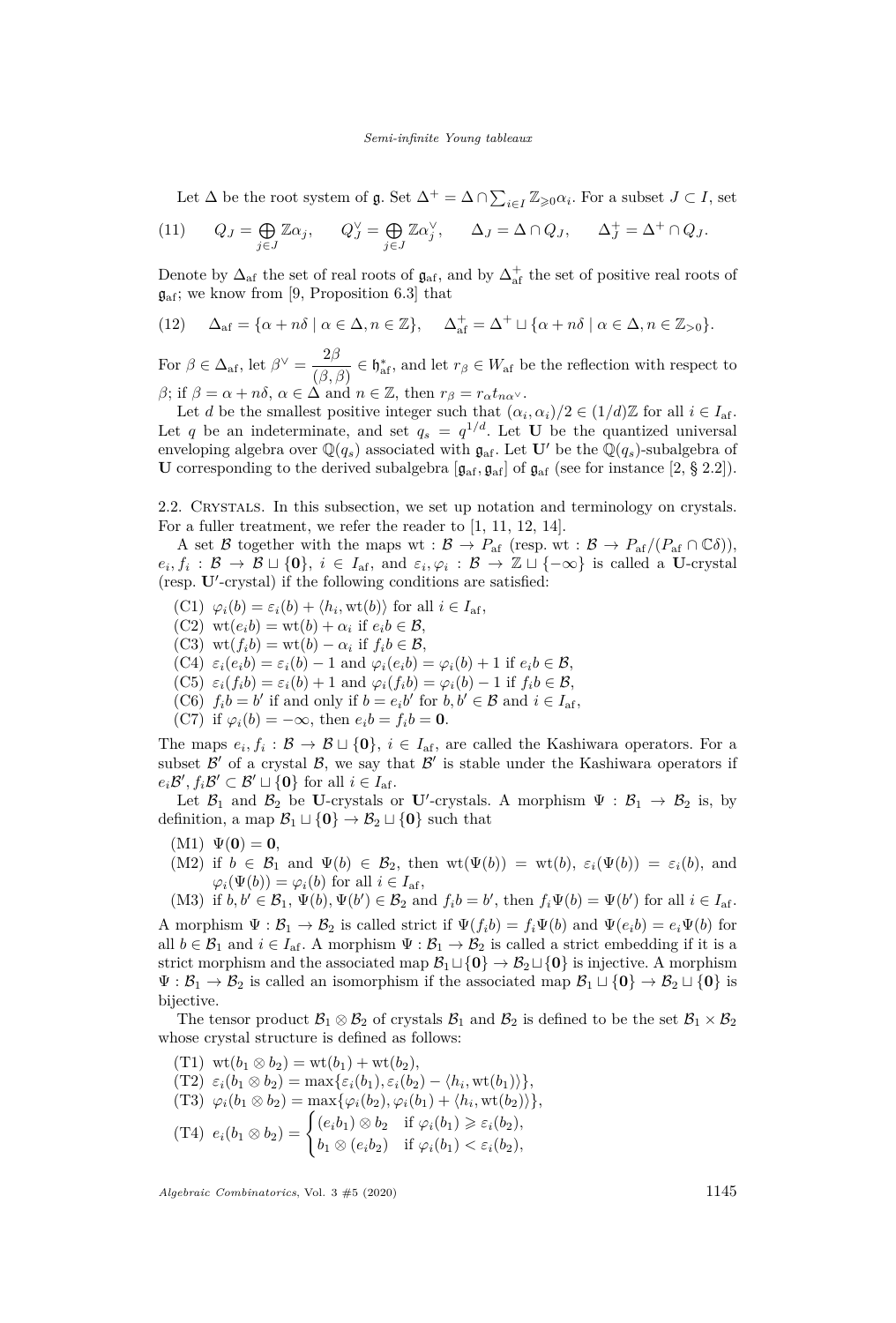Let $\Delta$ be the root system of $\mathfrak{g}$. Set $\Delta^+ = \Delta \cap \sum_{i \in I} \mathbb{Z}_{\geqslant 0}\alpha_i$. For a subset $J \subset I$, set

$$Q_J = \bigoplus_{j \in J} \mathbb{Z}\alpha_j, \qquad Q_J^\vee = \bigoplus_{j \in J} \mathbb{Z}\alpha_j^\vee, \qquad \Delta_J = \Delta \cap Q_J, \qquad \Delta_J^+ = \Delta^+ \cap Q_J. \tag{11}$$

Denote by $\Delta_{\mathrm{af}}$ the set of real roots of $\mathfrak{g}_{\mathrm{af}}$, and by $\Delta_{\mathrm{af}}^+$ the set of positive real roots of $\mathfrak{g}_{\mathrm{af}}$; we know from [9, Proposition 6.3] that

$$\Delta_{\mathrm{af}} = \{\alpha + n\delta \mid \alpha \in \Delta, n \in \mathbb{Z}\}, \qquad \Delta_{\mathrm{af}}^+ = \Delta^+ \sqcup \{\alpha + n\delta \mid \alpha \in \Delta, n \in \mathbb{Z}_{>0}\}. \tag{12}$$

For $\beta \in \Delta_{\mathrm{af}}$, let $\beta^\vee = \dfrac{2\beta}{(\beta, \beta)} \in \mathfrak{h}_{\mathrm{af}}^*$, and let $r_\beta \in W_{\mathrm{af}}$ be the reflection with respect to $\beta$; if $\beta = \alpha + n\delta$, $\alpha \in \Delta$ and $n \in \mathbb{Z}$, then $r_\beta = r_\alpha t_{n\alpha^\vee}$.

Let $d$ be the smallest positive integer such that $(\alpha_i, \alpha_i)/2 \in (1/d)\mathbb{Z}$ for all $i \in I_{\mathrm{af}}$. Let $q$ be an indeterminate, and set $q_s = q^{1/d}$. Let $\mathbf{U}$ be the quantized universal enveloping algebra over $\mathbb{Q}(q_s)$ associated with $\mathfrak{g}_{\mathrm{af}}$. Let $\mathbf{U}'$ be the $\mathbb{Q}(q_s)$-subalgebra of $\mathbf{U}$ corresponding to the derived subalgebra $[\mathfrak{g}_{\mathrm{af}}, \mathfrak{g}_{\mathrm{af}}]$ of $\mathfrak{g}_{\mathrm{af}}$ (see for instance [2, § 2.2]).

## 2.2. Crystals.

In this subsection, we set up notation and terminology on crystals. For a fuller treatment, we refer the reader to [1, 11, 12, 14].

A set $\mathcal{B}$ together with the maps $\mathrm{wt} : \mathcal{B} \to P_{\mathrm{af}}$ (resp. $\mathrm{wt} : \mathcal{B} \to P_{\mathrm{af}}/(P_{\mathrm{af}} \cap \mathbb{C}\delta)$), $e_i, f_i : \mathcal{B} \to \mathcal{B} \sqcup \{\mathbf{0}\}$, $i \in I_{\mathrm{af}}$, and $\varepsilon_i, \varphi_i : \mathcal{B} \to \mathbb{Z} \sqcup \{-\infty\}$ is called a $\mathbf{U}$-crystal (resp. $\mathbf{U}'$-crystal) if the following conditions are satisfied:

- (C1) $\varphi_i(b) = \varepsilon_i(b) + \langle h_i, \mathrm{wt}(b) \rangle$ for all $i \in I_{\mathrm{af}}$,
- (C2) $\mathrm{wt}(e_i b) = \mathrm{wt}(b) + \alpha_i$ if $e_i b \in \mathcal{B}$,
- (C3) $\mathrm{wt}(f_i b) = \mathrm{wt}(b) - \alpha_i$ if $f_i b \in \mathcal{B}$,
- (C4) $\varepsilon_i(e_i b) = \varepsilon_i(b) - 1$ and $\varphi_i(e_i b) = \varphi_i(b) + 1$ if $e_i b \in \mathcal{B}$,
- (C5) $\varepsilon_i(f_i b) = \varepsilon_i(b) + 1$ and $\varphi_i(f_i b) = \varphi_i(b) - 1$ if $f_i b \in \mathcal{B}$,
- (C6) $f_i b = b'$ if and only if $b = e_i b'$ for $b, b' \in \mathcal{B}$ and $i \in I_{\mathrm{af}}$,
- (C7) if $\varphi_i(b) = -\infty$, then $e_i b = f_i b = \mathbf{0}$.

The maps $e_i, f_i : \mathcal{B} \to \mathcal{B} \sqcup \{\mathbf{0}\}$, $i \in I_{\mathrm{af}}$, are called the Kashiwara operators. For a subset $\mathcal{B}'$ of a crystal $\mathcal{B}$, we say that $\mathcal{B}'$ is stable under the Kashiwara operators if $e_i\mathcal{B}', f_i\mathcal{B}' \subset \mathcal{B}' \sqcup \{\mathbf{0}\}$ for all $i \in I_{\mathrm{af}}$.

Let $\mathcal{B}_1$ and $\mathcal{B}_2$ be $\mathbf{U}$-crystals or $\mathbf{U}'$-crystals. A morphism $\Psi : \mathcal{B}_1 \to \mathcal{B}_2$ is, by definition, a map $\mathcal{B}_1 \sqcup \{\mathbf{0}\} \to \mathcal{B}_2 \sqcup \{\mathbf{0}\}$ such that

- (M1) $\Psi(\mathbf{0}) = \mathbf{0}$,
- (M2) if $b \in \mathcal{B}_1$ and $\Psi(b) \in \mathcal{B}_2$, then $\mathrm{wt}(\Psi(b)) = \mathrm{wt}(b)$, $\varepsilon_i(\Psi(b)) = \varepsilon_i(b)$, and $\varphi_i(\Psi(b)) = \varphi_i(b)$ for all $i \in I_{\mathrm{af}}$,
- (M3) if $b, b' \in \mathcal{B}_1$, $\Psi(b), \Psi(b') \in \mathcal{B}_2$ and $f_i b = b'$, then $f_i \Psi(b) = \Psi(b')$ for all $i \in I_{\mathrm{af}}$.

A morphism $\Psi : \mathcal{B}_1 \to \mathcal{B}_2$ is called strict if $\Psi(f_i b) = f_i \Psi(b)$ and $\Psi(e_i b) = e_i \Psi(b)$ for all $b \in \mathcal{B}_1$ and $i \in I_{\mathrm{af}}$. A morphism $\Psi : \mathcal{B}_1 \to \mathcal{B}_2$ is called a strict embedding if it is a strict morphism and the associated map $\mathcal{B}_1 \sqcup \{\mathbf{0}\} \to \mathcal{B}_2 \sqcup \{\mathbf{0}\}$ is injective. A morphism $\Psi : \mathcal{B}_1 \to \mathcal{B}_2$ is called an isomorphism if the associated map $\mathcal{B}_1 \sqcup \{\mathbf{0}\} \to \mathcal{B}_2 \sqcup \{\mathbf{0}\}$ is bijective.

The tensor product $\mathcal{B}_1 \otimes \mathcal{B}_2$ of crystals $\mathcal{B}_1$ and $\mathcal{B}_2$ is defined to be the set $\mathcal{B}_1 \times \mathcal{B}_2$ whose crystal structure is defined as follows:

- (T1) $\mathrm{wt}(b_1 \otimes b_2) = \mathrm{wt}(b_1) + \mathrm{wt}(b_2)$,
- (T2) $\varepsilon_i(b_1 \otimes b_2) = \max\{\varepsilon_i(b_1), \varepsilon_i(b_2) - \langle h_i, \mathrm{wt}(b_1) \rangle\}$,
- (T3) $\varphi_i(b_1 \otimes b_2) = \max\{\varphi_i(b_2), \varphi_i(b_1) + \langle h_i, \mathrm{wt}(b_2) \rangle\}$,
- (T4) $e_i(b_1 \otimes b_2) = \begin{cases} (e_i b_1) \otimes b_2 & \text{if } \varphi_i(b_1) \geqslant \varepsilon_i(b_2), \\ b_1 \otimes (e_i b_2) & \text{if } \varphi_i(b_1) < \varepsilon_i(b_2), \end{cases}$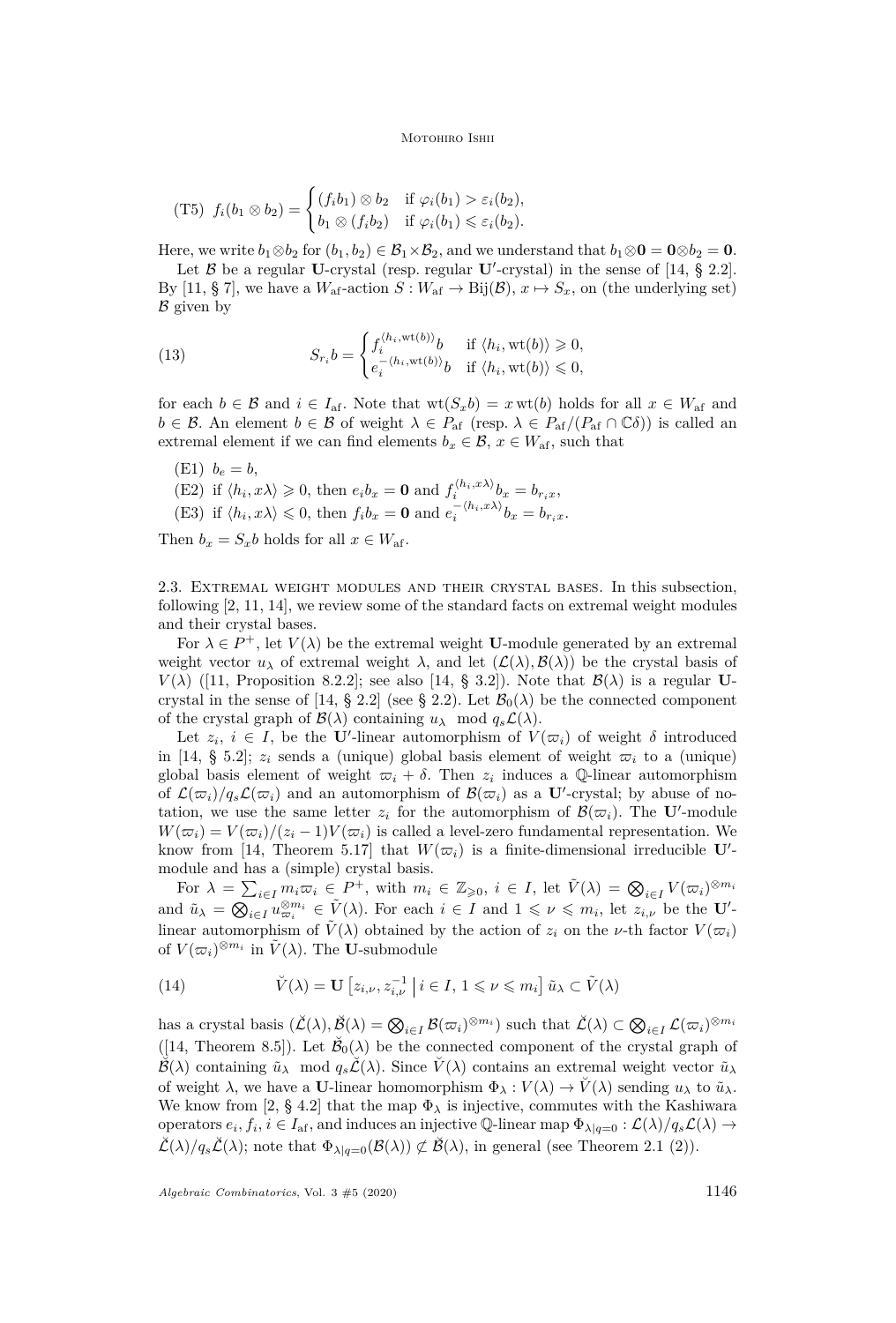(T5) $f_i(b_1 \otimes b_2) = \begin{cases} (f_i b_1) \otimes b_2 & \text{if } \varphi_i(b_1) > \varepsilon_i(b_2), \\ b_1 \otimes (f_i b_2) & \text{if } \varphi_i(b_1) \leqslant \varepsilon_i(b_2). \end{cases}$

Here, we write $b_1 \otimes b_2$ for $(b_1, b_2) \in \mathcal{B}_1 \times \mathcal{B}_2$, and we understand that $b_1 \otimes \mathbf{0} = \mathbf{0} \otimes b_2 = \mathbf{0}$.

Let $\mathcal{B}$ be a regular $\mathbf{U}$-crystal (resp. regular $\mathbf{U}'$-crystal) in the sense of [14, § 2.2]. By [11, § 7], we have a $W_{\mathrm{af}}$-action $S : W_{\mathrm{af}} \to \mathrm{Bij}(\mathcal{B})$, $x \mapsto S_x$, on (the underlying set) $\mathcal{B}$ given by

$$
S_{r_i} b = \begin{cases} f_i^{\langle h_i, \mathrm{wt}(b) \rangle} b & \text{if } \langle h_i, \mathrm{wt}(b) \rangle \geqslant 0, \\ e_i^{-\langle h_i, \mathrm{wt}(b) \rangle} b & \text{if } \langle h_i, \mathrm{wt}(b) \rangle \leqslant 0, \end{cases} \tag{13}
$$

for each $b \in \mathcal{B}$ and $i \in I_{\mathrm{af}}$. Note that $\mathrm{wt}(S_x b) = x \,\mathrm{wt}(b)$ holds for all $x \in W_{\mathrm{af}}$ and $b \in \mathcal{B}$. An element $b \in \mathcal{B}$ of weight $\lambda \in P_{\mathrm{af}}$ (resp. $\lambda \in P_{\mathrm{af}}/(P_{\mathrm{af}} \cap \mathbb{C}\delta)$) is called an extremal element if we can find elements $b_x \in \mathcal{B}$, $x \in W_{\mathrm{af}}$, such that

(E1) $b_e = b$,

(E2) if $\langle h_i, x\lambda \rangle \geqslant 0$, then $e_i b_x = \mathbf{0}$ and $f_i^{\langle h_i, x\lambda \rangle} b_x = b_{r_i x}$,

(E3) if $\langle h_i, x\lambda \rangle \leqslant 0$, then $f_i b_x = \mathbf{0}$ and $e_i^{-\langle h_i, x\lambda \rangle} b_x = b_{r_i x}$.

Then $b_x = S_x b$ holds for all $x \in W_{\mathrm{af}}$.

## 2.3. Extremal weight modules and their crystal bases.

In this subsection, following [2, 11, 14], we review some of the standard facts on extremal weight modules and their crystal bases.

For $\lambda \in P^+$, let $V(\lambda)$ be the extremal weight $\mathbf{U}$-module generated by an extremal weight vector $u_\lambda$ of extremal weight $\lambda$, and let $(\mathcal{L}(\lambda), \mathcal{B}(\lambda))$ be the crystal basis of $V(\lambda)$ ([11, Proposition 8.2.2]; see also [14, § 3.2]). Note that $\mathcal{B}(\lambda)$ is a regular $\mathbf{U}$-crystal in the sense of [14, § 2.2] (see § 2.2). Let $\mathcal{B}_0(\lambda)$ be the connected component of the crystal graph of $\mathcal{B}(\lambda)$ containing $u_\lambda \mod q_s\mathcal{L}(\lambda)$.

Let $z_i$, $i \in I$, be the $\mathbf{U}'$-linear automorphism of $V(\varpi_i)$ of weight $\delta$ introduced in [14, § 5.2]; $z_i$ sends a (unique) global basis element of weight $\varpi_i$ to a (unique) global basis element of weight $\varpi_i + \delta$. Then $z_i$ induces a $\mathbb{Q}$-linear automorphism of $\mathcal{L}(\varpi_i)/q_s\mathcal{L}(\varpi_i)$ and an automorphism of $\mathcal{B}(\varpi_i)$ as a $\mathbf{U}'$-crystal; by abuse of notation, we use the same letter $z_i$ for the automorphism of $\mathcal{B}(\varpi_i)$. The $\mathbf{U}'$-module $W(\varpi_i) = V(\varpi_i)/(z_i - 1)V(\varpi_i)$ is called a level-zero fundamental representation. We know from [14, Theorem 5.17] that $W(\varpi_i)$ is a finite-dimensional irreducible $\mathbf{U}'$-module and has a (simple) crystal basis.

For $\lambda = \sum_{i \in I} m_i \varpi_i \in P^+$, with $m_i \in \mathbb{Z}_{\geqslant 0}$, $i \in I$, let $\tilde{V}(\lambda) = \bigotimes_{i \in I} V(\varpi_i)^{\otimes m_i}$ and $\tilde{u}_\lambda = \bigotimes_{i \in I} u_{\varpi_i}^{\otimes m_i} \in \tilde{V}(\lambda)$. For each $i \in I$ and $1 \leqslant \nu \leqslant m_i$, let $z_{i,\nu}$ be the $\mathbf{U}'$-linear automorphism of $\tilde{V}(\lambda)$ obtained by the action of $z_i$ on the $\nu$-th factor $V(\varpi_i)$ of $V(\varpi_i)^{\otimes m_i}$ in $\tilde{V}(\lambda)$. The $\mathbf{U}$-submodule

$$
\check{V}(\lambda) = \mathbf{U}\left[z_{i,\nu}, z_{i,\nu}^{-1} \,\middle|\, i \in I,\, 1 \leqslant \nu \leqslant m_i\right] \tilde{u}_\lambda \subset \tilde{V}(\lambda) \tag{14}
$$

has a crystal basis $(\check{\mathcal{L}}(\lambda), \check{\mathcal{B}}(\lambda) = \bigotimes_{i \in I} \mathcal{B}(\varpi_i)^{\otimes m_i})$ such that $\check{\mathcal{L}}(\lambda) \subset \bigotimes_{i \in I} \mathcal{L}(\varpi_i)^{\otimes m_i}$ ([14, Theorem 8.5]). Let $\check{\mathcal{B}}_0(\lambda)$ be the connected component of the crystal graph of $\check{\mathcal{B}}(\lambda)$ containing $\tilde{u}_\lambda \mod q_s\check{\mathcal{L}}(\lambda)$. Since $\check{V}(\lambda)$ contains an extremal weight vector $\tilde{u}_\lambda$ of weight $\lambda$, we have a $\mathbf{U}$-linear homomorphism $\Phi_\lambda : V(\lambda) \to \check{V}(\lambda)$ sending $u_\lambda$ to $\tilde{u}_\lambda$. We know from [2, § 4.2] that the map $\Phi_\lambda$ is injective, commutes with the Kashiwara operators $e_i, f_i$, $i \in I_{\mathrm{af}}$, and induces an injective $\mathbb{Q}$-linear map $\Phi_{\lambda|q=0} : \mathcal{L}(\lambda)/q_s\mathcal{L}(\lambda) \to \check{\mathcal{L}}(\lambda)/q_s\check{\mathcal{L}}(\lambda)$; note that $\Phi_{\lambda|q=0}(\mathcal{B}(\lambda)) \not\subset \check{\mathcal{B}}(\lambda)$, in general (see Theorem 2.1 (2)).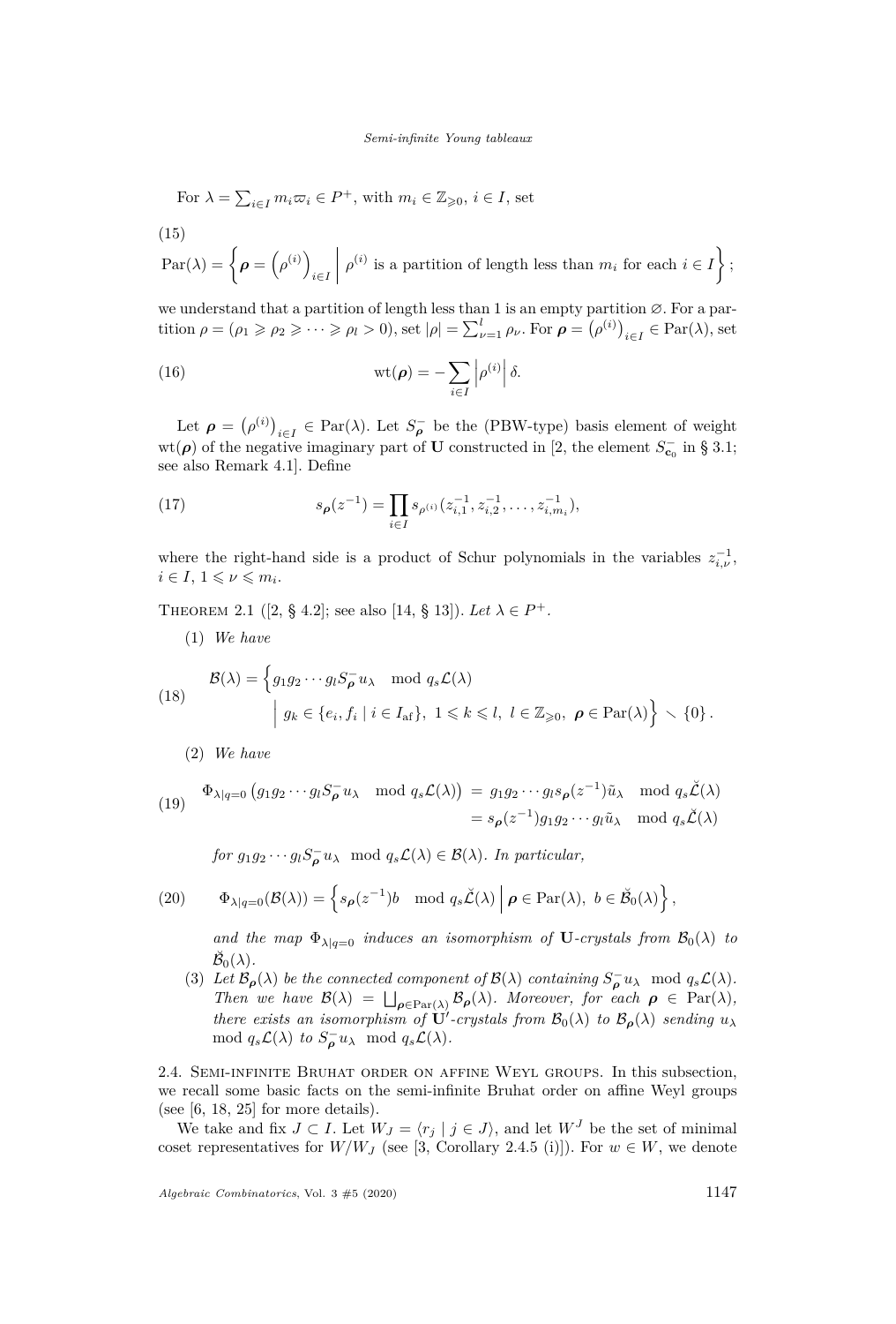For $\lambda = \sum_{i \in I} m_i \varpi_i \in P^+$, with $m_i \in \mathbb{Z}_{\geqslant 0}$, $i \in I$, set

(15)
$$\mathrm{Par}(\lambda) = \left\{ \boldsymbol{\rho} = \left(\rho^{(i)}\right)_{i \in I} \;\middle|\; \rho^{(i)} \text{ is a partition of length less than } m_i \text{ for each } i \in I \right\};$$

we understand that a partition of length less than 1 is an empty partition $\varnothing$. For a partition $\rho = (\rho_1 \geqslant \rho_2 \geqslant \cdots \geqslant \rho_l > 0)$, set $|\rho| = \sum_{\nu=1}^{l} \rho_\nu$. For $\boldsymbol{\rho} = \left(\rho^{(i)}\right)_{i \in I} \in \mathrm{Par}(\lambda)$, set

$$\mathrm{wt}(\boldsymbol{\rho}) = -\sum_{i \in I} \left|\rho^{(i)}\right| \delta. \tag{16}$$

Let $\boldsymbol{\rho} = \left(\rho^{(i)}\right)_{i \in I} \in \mathrm{Par}(\lambda)$. Let $S^-_{\boldsymbol{\rho}}$ be the (PBW-type) basis element of weight $\mathrm{wt}(\boldsymbol{\rho})$ of the negative imaginary part of $\mathbf{U}$ constructed in [2, the element $S^-_{\mathbf{c}_0}$ in § 3.1; see also Remark 4.1]. Define

$$s_{\boldsymbol{\rho}}(z^{-1}) = \prod_{i \in I} s_{\rho^{(i)}}(z_{i,1}^{-1}, z_{i,2}^{-1}, \ldots, z_{i,m_i}^{-1}), \tag{17}$$

where the right-hand side is a product of Schur polynomials in the variables $z_{i,\nu}^{-1}$, $i \in I$, $1 \leqslant \nu \leqslant m_i$.

Theorem 2.1 ([2, § 4.2]; see also [14, § 13]). *Let $\lambda \in P^+$.*

(1) *We have*

$$\mathcal{B}(\lambda) = \Big\{ g_1 g_2 \cdots g_l S^-_{\boldsymbol{\rho}} u_\lambda \mod q_s \mathcal{L}(\lambda) \;\Big|\; g_k \in \{e_i, f_i \mid i \in I_{\mathrm{af}}\},\ 1 \leqslant k \leqslant l,\ l \in \mathbb{Z}_{\geqslant 0},\ \boldsymbol{\rho} \in \mathrm{Par}(\lambda) \Big\} \setminus \{0\}. \tag{18}$$

(2) *We have*

$$\begin{aligned} \Phi_{\lambda|q=0}\left(g_1 g_2 \cdots g_l S^-_{\boldsymbol{\rho}} u_\lambda \mod q_s \mathcal{L}(\lambda)\right) &= g_1 g_2 \cdots g_l s_{\boldsymbol{\rho}}(z^{-1}) \tilde{u}_\lambda \mod q_s \check{\mathcal{L}}(\lambda) \\ &= s_{\boldsymbol{\rho}}(z^{-1}) g_1 g_2 \cdots g_l \tilde{u}_\lambda \mod q_s \check{\mathcal{L}}(\lambda) \end{aligned} \tag{19}$$

*for $g_1 g_2 \cdots g_l S^-_{\boldsymbol{\rho}} u_\lambda \mod q_s \mathcal{L}(\lambda) \in \mathcal{B}(\lambda)$. In particular,*

$$\Phi_{\lambda|q=0}(\mathcal{B}(\lambda)) = \left\{ s_{\boldsymbol{\rho}}(z^{-1}) b \mod q_s \check{\mathcal{L}}(\lambda) \;\middle|\; \boldsymbol{\rho} \in \mathrm{Par}(\lambda),\ b \in \check{\mathcal{B}}_0(\lambda) \right\}, \tag{20}$$

*and the map $\Phi_{\lambda|q=0}$ induces an isomorphism of $\mathbf{U}$-crystals from $\mathcal{B}_0(\lambda)$ to $\check{\mathcal{B}}_0(\lambda)$.*

(3) *Let $\mathcal{B}_{\boldsymbol{\rho}}(\lambda)$ be the connected component of $\mathcal{B}(\lambda)$ containing $S^-_{\boldsymbol{\rho}} u_\lambda \mod q_s \mathcal{L}(\lambda)$. Then we have $\mathcal{B}(\lambda) = \bigsqcup_{\boldsymbol{\rho} \in \mathrm{Par}(\lambda)} \mathcal{B}_{\boldsymbol{\rho}}(\lambda)$. Moreover, for each $\boldsymbol{\rho} \in \mathrm{Par}(\lambda)$, there exists an isomorphism of $\mathbf{U}'$-crystals from $\mathcal{B}_0(\lambda)$ to $\mathcal{B}_{\boldsymbol{\rho}}(\lambda)$ sending $u_\lambda \mod q_s \mathcal{L}(\lambda)$ to $S^-_{\boldsymbol{\rho}} u_\lambda \mod q_s \mathcal{L}(\lambda)$.*

## 2.4. Semi-infinite Bruhat order on affine Weyl groups

In this subsection, we recall some basic facts on the semi-infinite Bruhat order on affine Weyl groups (see [6, 18, 25] for more details).

We take and fix $J \subset I$. Let $W_J = \langle r_j \mid j \in J \rangle$, and let $W^J$ be the set of minimal coset representatives for $W/W_J$ (see [3, Corollary 2.4.5 (i)]). For $w \in W$, we denote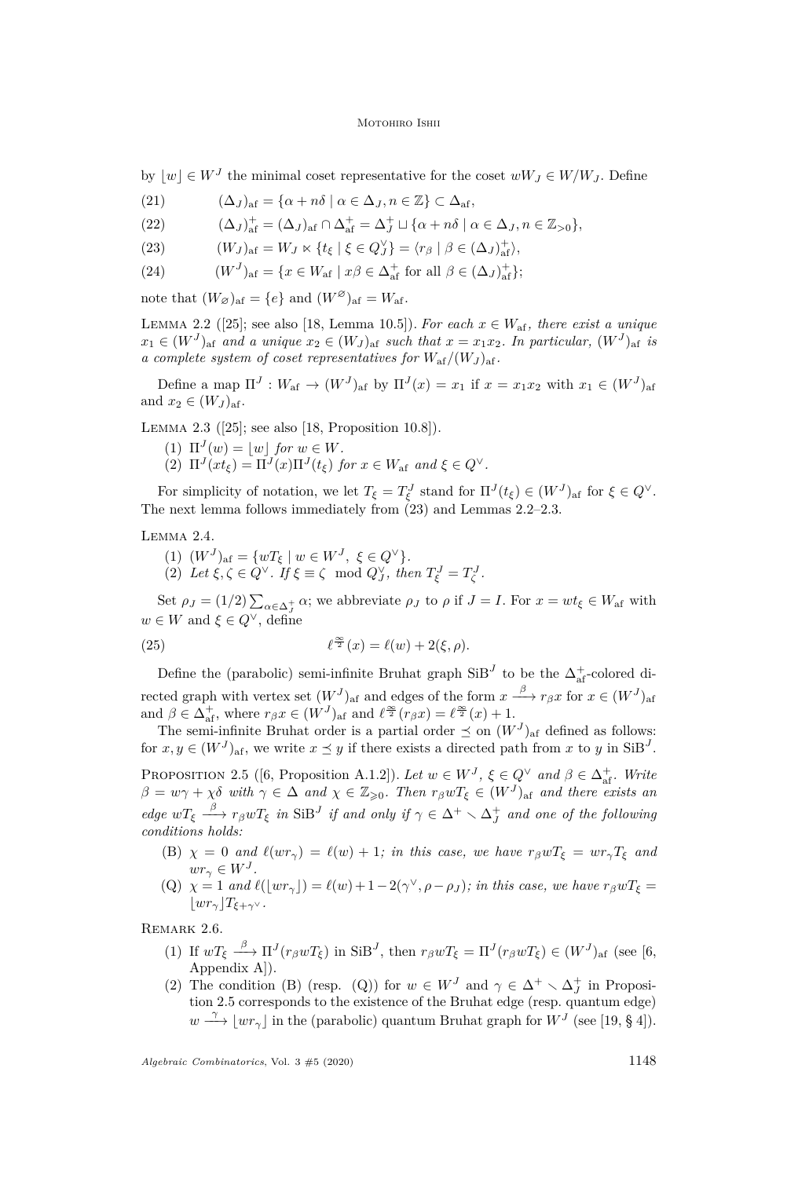by $\lfloor w \rfloor \in W^J$ the minimal coset representative for the coset $wW_J \in W/W_J$. Define

$$(\Delta_J)_{\mathrm{af}} = \{\alpha + n\delta \mid \alpha \in \Delta_J, n \in \mathbb{Z}\} \subset \Delta_{\mathrm{af}}, \tag{21}$$

$$(\Delta_J)^+_{\mathrm{af}} = (\Delta_J)_{\mathrm{af}} \cap \Delta^+_{\mathrm{af}} = \Delta^+_J \sqcup \{\alpha + n\delta \mid \alpha \in \Delta_J, n \in \mathbb{Z}_{>0}\}, \tag{22}$$

$$(W_J)_{\mathrm{af}} = W_J \ltimes \{t_\xi \mid \xi \in Q^\vee_J\} = \langle r_\beta \mid \beta \in (\Delta_J)^+_{\mathrm{af}} \rangle, \tag{23}$$

$$(W^J)_{\mathrm{af}} = \{x \in W_{\mathrm{af}} \mid x\beta \in \Delta^+_{\mathrm{af}} \text{ for all } \beta \in (\Delta_J)^+_{\mathrm{af}}\}; \tag{24}$$

note that $(W_\varnothing)_{\mathrm{af}} = \{e\}$ and $(W^\varnothing)_{\mathrm{af}} = W_{\mathrm{af}}$.

Lemma 2.2 ([25]; see also [18, Lemma 10.5]). *For each $x \in W_{\mathrm{af}}$, there exist a unique $x_1 \in (W^J)_{\mathrm{af}}$ and a unique $x_2 \in (W_J)_{\mathrm{af}}$ such that $x = x_1x_2$. In particular, $(W^J)_{\mathrm{af}}$ is a complete system of coset representatives for $W_{\mathrm{af}}/(W_J)_{\mathrm{af}}$.*

Define a map $\Pi^J : W_{\mathrm{af}} \to (W^J)_{\mathrm{af}}$ by $\Pi^J(x) = x_1$ if $x = x_1x_2$ with $x_1 \in (W^J)_{\mathrm{af}}$ and $x_2 \in (W_J)_{\mathrm{af}}$.

Lemma 2.3 ([25]; see also [18, Proposition 10.8]).

1. $\Pi^J(w) = \lfloor w \rfloor$ *for* $w \in W$.
2. $\Pi^J(xt_\xi) = \Pi^J(x)\Pi^J(t_\xi)$ *for* $x \in W_{\mathrm{af}}$ *and* $\xi \in Q^\vee$.

For simplicity of notation, we let $T_\xi = T^J_\xi$ stand for $\Pi^J(t_\xi) \in (W^J)_{\mathrm{af}}$ for $\xi \in Q^\vee$. The next lemma follows immediately from (23) and Lemmas 2.2–2.3.

Lemma 2.4.

1. $(W^J)_{\mathrm{af}} = \{wT_\xi \mid w \in W^J,\ \xi \in Q^\vee\}$.
2. *Let* $\xi, \zeta \in Q^\vee$. *If* $\xi \equiv \zeta \mod Q^\vee_J$, *then* $T^J_\xi = T^J_\zeta$.

Set $\rho_J = (1/2)\sum_{\alpha \in \Delta^+_J} \alpha$; we abbreviate $\rho_J$ to $\rho$ if $J = I$. For $x = wt_\xi \in W_{\mathrm{af}}$ with $w \in W$ and $\xi \in Q^\vee$, define

$$\ell^{\frac{\infty}{2}}(x) = \ell(w) + 2(\xi, \rho). \tag{25}$$

Define the (parabolic) semi-infinite Bruhat graph $\mathrm{SiB}^J$ to be the $\Delta^+_{\mathrm{af}}$-colored directed graph with vertex set $(W^J)_{\mathrm{af}}$ and edges of the form $x \xrightarrow{\beta} r_\beta x$ for $x \in (W^J)_{\mathrm{af}}$ and $\beta \in \Delta^+_{\mathrm{af}}$, where $r_\beta x \in (W^J)_{\mathrm{af}}$ and $\ell^{\frac{\infty}{2}}(r_\beta x) = \ell^{\frac{\infty}{2}}(x) + 1$.

The semi-infinite Bruhat order is a partial order $\preceq$ on $(W^J)_{\mathrm{af}}$ defined as follows: for $x, y \in (W^J)_{\mathrm{af}}$, we write $x \preceq y$ if there exists a directed path from $x$ to $y$ in $\mathrm{SiB}^J$.

Proposition 2.5 ([6, Proposition A.1.2]). *Let $w \in W^J$, $\xi \in Q^\vee$ and $\beta \in \Delta^+_{\mathrm{af}}$. Write $\beta = w\gamma + \chi\delta$ with $\gamma \in \Delta$ and $\chi \in \mathbb{Z}_{\geqslant 0}$. Then $r_\beta wT_\xi \in (W^J)_{\mathrm{af}}$ and there exists an edge $wT_\xi \xrightarrow{\beta} r_\beta wT_\xi$ in $\mathrm{SiB}^J$ if and only if $\gamma \in \Delta^+ \setminus \Delta^+_J$ and one of the following conditions holds:*

- (B) *$\chi = 0$ and $\ell(wr_\gamma) = \ell(w) + 1$; in this case, we have $r_\beta wT_\xi = wr_\gamma T_\xi$ and $wr_\gamma \in W^J$.*
- (Q) *$\chi = 1$ and $\ell(\lfloor wr_\gamma \rfloor) = \ell(w) + 1 - 2(\gamma^\vee, \rho - \rho_J)$; in this case, we have $r_\beta wT_\xi = \lfloor wr_\gamma \rfloor T_{\xi+\gamma^\vee}$.*

Remark 2.6.

1. If $wT_\xi \xrightarrow{\beta} \Pi^J(r_\beta wT_\xi)$ in $\mathrm{SiB}^J$, then $r_\beta wT_\xi = \Pi^J(r_\beta wT_\xi) \in (W^J)_{\mathrm{af}}$ (see [6, Appendix A]).
2. The condition (B) (resp. (Q)) for $w \in W^J$ and $\gamma \in \Delta^+ \setminus \Delta^+_J$ in Proposition 2.5 corresponds to the existence of the Bruhat edge (resp. quantum edge) $w \xrightarrow{\gamma} \lfloor wr_\gamma \rfloor$ in the (parabolic) quantum Bruhat graph for $W^J$ (see [19, § 4]).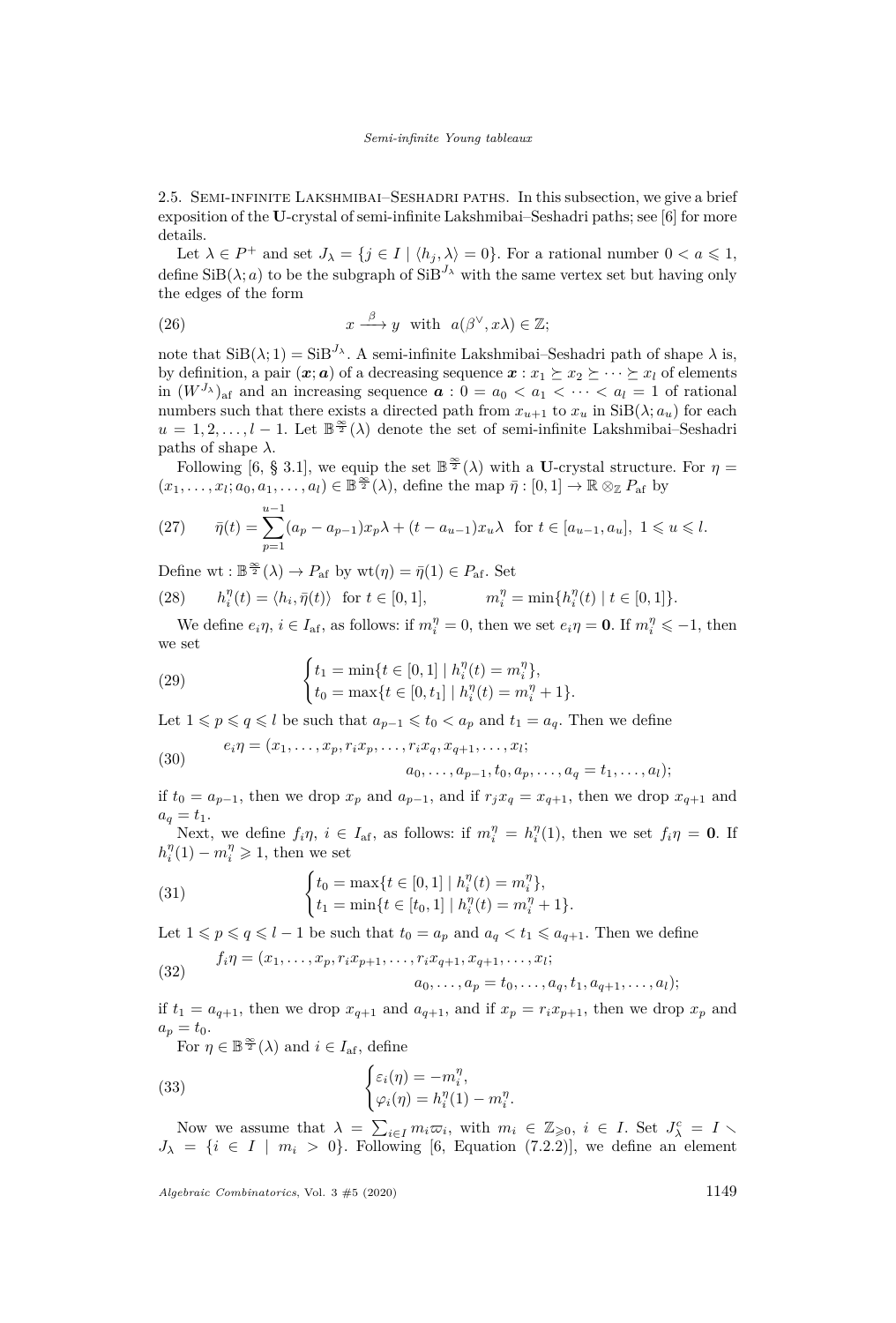2.5. Semi-infinite Lakshmibai–Seshadri paths. In this subsection, we give a brief exposition of the **U**-crystal of semi-infinite Lakshmibai–Seshadri paths; see [6] for more details.

Let $\lambda \in P^+$ and set $J_\lambda = \{j \in I \mid \langle h_j, \lambda \rangle = 0\}$. For a rational number $0 < a \leqslant 1$, define $\mathrm{SiB}(\lambda; a)$ to be the subgraph of $\mathrm{SiB}^{J_\lambda}$ with the same vertex set but having only the edges of the form

$$x \xrightarrow{\beta} y \quad \text{with} \quad a(\beta^\vee, x\lambda) \in \mathbb{Z}; \tag{26}$$

note that $\mathrm{SiB}(\lambda; 1) = \mathrm{SiB}^{J_\lambda}$. A semi-infinite Lakshmibai–Seshadri path of shape $\lambda$ is, by definition, a pair $(\boldsymbol{x}; \boldsymbol{a})$ of a decreasing sequence $\boldsymbol{x} : x_1 \succeq x_2 \succeq \cdots \succeq x_l$ of elements in $(W^{J_\lambda})_{\mathrm{af}}$ and an increasing sequence $\boldsymbol{a} : 0 = a_0 < a_1 < \cdots < a_l = 1$ of rational numbers such that there exists a directed path from $x_{u+1}$ to $x_u$ in $\mathrm{SiB}(\lambda; a_u)$ for each $u = 1, 2, \ldots, l-1$. Let $\mathbb{B}^{\frac{\infty}{2}}(\lambda)$ denote the set of semi-infinite Lakshmibai–Seshadri paths of shape $\lambda$.

Following [6, § 3.1], we equip the set $\mathbb{B}^{\frac{\infty}{2}}(\lambda)$ with a **U**-crystal structure. For $\eta = (x_1, \ldots, x_l; a_0, a_1, \ldots, a_l) \in \mathbb{B}^{\frac{\infty}{2}}(\lambda)$, define the map $\bar{\eta} : [0,1] \to \mathbb{R} \otimes_{\mathbb{Z}} P_{\mathrm{af}}$ by

$$\bar{\eta}(t) = \sum_{p=1}^{u-1} (a_p - a_{p-1}) x_p \lambda + (t - a_{u-1}) x_u \lambda \quad \text{for } t \in [a_{u-1}, a_u],\ 1 \leqslant u \leqslant l. \tag{27}$$

Define $\mathrm{wt} : \mathbb{B}^{\frac{\infty}{2}}(\lambda) \to P_{\mathrm{af}}$ by $\mathrm{wt}(\eta) = \bar{\eta}(1) \in P_{\mathrm{af}}$. Set

$$h_i^\eta(t) = \langle h_i, \bar{\eta}(t) \rangle \quad \text{for } t \in [0,1], \qquad m_i^\eta = \min\{h_i^\eta(t) \mid t \in [0,1]\}. \tag{28}$$

We define $e_i \eta$, $i \in I_{\mathrm{af}}$, as follows: if $m_i^\eta = 0$, then we set $e_i \eta = \mathbf{0}$. If $m_i^\eta \leqslant -1$, then we set

$$\begin{cases} t_1 = \min\{t \in [0,1] \mid h_i^\eta(t) = m_i^\eta\}, \\ t_0 = \max\{t \in [0, t_1] \mid h_i^\eta(t) = m_i^\eta + 1\}. \end{cases} \tag{29}$$

Let $1 \leqslant p \leqslant q \leqslant l$ be such that $a_{p-1} \leqslant t_0 < a_p$ and $t_1 = a_q$. Then we define

$$\begin{aligned} e_i \eta = (&x_1, \ldots, x_p, r_i x_p, \ldots, r_i x_q, x_{q+1}, \ldots, x_l; \\ &a_0, \ldots, a_{p-1}, t_0, a_p, \ldots, a_q = t_1, \ldots, a_l); \end{aligned} \tag{30}$$

if $t_0 = a_{p-1}$, then we drop $x_p$ and $a_{p-1}$, and if $r_j x_q = x_{q+1}$, then we drop $x_{q+1}$ and $a_q = t_1$.

Next, we define $f_i \eta$, $i \in I_{\mathrm{af}}$, as follows: if $m_i^\eta = h_i^\eta(1)$, then we set $f_i \eta = \mathbf{0}$. If $h_i^\eta(1) - m_i^\eta \geqslant 1$, then we set

$$\begin{cases} t_0 = \max\{t \in [0,1] \mid h_i^\eta(t) = m_i^\eta\}, \\ t_1 = \min\{t \in [t_0, 1] \mid h_i^\eta(t) = m_i^\eta + 1\}. \end{cases} \tag{31}$$

Let $1 \leqslant p \leqslant q \leqslant l-1$ be such that $t_0 = a_p$ and $a_q < t_1 \leqslant a_{q+1}$. Then we define

$$\begin{aligned} f_i \eta = (&x_1, \ldots, x_p, r_i x_{p+1}, \ldots, r_i x_{q+1}, x_{q+1}, \ldots, x_l; \\ &a_0, \ldots, a_p = t_0, \ldots, a_q, t_1, a_{q+1}, \ldots, a_l); \end{aligned} \tag{32}$$

if $t_1 = a_{q+1}$, then we drop $x_{q+1}$ and $a_{q+1}$, and if $x_p = r_i x_{p+1}$, then we drop $x_p$ and $a_p = t_0$.

For $\eta \in \mathbb{B}^{\frac{\infty}{2}}(\lambda)$ and $i \in I_{\mathrm{af}}$, define

$$\begin{cases} \varepsilon_i(\eta) = -m_i^\eta, \\ \varphi_i(\eta) = h_i^\eta(1) - m_i^\eta. \end{cases} \tag{33}$$

Now we assume that $\lambda = \sum_{i \in I} m_i \varpi_i$, with $m_i \in \mathbb{Z}_{\geqslant 0}$, $i \in I$. Set $J_\lambda^c = I \setminus J_\lambda = \{i \in I \mid m_i > 0\}$. Following [6, Equation (7.2.2)], we define an element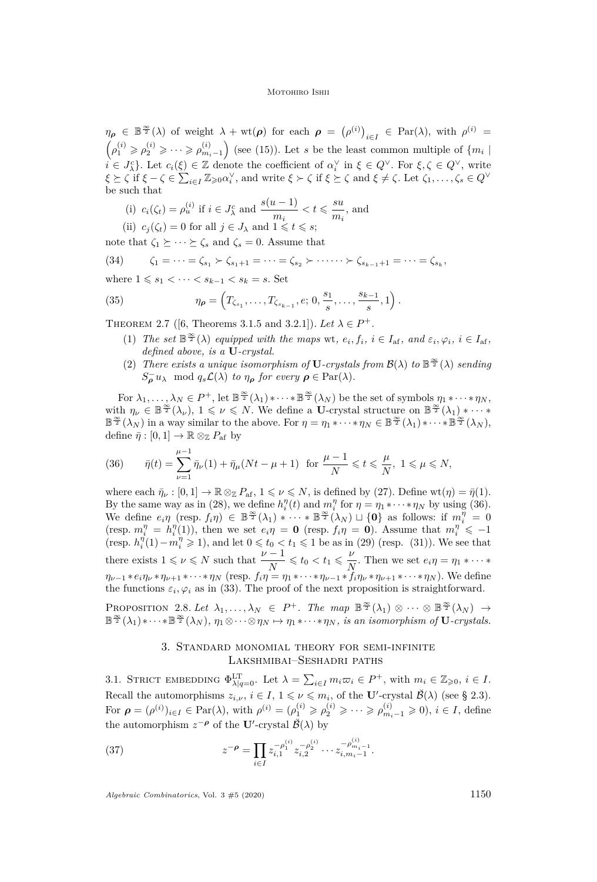$\eta_{\boldsymbol{\rho}} \in \mathbb{B}^{\frac{\infty}{2}}(\lambda)$ of weight $\lambda + \mathrm{wt}(\boldsymbol{\rho})$ for each $\boldsymbol{\rho} = \left(\rho^{(i)}\right)_{i \in I} \in \mathrm{Par}(\lambda)$, with $\rho^{(i)} = \left(\rho^{(i)}_1 \geqslant \rho^{(i)}_2 \geqslant \cdots \geqslant \rho^{(i)}_{m_i - 1}\right)$ (see (15)). Let $s$ be the least common multiple of $\{m_i \mid i \in J^c_\lambda\}$. Let $c_i(\xi) \in \mathbb{Z}$ denote the coefficient of $\alpha^\vee_i$ in $\xi \in Q^\vee$. For $\xi, \zeta \in Q^\vee$, write $\xi \succeq \zeta$ if $\xi - \zeta \in \sum_{i \in I} \mathbb{Z}_{\geqslant 0} \alpha^\vee_i$, and write $\xi \succ \zeta$ if $\xi \succeq \zeta$ and $\xi \neq \zeta$. Let $\zeta_1, \ldots, \zeta_s \in Q^\vee$ be such that

(i) $c_i(\zeta_t) = \rho^{(i)}_u$ if $i \in J^c_\lambda$ and $\dfrac{s(u-1)}{m_i} < t \leqslant \dfrac{su}{m_i}$, and

(ii) $c_j(\zeta_t) = 0$ for all $j \in J_\lambda$ and $1 \leqslant t \leqslant s$;

note that $\zeta_1 \succeq \cdots \succeq \zeta_s$ and $\zeta_s = 0$. Assume that

$$\zeta_1 = \cdots = \zeta_{s_1} \succ \zeta_{s_1 + 1} = \cdots = \zeta_{s_2} \succ \cdots\cdots \succ \zeta_{s_{k-1}+1} = \cdots = \zeta_{s_k}, \tag{34}$$

where $1 \leqslant s_1 < \cdots < s_{k-1} < s_k = s$. Set

$$\eta_{\boldsymbol{\rho}} = \left(T_{\zeta_{s_1}}, \ldots, T_{\zeta_{s_{k-1}}}, e; 0, \frac{s_1}{s}, \ldots, \frac{s_{k-1}}{s}, 1\right). \tag{35}$$

Theorem 2.7 ([6, Theorems 3.1.5 and 3.2.1]). *Let $\lambda \in P^+$.*

1. *The set $\mathbb{B}^{\frac{\infty}{2}}(\lambda)$ equipped with the maps* wt, $e_i, f_i$, $i \in I_{\mathrm{af}}$, *and* $\varepsilon_i, \varphi_i$, $i \in I_{\mathrm{af}}$, *defined above, is a* $\mathbf{U}$*-crystal.*
2. *There exists a unique isomorphism of* $\mathbf{U}$*-crystals from* $\mathcal{B}(\lambda)$ *to* $\mathbb{B}^{\frac{\infty}{2}}(\lambda)$ *sending* $S^-_{\boldsymbol{\rho}} u_\lambda \mod q_s \mathcal{L}(\lambda)$ *to* $\eta_{\boldsymbol{\rho}}$ *for every* $\boldsymbol{\rho} \in \mathrm{Par}(\lambda)$.

For $\lambda_1, \ldots, \lambda_N \in P^+$, let $\mathbb{B}^{\frac{\infty}{2}}(\lambda_1) * \cdots * \mathbb{B}^{\frac{\infty}{2}}(\lambda_N)$ be the set of symbols $\eta_1 * \cdots * \eta_N$, with $\eta_\nu \in \mathbb{B}^{\frac{\infty}{2}}(\lambda_\nu)$, $1 \leqslant \nu \leqslant N$. We define a $\mathbf{U}$-crystal structure on $\mathbb{B}^{\frac{\infty}{2}}(\lambda_1) * \cdots * \mathbb{B}^{\frac{\infty}{2}}(\lambda_N)$ in a way similar to the above. For $\eta = \eta_1 * \cdots * \eta_N \in \mathbb{B}^{\frac{\infty}{2}}(\lambda_1) * \cdots * \mathbb{B}^{\frac{\infty}{2}}(\lambda_N)$, define $\bar{\eta} : [0,1] \to \mathbb{R} \otimes_{\mathbb{Z}} P_{\mathrm{af}}$ by

$$\bar{\eta}(t) = \sum_{\nu=1}^{\mu-1} \bar{\eta}_\nu(1) + \bar{\eta}_\mu(Nt - \mu + 1) \quad \text{for } \frac{\mu - 1}{N} \leqslant t \leqslant \frac{\mu}{N},\ 1 \leqslant \mu \leqslant N, \tag{36}$$

where each $\bar{\eta}_\nu : [0,1] \to \mathbb{R} \otimes_{\mathbb{Z}} P_{\mathrm{af}}$, $1 \leqslant \nu \leqslant N$, is defined by (27). Define $\mathrm{wt}(\eta) = \bar{\eta}(1)$. By the same way as in (28), we define $h^\eta_i(t)$ and $m^\eta_i$ for $\eta = \eta_1 * \cdots * \eta_N$ by using (36). We define $e_i \eta$ (resp. $f_i \eta$) $\in \mathbb{B}^{\frac{\infty}{2}}(\lambda_1) * \cdots * \mathbb{B}^{\frac{\infty}{2}}(\lambda_N) \sqcup \{\mathbf{0}\}$ as follows: if $m^\eta_i = 0$ (resp. $m^\eta_i = h^\eta_i(1)$), then we set $e_i \eta = \mathbf{0}$ (resp. $f_i \eta = \mathbf{0}$). Assume that $m^\eta_i \leqslant -1$ (resp. $h^\eta_i(1) - m^\eta_i \geqslant 1$), and let $0 \leqslant t_0 < t_1 \leqslant 1$ be as in (29) (resp. (31)). We see that there exists $1 \leqslant \nu \leqslant N$ such that $\dfrac{\nu - 1}{N} \leqslant t_0 < t_1 \leqslant \dfrac{\nu}{N}$. Then we set $e_i \eta = \eta_1 * \cdots * \eta_{\nu-1} * e_i \eta_\nu * \eta_{\nu+1} * \cdots * \eta_N$ (resp. $f_i \eta = \eta_1 * \cdots * \eta_{\nu-1} * f_i \eta_\nu * \eta_{\nu+1} * \cdots * \eta_N$). We define the functions $\varepsilon_i, \varphi_i$ as in (33). The proof of the next proposition is straightforward.

Proposition 2.8. *Let $\lambda_1, \ldots, \lambda_N \in P^+$. The map $\mathbb{B}^{\frac{\infty}{2}}(\lambda_1) \otimes \cdots \otimes \mathbb{B}^{\frac{\infty}{2}}(\lambda_N) \to \mathbb{B}^{\frac{\infty}{2}}(\lambda_1) * \cdots * \mathbb{B}^{\frac{\infty}{2}}(\lambda_N)$, $\eta_1 \otimes \cdots \otimes \eta_N \mapsto \eta_1 * \cdots * \eta_N$, is an isomorphism of* $\mathbf{U}$*-crystals.*

## 3. Standard monomial theory for semi-infinite Lakshmibai–Seshadri paths

### 3.1. Strict embedding $\Phi^{\mathrm{LT}}_{\lambda|q=0}$.

Let $\lambda = \sum_{i \in I} m_i \varpi_i \in P^+$, with $m_i \in \mathbb{Z}_{\geqslant 0}$, $i \in I$. Recall the automorphisms $z_{i,\nu}$, $i \in I$, $1 \leqslant \nu \leqslant m_i$, of the $\mathbf{U}'$-crystal $\breve{\mathcal{B}}(\lambda)$ (see § 2.3). For $\boldsymbol{\rho} = (\rho^{(i)})_{i \in I} \in \mathrm{Par}(\lambda)$, with $\rho^{(i)} = (\rho^{(i)}_1 \geqslant \rho^{(i)}_2 \geqslant \cdots \geqslant \rho^{(i)}_{m_i - 1} \geqslant 0)$, $i \in I$, define the automorphism $z^{-\boldsymbol{\rho}}$ of the $\mathbf{U}'$-crystal $\breve{\mathcal{B}}(\lambda)$ by

$$z^{-\boldsymbol{\rho}} = \prod_{i \in I} z_{i,1}^{-\rho^{(i)}_1} z_{i,2}^{-\rho^{(i)}_2} \cdots z_{i,m_i-1}^{-\rho^{(i)}_{m_i-1}}. \tag{37}$$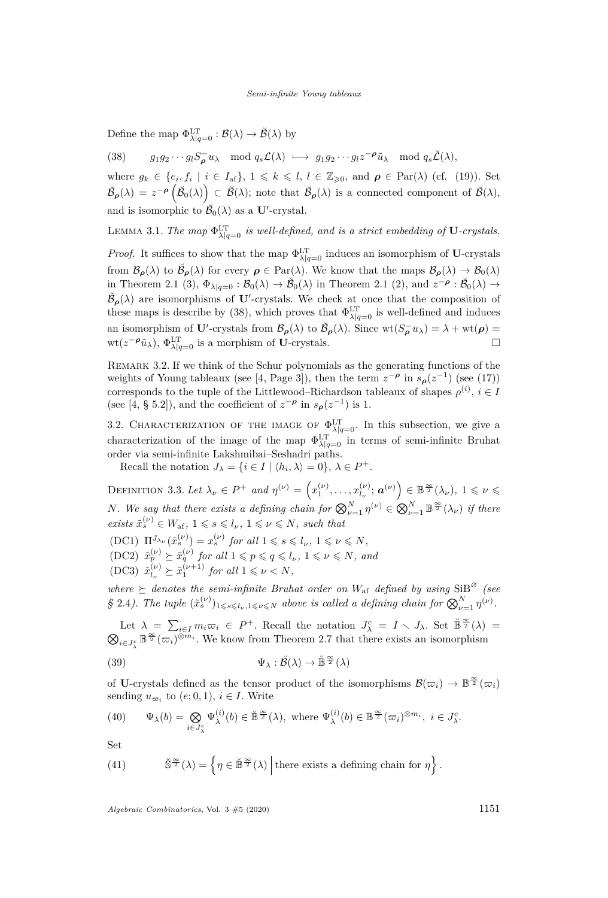Define the map $\Phi^{\mathrm{LT}}_{\lambda|q=0} : \mathcal{B}(\lambda) \to \breve{\mathcal{B}}(\lambda)$ by

$$
g_1 g_2 \cdots g_l S^-_{\boldsymbol{\rho}} u_\lambda \mod q_s\mathcal{L}(\lambda) \longmapsto g_1 g_2 \cdots g_l z^{-\boldsymbol{\rho}} \tilde{u}_\lambda \mod q_s\breve{\mathcal{L}}(\lambda), \tag{38}
$$

where $g_k \in \{e_i, f_i \mid i \in I_{\mathrm{af}}\}$, $1 \leqslant k \leqslant l$, $l \in \mathbb{Z}_{\geqslant 0}$, and $\boldsymbol{\rho} \in \mathrm{Par}(\lambda)$ (cf. (19)). Set $\breve{\mathcal{B}}_{\boldsymbol{\rho}}(\lambda) = z^{-\boldsymbol{\rho}}\left(\breve{\mathcal{B}}_0(\lambda)\right) \subset \breve{\mathcal{B}}(\lambda)$; note that $\breve{\mathcal{B}}_{\boldsymbol{\rho}}(\lambda)$ is a connected component of $\breve{\mathcal{B}}(\lambda)$, and is isomorphic to $\breve{\mathcal{B}}_0(\lambda)$ as a $\mathbf{U}'$-crystal.

Lemma 3.1. *The map $\Phi^{\mathrm{LT}}_{\lambda|q=0}$ is well-defined, and is a strict embedding of $\mathbf{U}$-crystals.*

*Proof.* It suffices to show that the map $\Phi^{\mathrm{LT}}_{\lambda|q=0}$ induces an isomorphism of $\mathbf{U}$-crystals from $\mathcal{B}_{\boldsymbol{\rho}}(\lambda)$ to $\breve{\mathcal{B}}_{\boldsymbol{\rho}}(\lambda)$ for every $\boldsymbol{\rho} \in \mathrm{Par}(\lambda)$. We know that the maps $\mathcal{B}_{\boldsymbol{\rho}}(\lambda) \to \mathcal{B}_0(\lambda)$ in Theorem 2.1 (3), $\Phi_{\lambda|q=0} : \mathcal{B}_0(\lambda) \to \breve{\mathcal{B}}_0(\lambda)$ in Theorem 2.1 (2), and $z^{-\boldsymbol{\rho}} : \breve{\mathcal{B}}_0(\lambda) \to \breve{\mathcal{B}}_{\boldsymbol{\rho}}(\lambda)$ are isomorphisms of $\mathbf{U}'$-crystals. We check at once that the composition of these maps is describe by (38), which proves that $\Phi^{\mathrm{LT}}_{\lambda|q=0}$ is well-defined and induces an isomorphism of $\mathbf{U}'$-crystals from $\mathcal{B}_{\boldsymbol{\rho}}(\lambda)$ to $\breve{\mathcal{B}}_{\boldsymbol{\rho}}(\lambda)$. Since $\mathrm{wt}(S^-_{\boldsymbol{\rho}} u_\lambda) = \lambda + \mathrm{wt}(\boldsymbol{\rho}) = \mathrm{wt}(z^{-\boldsymbol{\rho}}\tilde{u}_\lambda)$, $\Phi^{\mathrm{LT}}_{\lambda|q=0}$ is a morphism of $\mathbf{U}$-crystals. $\square$

Remark 3.2. If we think of the Schur polynomials as the generating functions of the weights of Young tableaux (see [4, Page 3]), then the term $z^{-\boldsymbol{\rho}}$ in $s_{\boldsymbol{\rho}}(z^{-1})$ (see (17)) corresponds to the tuple of the Littlewood–Richardson tableaux of shapes $\rho^{(i)}$, $i \in I$ (see [4, § 5.2]), and the coefficient of $z^{-\boldsymbol{\rho}}$ in $s_{\boldsymbol{\rho}}(z^{-1})$ is 1.

## 3.2. Characterization of the image of $\Phi^{\mathrm{LT}}_{\lambda|q=0}$

In this subsection, we give a characterization of the image of the map $\Phi^{\mathrm{LT}}_{\lambda|q=0}$ in terms of semi-infinite Bruhat order via semi-infinite Lakshmibai–Seshadri paths.

Recall the notation $J_\lambda = \{i \in I \mid \langle h_i, \lambda\rangle = 0\}$, $\lambda \in P^+$.

Definition 3.3. *Let $\lambda_\nu \in P^+$ and $\eta^{(\nu)} = \left(x^{(\nu)}_1, \ldots, x^{(\nu)}_{l_\nu}; \boldsymbol{a}^{(\nu)}\right) \in \mathbb{B}^{\frac{\infty}{2}}(\lambda_\nu)$, $1 \leqslant \nu \leqslant N$. We say that there exists a defining chain for $\bigotimes_{\nu=1}^{N} \eta^{(\nu)} \in \bigotimes_{\nu=1}^{N} \mathbb{B}^{\frac{\infty}{2}}(\lambda_\nu)$ if there exists $\tilde{x}^{(\nu)}_s \in W_{\mathrm{af}}$, $1 \leqslant s \leqslant l_\nu$, $1 \leqslant \nu \leqslant N$, such that*

(DC1) *$\Pi^{J_{\lambda_\nu}}(\tilde{x}^{(\nu)}_s) = x^{(\nu)}_s$ for all $1 \leqslant s \leqslant l_\nu$, $1 \leqslant \nu \leqslant N$,*

(DC2) *$\tilde{x}^{(\nu)}_p \succeq \tilde{x}^{(\nu)}_q$ for all $1 \leqslant p \leqslant q \leqslant l_\nu$, $1 \leqslant \nu \leqslant N$, and*

(DC3) *$\tilde{x}^{(\nu)}_{l_\nu} \succeq \tilde{x}^{(\nu+1)}_1$ for all $1 \leqslant \nu < N$,*

*where $\succeq$ denotes the semi-infinite Bruhat order on $W_{\mathrm{af}}$ defined by using $\mathrm{SiB}^{\varnothing}$ (see § 2.4). The tuple $(\tilde{x}^{(\nu)}_s)_{1 \leqslant s \leqslant l_\nu, 1 \leqslant \nu \leqslant N}$ above is called a defining chain for $\bigotimes_{\nu=1}^{N} \eta^{(\nu)}$.*

Let $\lambda = \sum_{i \in I} m_i \varpi_i \in P^+$. Recall the notation $J^c_\lambda = I \setminus J_\lambda$. Set $\breve{\mathbb{B}}^{\frac{\infty}{2}}(\lambda) = \bigotimes_{i \in J^c_\lambda} \mathbb{B}^{\frac{\infty}{2}}(\varpi_i)^{\otimes m_i}$. We know from Theorem 2.7 that there exists an isomorphism

$$
\Psi_\lambda : \breve{\mathcal{B}}(\lambda) \to \breve{\mathbb{B}}^{\frac{\infty}{2}}(\lambda) \tag{39}
$$

of $\mathbf{U}$-crystals defined as the tensor product of the isomorphisms $\mathcal{B}(\varpi_i) \to \mathbb{B}^{\frac{\infty}{2}}(\varpi_i)$ sending $u_{\varpi_i}$ to $(e; 0, 1)$, $i \in I$. Write

$$
\Psi_\lambda(b) = \bigotimes_{i \in J^c_\lambda} \Psi^{(i)}_\lambda(b) \in \breve{\mathbb{B}}^{\frac{\infty}{2}}(\lambda), \text{ where } \Psi^{(i)}_\lambda(b) \in \mathbb{B}^{\frac{\infty}{2}}(\varpi_i)^{\otimes m_i},\ i \in J^c_\lambda. \tag{40}
$$

Set

$$
\breve{\mathbb{S}}^{\frac{\infty}{2}}(\lambda) = \left\{ \eta \in \breve{\mathbb{B}}^{\frac{\infty}{2}}(\lambda) \,\middle|\, \text{there exists a defining chain for } \eta \right\}. \tag{41}
$$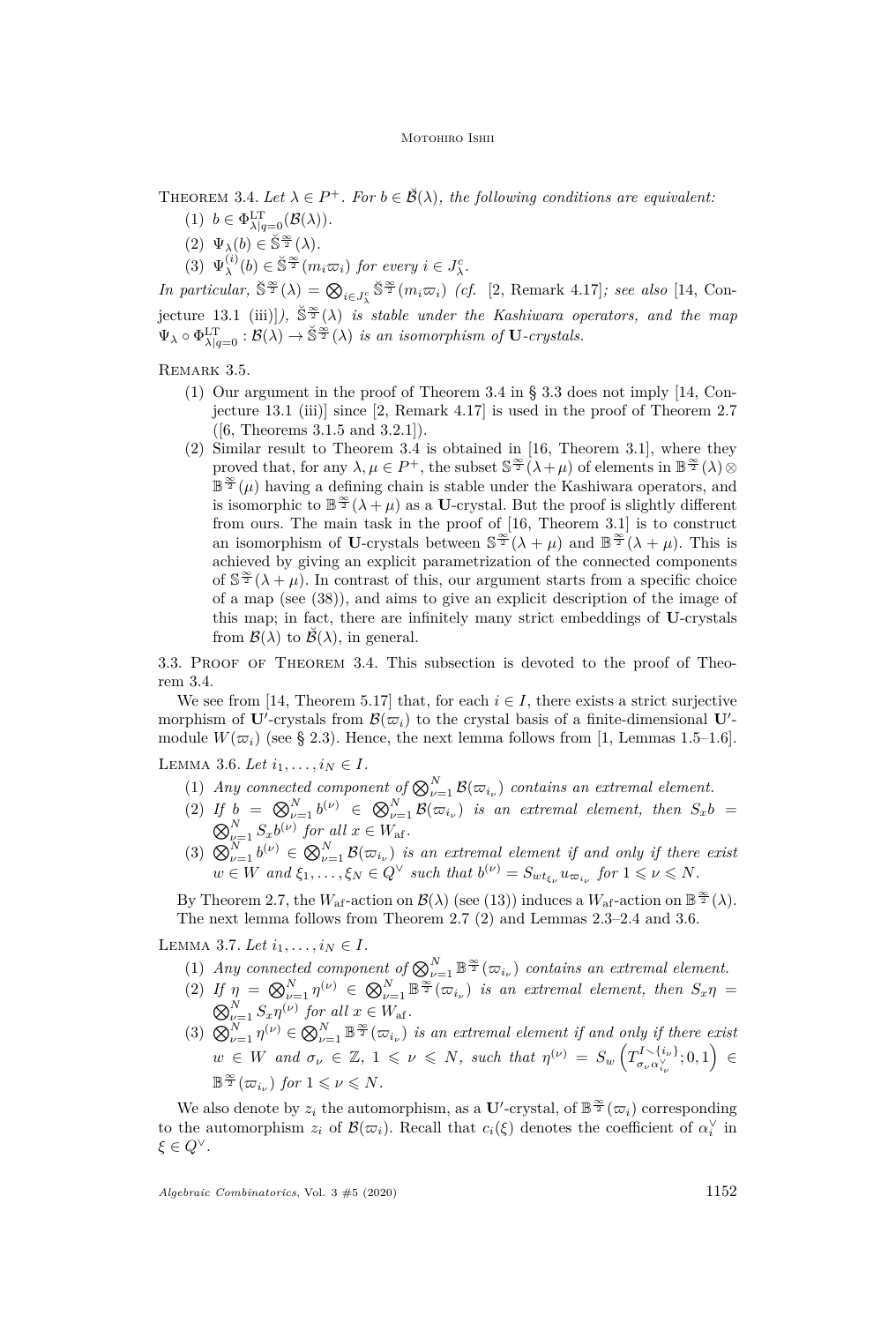Theorem 3.4. *Let $\lambda \in P^+$. For $b \in \breve{\mathcal{B}}(\lambda)$, the following conditions are equivalent:*

1. $b \in \Phi^{\mathrm{LT}}_{\lambda|q=0}(\mathcal{B}(\lambda))$.
2. $\Psi_\lambda(b) \in \breve{\mathbb{S}}^{\frac{\infty}{2}}(\lambda)$.
3. $\Psi^{(i)}_\lambda(b) \in \breve{\mathbb{S}}^{\frac{\infty}{2}}(m_i\varpi_i)$ *for every* $i \in J^c_\lambda$.

*In particular,* $\breve{\mathbb{S}}^{\frac{\infty}{2}}(\lambda) = \bigotimes_{i \in J^c_\lambda} \breve{\mathbb{S}}^{\frac{\infty}{2}}(m_i\varpi_i)$ *(cf.* [2, Remark 4.17]*; see also* [14, Conjecture 13.1 (iii)]*),* $\breve{\mathbb{S}}^{\frac{\infty}{2}}(\lambda)$ *is stable under the Kashiwara operators, and the map* $\Psi_\lambda \circ \Phi^{\mathrm{LT}}_{\lambda|q=0} : \mathcal{B}(\lambda) \to \breve{\mathbb{S}}^{\frac{\infty}{2}}(\lambda)$ *is an isomorphism of* $\mathbf{U}$*-crystals.*

Remark 3.5.

1. Our argument in the proof of Theorem 3.4 in § 3.3 does not imply [14, Conjecture 13.1 (iii)] since [2, Remark 4.17] is used in the proof of Theorem 2.7 ([6, Theorems 3.1.5 and 3.2.1]).
2. Similar result to Theorem 3.4 is obtained in [16, Theorem 3.1], where they proved that, for any $\lambda, \mu \in P^+$, the subset $\mathbb{S}^{\frac{\infty}{2}}(\lambda+\mu)$ of elements in $\mathbb{B}^{\frac{\infty}{2}}(\lambda) \otimes \mathbb{B}^{\frac{\infty}{2}}(\mu)$ having a defining chain is stable under the Kashiwara operators, and is isomorphic to $\mathbb{B}^{\frac{\infty}{2}}(\lambda+\mu)$ as a $\mathbf{U}$-crystal. But the proof is slightly different from ours. The main task in the proof of [16, Theorem 3.1] is to construct an isomorphism of $\mathbf{U}$-crystals between $\mathbb{S}^{\frac{\infty}{2}}(\lambda+\mu)$ and $\mathbb{B}^{\frac{\infty}{2}}(\lambda+\mu)$. This is achieved by giving an explicit parametrization of the connected components of $\mathbb{S}^{\frac{\infty}{2}}(\lambda+\mu)$. In contrast of this, our argument starts from a specific choice of a map (see (38)), and aims to give an explicit description of the image of this map; in fact, there are infinitely many strict embeddings of $\mathbf{U}$-crystals from $\mathcal{B}(\lambda)$ to $\breve{\mathcal{B}}(\lambda)$, in general.

3.3. Proof of Theorem 3.4. This subsection is devoted to the proof of Theorem 3.4.

We see from [14, Theorem 5.17] that, for each $i \in I$, there exists a strict surjective morphism of $\mathbf{U}'$-crystals from $\mathcal{B}(\varpi_i)$ to the crystal basis of a finite-dimensional $\mathbf{U}'$-module $W(\varpi_i)$ (see § 2.3). Hence, the next lemma follows from [1, Lemmas 1.5–1.6].

Lemma 3.6. *Let $i_1, \ldots, i_N \in I$.*

1. *Any connected component of* $\bigotimes_{\nu=1}^N \mathcal{B}(\varpi_{i_\nu})$ *contains an extremal element.*
2. *If* $b = \bigotimes_{\nu=1}^N b^{(\nu)} \in \bigotimes_{\nu=1}^N \mathcal{B}(\varpi_{i_\nu})$ *is an extremal element, then* $S_x b = \bigotimes_{\nu=1}^N S_x b^{(\nu)}$ *for all* $x \in W_{\mathrm{af}}$.
3. $\bigotimes_{\nu=1}^N b^{(\nu)} \in \bigotimes_{\nu=1}^N \mathcal{B}(\varpi_{i_\nu})$ *is an extremal element if and only if there exist* $w \in W$ *and* $\xi_1, \ldots, \xi_N \in Q^\vee$ *such that* $b^{(\nu)} = S_{wt_{\xi_\nu}} u_{\varpi_{i_\nu}}$ *for* $1 \leqslant \nu \leqslant N$.

By Theorem 2.7, the $W_{\mathrm{af}}$-action on $\mathcal{B}(\lambda)$ (see (13)) induces a $W_{\mathrm{af}}$-action on $\mathbb{B}^{\frac{\infty}{2}}(\lambda)$. The next lemma follows from Theorem 2.7 (2) and Lemmas 2.3–2.4 and 3.6.

Lemma 3.7. *Let $i_1, \ldots, i_N \in I$.*

1. *Any connected component of* $\bigotimes_{\nu=1}^N \mathbb{B}^{\frac{\infty}{2}}(\varpi_{i_\nu})$ *contains an extremal element.*
2. *If* $\eta = \bigotimes_{\nu=1}^N \eta^{(\nu)} \in \bigotimes_{\nu=1}^N \mathbb{B}^{\frac{\infty}{2}}(\varpi_{i_\nu})$ *is an extremal element, then* $S_x \eta = \bigotimes_{\nu=1}^N S_x \eta^{(\nu)}$ *for all* $x \in W_{\mathrm{af}}$.
3. $\bigotimes_{\nu=1}^N \eta^{(\nu)} \in \bigotimes_{\nu=1}^N \mathbb{B}^{\frac{\infty}{2}}(\varpi_{i_\nu})$ *is an extremal element if and only if there exist* $w \in W$ *and* $\sigma_\nu \in \mathbb{Z}$, $1 \leqslant \nu \leqslant N$, *such that* $\eta^{(\nu)} = S_w \left(T^{I \smallsetminus \{i_\nu\}}_{\sigma_\nu \alpha^\vee_{i_\nu}}; 0, 1\right) \in \mathbb{B}^{\frac{\infty}{2}}(\varpi_{i_\nu})$ *for* $1 \leqslant \nu \leqslant N$.

We also denote by $z_i$ the automorphism, as a $\mathbf{U}'$-crystal, of $\mathbb{B}^{\frac{\infty}{2}}(\varpi_i)$ corresponding to the automorphism $z_i$ of $\mathcal{B}(\varpi_i)$. Recall that $c_i(\xi)$ denotes the coefficient of $\alpha^\vee_i$ in $\xi \in Q^\vee$.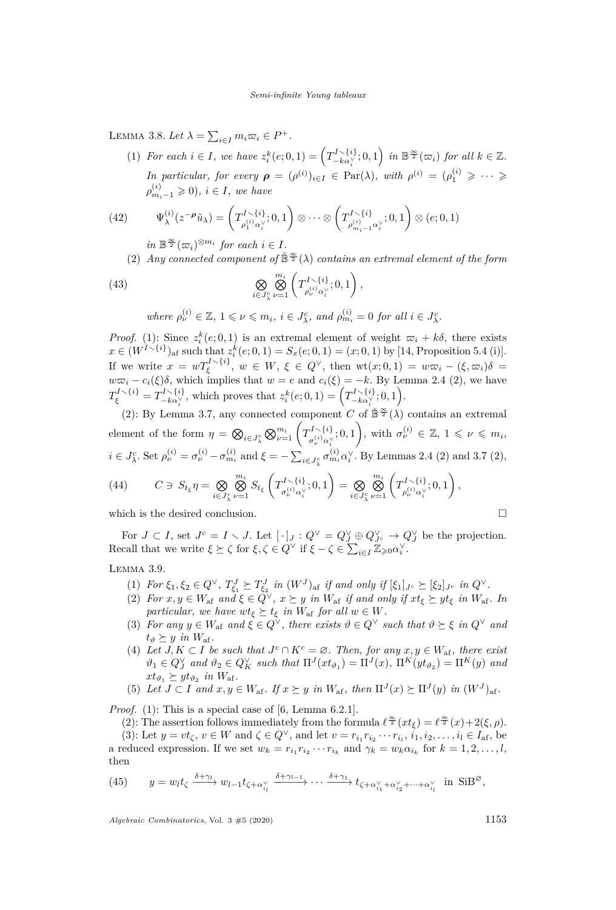Lemma 3.8. *Let $\lambda = \sum_{i \in I} m_i \varpi_i \in P^+$.*

1. *For each $i \in I$, we have $z_i^k(e;0,1) = \left(T^{I \setminus \{i\}}_{-k\alpha_i^\vee};0,1\right)$ in $\mathbb{B}^{\frac{\infty}{2}}(\varpi_i)$ for all $k \in \mathbb{Z}$. In particular, for every $\boldsymbol{\rho} = (\rho^{(i)})_{i \in I} \in \mathrm{Par}(\lambda)$, with $\rho^{(i)} = (\rho^{(i)}_1 \geqslant \cdots \geqslant \rho^{(i)}_{m_i - 1} \geqslant 0)$, $i \in I$, we have*

$$\Psi^{(i)}_\lambda(z^{-\boldsymbol{\rho}} \tilde{u}_\lambda) = \left(T^{I \setminus \{i\}}_{\rho^{(i)}_1 \alpha_i^\vee};0,1\right) \otimes \cdots \otimes \left(T^{I \setminus \{i\}}_{\rho^{(i)}_{m_i-1} \alpha_i^\vee};0,1\right) \otimes (e;0,1) \tag{42}$$

*in $\mathbb{B}^{\frac{\infty}{2}}(\varpi_i)^{\otimes m_i}$ for each $i \in I$.*

2. *Any connected component of $\breve{\mathbb{B}}^{\frac{\infty}{2}}(\lambda)$ contains an extremal element of the form*

$$\bigotimes_{i \in J^c_\lambda} \bigotimes_{\nu=1}^{m_i} \left(T^{I \setminus \{i\}}_{\rho^{(i)}_\nu \alpha_i^\vee};0,1\right), \tag{43}$$

*where $\rho^{(i)}_\nu \in \mathbb{Z}$, $1 \leqslant \nu \leqslant m_i$, $i \in J^c_\lambda$, and $\rho^{(i)}_{m_i} = 0$ for all $i \in J^c_\lambda$.*

*Proof.* (1): Since $z_i^k(e;0,1)$ is an extremal element of weight $\varpi_i + k\delta$, there exists $x \in (W^{I \setminus \{i\}})_{\mathrm{af}}$ such that $z_i^k(e;0,1) = S_x(e;0,1) = (x;0,1)$ by [14, Proposition 5.4 (i)]. If we write $x = wT^{I \setminus \{i\}}_\xi$, $w \in W$, $\xi \in Q^\vee$, then $\mathrm{wt}(x;0,1) = w\varpi_i - (\xi, \varpi_i)\delta = w\varpi_i - c_i(\xi)\delta$, which implies that $w = e$ and $c_i(\xi) = -k$. By Lemma 2.4 (2), we have $T^{I \setminus \{i\}}_\xi = T^{I \setminus \{i\}}_{-k\alpha_i^\vee}$, which proves that $z_i^k(e;0,1) = \left(T^{I \setminus \{i\}}_{-k\alpha_i^\vee};0,1\right)$.

(2): By Lemma 3.7, any connected component $C$ of $\breve{\mathbb{B}}^{\frac{\infty}{2}}(\lambda)$ contains an extremal element of the form $\eta = \bigotimes_{i \in J^c_\lambda} \bigotimes_{\nu=1}^{m_i} \left(T^{I \setminus \{i\}}_{\sigma^{(i)}_\nu \alpha_i^\vee};0,1\right)$, with $\sigma^{(i)}_\nu \in \mathbb{Z}$, $1 \leqslant \nu \leqslant m_i$, $i \in J^c_\lambda$. Set $\rho^{(i)}_\nu = \sigma^{(i)}_\nu - \sigma^{(i)}_{m_i}$ and $\xi = -\sum_{i \in J^c_\lambda} \sigma^{(i)}_{m_i} \alpha_i^\vee$. By Lemmas 2.4 (2) and 3.7 (2),

$$C \ni S_{t_\xi}\eta = \bigotimes_{i \in J^c_\lambda} \bigotimes_{\nu=1}^{m_i} S_{t_\xi}\left(T^{I \setminus \{i\}}_{\sigma^{(i)}_\nu \alpha_i^\vee};0,1\right) = \bigotimes_{i \in J^c_\lambda} \bigotimes_{\nu=1}^{m_i} \left(T^{I \setminus \{i\}}_{\rho^{(i)}_\nu \alpha_i^\vee};0,1\right), \tag{44}$$

which is the desired conclusion. $\square$

For $J \subset I$, set $J^c = I \setminus J$. Let $[\,\cdot\,]_J : Q^\vee = Q^\vee_J \oplus Q^\vee_{J^c} \to Q^\vee_J$ be the projection. Recall that we write $\xi \succeq \zeta$ for $\xi, \zeta \in Q^\vee$ if $\xi - \zeta \in \sum_{i \in I} \mathbb{Z}_{\geqslant 0}\alpha_i^\vee$.

Lemma 3.9.

1. *For $\xi_1, \xi_2 \in Q^\vee$, $T^J_{\xi_1} \succeq T^J_{\xi_2}$ in $(W^J)_{\mathrm{af}}$ if and only if $[\xi_1]_{J^c} \succeq [\xi_2]_{J^c}$ in $Q^\vee$.*
2. *For $x, y \in W_{\mathrm{af}}$ and $\xi \in Q^\vee$, $x \succeq y$ in $W_{\mathrm{af}}$ if and only if $xt_\xi \succeq yt_\xi$ in $W_{\mathrm{af}}$. In particular, we have $wt_\xi \succeq t_\xi$ in $W_{\mathrm{af}}$ for all $w \in W$.*
3. *For any $y \in W_{\mathrm{af}}$ and $\xi \in Q^\vee$, there exists $\vartheta \in Q^\vee$ such that $\vartheta \succeq \xi$ in $Q^\vee$ and $t_\vartheta \succeq y$ in $W_{\mathrm{af}}$.*
4. *Let $J, K \subset I$ be such that $J^c \cap K^c = \varnothing$. Then, for any $x, y \in W_{\mathrm{af}}$, there exist $\vartheta_1 \in Q^\vee_J$ and $\vartheta_2 \in Q^\vee_K$ such that $\Pi^J(xt_{\vartheta_1}) = \Pi^J(x)$, $\Pi^K(yt_{\vartheta_2}) = \Pi^K(y)$ and $xt_{\vartheta_1} \succeq yt_{\vartheta_2}$ in $W_{\mathrm{af}}$.*
5. *Let $J \subset I$ and $x, y \in W_{\mathrm{af}}$. If $x \succeq y$ in $W_{\mathrm{af}}$, then $\Pi^J(x) \succeq \Pi^J(y)$ in $(W^J)_{\mathrm{af}}$.*

*Proof.* (1): This is a special case of [6, Lemma 6.2.1].

(2): The assertion follows immediately from the formula $\ell^{\frac{\infty}{2}}(xt_\xi) = \ell^{\frac{\infty}{2}}(x) + 2(\xi, \rho)$.

(3): Let $y = vt_\zeta$, $v \in W$ and $\zeta \in Q^\vee$, and let $v = r_{i_1} r_{i_2} \cdots r_{i_l}$, $i_1, i_2, \ldots, i_l \in I_{\mathrm{af}}$, be a reduced expression. If we set $w_k = r_{i_1} r_{i_2} \cdots r_{i_k}$ and $\gamma_k = w_k \alpha_{i_k}$ for $k = 1, 2, \ldots, l$, then

$$y = w_l t_\zeta \xrightarrow{\delta + \gamma_l} w_{l-1} t_{\zeta + \alpha^\vee_{i_l}} \xrightarrow{\delta + \gamma_{l-1}} \cdots \xrightarrow{\delta + \gamma_1} t_{\zeta + \alpha^\vee_{i_1} + \alpha^\vee_{i_2} + \cdots + \alpha^\vee_{i_l}} \quad \text{in } \mathrm{SiB}^{\varnothing}, \tag{45}$$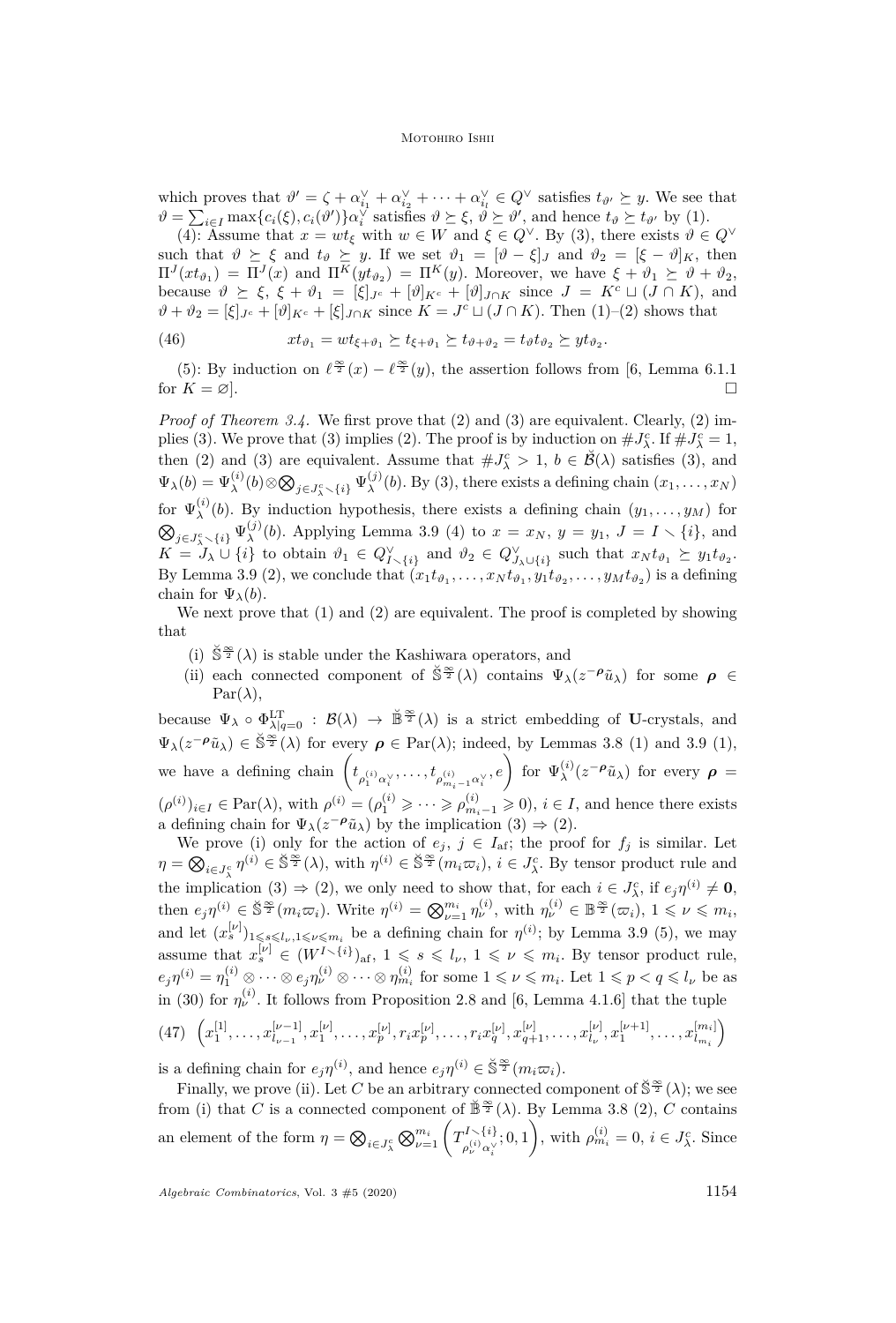which proves that $\vartheta' = \zeta + \alpha_{i_1}^\vee + \alpha_{i_2}^\vee + \cdots + \alpha_{i_l}^\vee \in Q^\vee$ satisfies $t_{\vartheta'} \succeq y$. We see that $\vartheta = \sum_{i \in I} \max\{c_i(\xi), c_i(\vartheta')\}\alpha_i^\vee$ satisfies $\vartheta \succeq \xi$, $\vartheta \succeq \vartheta'$, and hence $t_\vartheta \succeq t_{\vartheta'}$ by (1).

(4): Assume that $x = wt_\xi$ with $w \in W$ and $\xi \in Q^\vee$. By (3), there exists $\vartheta \in Q^\vee$ such that $\vartheta \succeq \xi$ and $t_\vartheta \succeq y$. If we set $\vartheta_1 = [\vartheta - \xi]_J$ and $\vartheta_2 = [\xi - \vartheta]_K$, then $\Pi^J(xt_{\vartheta_1}) = \Pi^J(x)$ and $\Pi^K(yt_{\vartheta_2}) = \Pi^K(y)$. Moreover, we have $\xi + \vartheta_1 \succeq \vartheta + \vartheta_2$, because $\vartheta \succeq \xi$, $\xi + \vartheta_1 = [\xi]_{J^c} + [\vartheta]_{K^c} + [\vartheta]_{J \cap K}$ since $J = K^c \sqcup (J \cap K)$, and $\vartheta + \vartheta_2 = [\xi]_{J^c} + [\vartheta]_{K^c} + [\xi]_{J \cap K}$ since $K = J^c \sqcup (J \cap K)$. Then (1)–(2) shows that

$$xt_{\vartheta_1} = wt_{\xi + \vartheta_1} \succeq t_{\xi + \vartheta_1} \succeq t_{\vartheta + \vartheta_2} = t_\vartheta t_{\vartheta_2} \succeq yt_{\vartheta_2}. \tag{46}$$

(5): By induction on $\ell^{\frac{\infty}{2}}(x) - \ell^{\frac{\infty}{2}}(y)$, the assertion follows from [6, Lemma 6.1.1 for $K = \varnothing$]. $\square$

*Proof of Theorem 3.4.* We first prove that (2) and (3) are equivalent. Clearly, (2) implies (3). We prove that (3) implies (2). The proof is by induction on $\#J_\lambda^c$. If $\#J_\lambda^c = 1$, then (2) and (3) are equivalent. Assume that $\#J_\lambda^c > 1$, $b \in \breve{\mathcal{B}}(\lambda)$ satisfies (3), and $\Psi_\lambda(b) = \Psi_\lambda^{(i)}(b) \otimes \bigotimes_{j \in J_\lambda^c \setminus \{i\}} \Psi_\lambda^{(j)}(b)$. By (3), there exists a defining chain $(x_1, \ldots, x_N)$ for $\Psi_\lambda^{(i)}(b)$. By induction hypothesis, there exists a defining chain $(y_1, \ldots, y_M)$ for $\bigotimes_{j \in J_\lambda^c \setminus \{i\}} \Psi_\lambda^{(j)}(b)$. Applying Lemma 3.9 (4) to $x = x_N$, $y = y_1$, $J = I \setminus \{i\}$, and $K = J_\lambda \cup \{i\}$ to obtain $\vartheta_1 \in Q_{I \setminus \{i\}}^\vee$ and $\vartheta_2 \in Q_{J_\lambda \cup \{i\}}^\vee$ such that $x_N t_{\vartheta_1} \succeq y_1 t_{\vartheta_2}$. By Lemma 3.9 (2), we conclude that $(x_1 t_{\vartheta_1}, \ldots, x_N t_{\vartheta_1}, y_1 t_{\vartheta_2}, \ldots, y_M t_{\vartheta_2})$ is a defining chain for $\Psi_\lambda(b)$.

We next prove that (1) and (2) are equivalent. The proof is completed by showing that

(i) $\breve{\mathbb{S}}^{\frac{\infty}{2}}(\lambda)$ is stable under the Kashiwara operators, and
(ii) each connected component of $\breve{\mathbb{S}}^{\frac{\infty}{2}}(\lambda)$ contains $\Psi_\lambda(z^{-\boldsymbol{\rho}}\tilde{u}_\lambda)$ for some $\boldsymbol{\rho} \in \mathrm{Par}(\lambda)$,

because $\Psi_\lambda \circ \Phi_{\lambda|q=0}^{\mathrm{LT}} : \mathcal{B}(\lambda) \to \breve{\mathbb{B}}^{\frac{\infty}{2}}(\lambda)$ is a strict embedding of $\mathbf{U}$-crystals, and $\Psi_\lambda(z^{-\boldsymbol{\rho}}\tilde{u}_\lambda) \in \breve{\mathbb{S}}^{\frac{\infty}{2}}(\lambda)$ for every $\boldsymbol{\rho} \in \mathrm{Par}(\lambda)$; indeed, by Lemmas 3.8 (1) and 3.9 (1), we have a defining chain $\left(t_{\rho_1^{(i)}\alpha_i^\vee}, \ldots, t_{\rho_{m_i-1}^{(i)}\alpha_i^\vee}, e\right)$ for $\Psi_\lambda^{(i)}(z^{-\boldsymbol{\rho}}\tilde{u}_\lambda)$ for every $\boldsymbol{\rho} = (\rho^{(i)})_{i \in I} \in \mathrm{Par}(\lambda)$, with $\rho^{(i)} = (\rho_1^{(i)} \geqslant \cdots \geqslant \rho_{m_i-1}^{(i)} \geqslant 0)$, $i \in I$, and hence there exists a defining chain for $\Psi_\lambda(z^{-\boldsymbol{\rho}}\tilde{u}_\lambda)$ by the implication (3) $\Rightarrow$ (2).

We prove (i) only for the action of $e_j$, $j \in I_{\mathrm{af}}$; the proof for $f_j$ is similar. Let $\eta = \bigotimes_{i \in J_\lambda^c} \eta^{(i)} \in \breve{\mathbb{S}}^{\frac{\infty}{2}}(\lambda)$, with $\eta^{(i)} \in \breve{\mathbb{S}}^{\frac{\infty}{2}}(m_i\varpi_i)$, $i \in J_\lambda^c$. By tensor product rule and the implication (3) $\Rightarrow$ (2), we only need to show that, for each $i \in J_\lambda^c$, if $e_j\eta^{(i)} \neq \mathbf{0}$, then $e_j\eta^{(i)} \in \breve{\mathbb{S}}^{\frac{\infty}{2}}(m_i\varpi_i)$. Write $\eta^{(i)} = \bigotimes_{\nu=1}^{m_i} \eta_\nu^{(i)}$, with $\eta_\nu^{(i)} \in \mathbb{B}^{\frac{\infty}{2}}(\varpi_i)$, $1 \leqslant \nu \leqslant m_i$, and let $(x_s^{[\nu]})_{1 \leqslant s \leqslant l_\nu, 1 \leqslant \nu \leqslant m_i}$ be a defining chain for $\eta^{(i)}$; by Lemma 3.9 (5), we may assume that $x_s^{[\nu]} \in (W^{I \setminus \{i\}})_{\mathrm{af}}$, $1 \leqslant s \leqslant l_\nu$, $1 \leqslant \nu \leqslant m_i$. By tensor product rule, $e_j\eta^{(i)} = \eta_1^{(i)} \otimes \cdots \otimes e_j\eta_\nu^{(i)} \otimes \cdots \otimes \eta_{m_i}^{(i)}$ for some $1 \leqslant \nu \leqslant m_i$. Let $1 \leqslant p < q \leqslant l_\nu$ be as in (30) for $\eta_\nu^{(i)}$. It follows from Proposition 2.8 and [6, Lemma 4.1.6] that the tuple

$$\left(x_1^{[1]}, \ldots, x_{l_{\nu-1}}^{[\nu-1]}, x_1^{[\nu]}, \ldots, x_p^{[\nu]}, r_i x_p^{[\nu]}, \ldots, r_i x_q^{[\nu]}, x_{q+1}^{[\nu]}, \ldots, x_{l_\nu}^{[\nu]}, x_1^{[\nu+1]}, \ldots, x_{l_{m_i}}^{[m_i]}\right) \tag{47}$$

is a defining chain for $e_j\eta^{(i)}$, and hence $e_j\eta^{(i)} \in \breve{\mathbb{S}}^{\frac{\infty}{2}}(m_i\varpi_i)$.

Finally, we prove (ii). Let $C$ be an arbitrary connected component of $\breve{\mathbb{S}}^{\frac{\infty}{2}}(\lambda)$; we see from (i) that $C$ is a connected component of $\breve{\mathbb{B}}^{\frac{\infty}{2}}(\lambda)$. By Lemma 3.8 (2), $C$ contains an element of the form $\eta = \bigotimes_{i \in J_\lambda^c} \bigotimes_{\nu=1}^{m_i} \left(T_{\rho_\nu^{(i)}\alpha_i^\vee}^{I \setminus \{i\}}; 0, 1\right)$, with $\rho_{m_i}^{(i)} = 0$, $i \in J_\lambda^c$. Since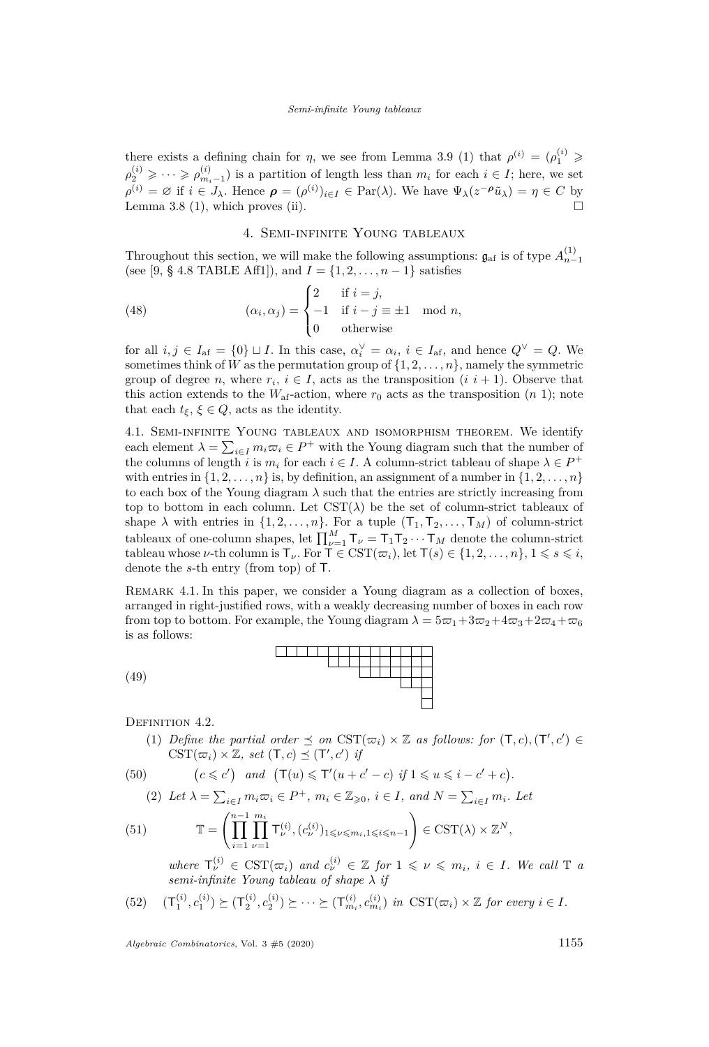there exists a defining chain for $\eta$, we see from Lemma 3.9 (1) that $\rho^{(i)} = (\rho_1^{(i)} \geqslant \rho_2^{(i)} \geqslant \cdots \geqslant \rho_{m_i-1}^{(i)})$ is a partition of length less than $m_i$ for each $i \in I$; here, we set $\rho^{(i)} = \varnothing$ if $i \in J_\lambda$. Hence $\boldsymbol{\rho} = (\rho^{(i)})_{i \in I} \in \mathrm{Par}(\lambda)$. We have $\Psi_\lambda(z^{-\boldsymbol{\rho}} \tilde{u}_\lambda) = \eta \in C$ by Lemma 3.8 (1), which proves (ii). □

## 4. Semi-infinite Young tableaux

Throughout this section, we will make the following assumptions: $\mathfrak{g}_{\mathrm{af}}$ is of type $A_{n-1}^{(1)}$ (see [9, § 4.8 TABLE Aff1]), and $I = \{1, 2, \ldots, n-1\}$ satisfies

$$
(\alpha_i, \alpha_j) = \begin{cases} 2 & \text{if } i = j, \\ -1 & \text{if } i - j \equiv \pm 1 \mod n, \\ 0 & \text{otherwise} \end{cases} \tag{48}
$$

for all $i, j \in I_{\mathrm{af}} = \{0\} \sqcup I$. In this case, $\alpha_i^\vee = \alpha_i$, $i \in I_{\mathrm{af}}$, and hence $Q^\vee = Q$. We sometimes think of $W$ as the permutation group of $\{1, 2, \ldots, n\}$, namely the symmetric group of degree $n$, where $r_i$, $i \in I$, acts as the transposition $(i\ i+1)$. Observe that this action extends to the $W_{\mathrm{af}}$-action, where $r_0$ acts as the transposition $(n\ 1)$; note that each $t_\xi$, $\xi \in Q$, acts as the identity.

### 4.1. Semi-infinite Young tableaux and isomorphism theorem.

We identify each element $\lambda = \sum_{i \in I} m_i \varpi_i \in P^+$ with the Young diagram such that the number of the columns of length $i$ is $m_i$ for each $i \in I$. A column-strict tableau of shape $\lambda \in P^+$ with entries in $\{1, 2, \ldots, n\}$ is, by definition, an assignment of a number in $\{1, 2, \ldots, n\}$ to each box of the Young diagram $\lambda$ such that the entries are strictly increasing from top to bottom in each column. Let $\mathrm{CST}(\lambda)$ be the set of column-strict tableaux of shape $\lambda$ with entries in $\{1, 2, \ldots, n\}$. For a tuple $(\mathsf{T}_1, \mathsf{T}_2, \ldots, \mathsf{T}_M)$ of column-strict tableaux of one-column shapes, let $\prod_{\nu=1}^{M} \mathsf{T}_\nu = \mathsf{T}_1 \mathsf{T}_2 \cdots \mathsf{T}_M$ denote the column-strict tableau whose $\nu$-th column is $\mathsf{T}_\nu$. For $\mathsf{T} \in \mathrm{CST}(\varpi_i)$, let $\mathsf{T}(s) \in \{1, 2, \ldots, n\}$, $1 \leqslant s \leqslant i$, denote the $s$-th entry (from top) of $\mathsf{T}$.

Remark 4.1. In this paper, we consider a Young diagram as a collection of boxes, arranged in right-justified rows, with a weakly decreasing number of boxes in each row from top to bottom. For example, the Young diagram $\lambda = 5\varpi_1 + 3\varpi_2 + 4\varpi_3 + 2\varpi_4 + \varpi_6$ is as follows:

$$
\begin{array}{r}
\square\square\square\square\square\square\square\square\square\square\square\square\square\square\square \\
\square\square\square\square\square\square\square\square\square\square \\
\square\square\square\square\square\square\square \\
\square\square\square \\
\square \\
\square
\end{array} \tag{49}
$$

Definition 4.2.

(1) *Define the partial order $\preceq$ on $\mathrm{CST}(\varpi_i) \times \mathbb{Z}$ as follows: for $(\mathsf{T}, c), (\mathsf{T}', c') \in \mathrm{CST}(\varpi_i) \times \mathbb{Z}$, set $(\mathsf{T}, c) \preceq (\mathsf{T}', c')$ if*

$$
\big(c \leqslant c'\big) \quad \text{and} \quad \big(\mathsf{T}(u) \leqslant \mathsf{T}'(u + c' - c) \text{ if } 1 \leqslant u \leqslant i - c' + c\big). \tag{50}
$$

(2) *Let $\lambda = \sum_{i \in I} m_i \varpi_i \in P^+$, $m_i \in \mathbb{Z}_{\geqslant 0}$, $i \in I$, and $N = \sum_{i \in I} m_i$. Let*

$$
\mathbb{T} = \left( \prod_{i=1}^{n-1} \prod_{\nu=1}^{m_i} \mathsf{T}_\nu^{(i)}, (c_\nu^{(i)})_{1 \leqslant \nu \leqslant m_i, 1 \leqslant i \leqslant n-1} \right) \in \mathrm{CST}(\lambda) \times \mathbb{Z}^N, \tag{51}
$$

*where $\mathsf{T}_\nu^{(i)} \in \mathrm{CST}(\varpi_i)$ and $c_\nu^{(i)} \in \mathbb{Z}$ for $1 \leqslant \nu \leqslant m_i$, $i \in I$. We call $\mathbb{T}$ a semi-infinite Young tableau of shape $\lambda$ if*

$$
(\mathsf{T}_1^{(i)}, c_1^{(i)}) \succeq (\mathsf{T}_2^{(i)}, c_2^{(i)}) \succeq \cdots \succeq (\mathsf{T}_{m_i}^{(i)}, c_{m_i}^{(i)}) \text{ in } \mathrm{CST}(\varpi_i) \times \mathbb{Z} \text{ for every } i \in I. \tag{52}
$$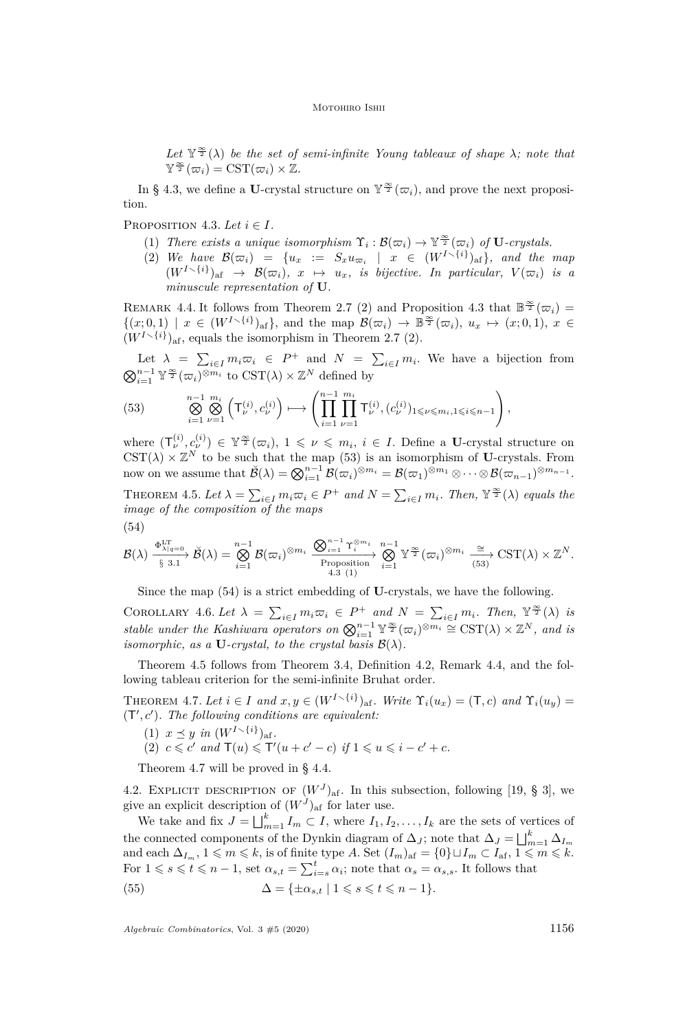*Let $\mathbb{Y}^{\frac{\infty}{2}}(\lambda)$ be the set of semi-infinite Young tableaux of shape $\lambda$; note that $\mathbb{Y}^{\frac{\infty}{2}}(\varpi_i) = \mathrm{CST}(\varpi_i) \times \mathbb{Z}$.*

In § 4.3, we define a $\mathbf{U}$-crystal structure on $\mathbb{Y}^{\frac{\infty}{2}}(\varpi_i)$, and prove the next proposition.

Proposition 4.3. *Let $i \in I$.*

(1) *There exists a unique isomorphism $\Upsilon_i : \mathcal{B}(\varpi_i) \to \mathbb{Y}^{\frac{\infty}{2}}(\varpi_i)$ of $\mathbf{U}$-crystals.*
(2) *We have $\mathcal{B}(\varpi_i) = \{u_x := S_x u_{\varpi_i} \mid x \in (W^{I\setminus\{i\}})_{\mathrm{af}}\}$, and the map $(W^{I\setminus\{i\}})_{\mathrm{af}} \to \mathcal{B}(\varpi_i)$, $x \mapsto u_x$, is bijective. In particular, $V(\varpi_i)$ is a minuscule representation of $\mathbf{U}$.*

Remark 4.4. It follows from Theorem 2.7 (2) and Proposition 4.3 that $\mathbb{B}^{\frac{\infty}{2}}(\varpi_i) = \{(x;0,1) \mid x \in (W^{I\setminus\{i\}})_{\mathrm{af}}\}$, and the map $\mathcal{B}(\varpi_i) \to \mathbb{B}^{\frac{\infty}{2}}(\varpi_i)$, $u_x \mapsto (x;0,1)$, $x \in (W^{I\setminus\{i\}})_{\mathrm{af}}$, equals the isomorphism in Theorem 2.7 (2).

Let $\lambda = \sum_{i\in I} m_i\varpi_i \in P^+$ and $N = \sum_{i\in I} m_i$. We have a bijection from $\bigotimes_{i=1}^{n-1} \mathbb{Y}^{\frac{\infty}{2}}(\varpi_i)^{\otimes m_i}$ to $\mathrm{CST}(\lambda) \times \mathbb{Z}^N$ defined by

$$\bigotimes_{i=1}^{n-1}\bigotimes_{\nu=1}^{m_i}\left(\mathsf{T}_\nu^{(i)}, c_\nu^{(i)}\right) \longmapsto \left(\prod_{i=1}^{n-1}\prod_{\nu=1}^{m_i}\mathsf{T}_\nu^{(i)}, (c_\nu^{(i)})_{1\leqslant \nu\leqslant m_i, 1\leqslant i\leqslant n-1}\right), \tag{53}$$

where $(\mathsf{T}_\nu^{(i)}, c_\nu^{(i)}) \in \mathbb{Y}^{\frac{\infty}{2}}(\varpi_i)$, $1 \leqslant \nu \leqslant m_i$, $i \in I$. Define a $\mathbf{U}$-crystal structure on $\mathrm{CST}(\lambda) \times \mathbb{Z}^N$ to be such that the map (53) is an isomorphism of $\mathbf{U}$-crystals. From now on we assume that $\breve{\mathcal{B}}(\lambda) = \bigotimes_{i=1}^{n-1}\mathcal{B}(\varpi_i)^{\otimes m_i} = \mathcal{B}(\varpi_1)^{\otimes m_1} \otimes \cdots \otimes \mathcal{B}(\varpi_{n-1})^{\otimes m_{n-1}}$.

Theorem 4.5. *Let $\lambda = \sum_{i\in I} m_i\varpi_i \in P^+$ and $N = \sum_{i\in I} m_i$. Then, $\mathbb{Y}^{\frac{\infty}{2}}(\lambda)$ equals the image of the composition of the maps*

$$\mathcal{B}(\lambda) \xrightarrow[\text{§ 3.1}]{\Phi^{\mathrm{LT}}_{\lambda|q=0}} \breve{\mathcal{B}}(\lambda) = \bigotimes_{i=1}^{n-1}\mathcal{B}(\varpi_i)^{\otimes m_i} \xrightarrow[\text{Proposition 4.3 (1)}]{\bigotimes_{i=1}^{n-1}\Upsilon_i^{\otimes m_i}} \bigotimes_{i=1}^{n-1}\mathbb{Y}^{\frac{\infty}{2}}(\varpi_i)^{\otimes m_i} \xrightarrow[(53)]{\cong} \mathrm{CST}(\lambda)\times\mathbb{Z}^N. \tag{54}$$

Since the map (54) is a strict embedding of $\mathbf{U}$-crystals, we have the following.

Corollary 4.6. *Let $\lambda = \sum_{i\in I} m_i\varpi_i \in P^+$ and $N = \sum_{i\in I} m_i$. Then, $\mathbb{Y}^{\frac{\infty}{2}}(\lambda)$ is stable under the Kashiwara operators on $\bigotimes_{i=1}^{n-1}\mathbb{Y}^{\frac{\infty}{2}}(\varpi_i)^{\otimes m_i} \cong \mathrm{CST}(\lambda)\times\mathbb{Z}^N$, and is isomorphic, as a $\mathbf{U}$-crystal, to the crystal basis $\mathcal{B}(\lambda)$.*

Theorem 4.5 follows from Theorem 3.4, Definition 4.2, Remark 4.4, and the following tableau criterion for the semi-infinite Bruhat order.

Theorem 4.7. *Let $i \in I$ and $x, y \in (W^{I\setminus\{i\}})_{\mathrm{af}}$. Write $\Upsilon_i(u_x) = (\mathsf{T}, c)$ and $\Upsilon_i(u_y) = (\mathsf{T}', c')$. The following conditions are equivalent:*

(1) *$x \preceq y$ in $(W^{I\setminus\{i\}})_{\mathrm{af}}$.*
(2) *$c \leqslant c'$ and $\mathsf{T}(u) \leqslant \mathsf{T}'(u + c' - c)$ if $1 \leqslant u \leqslant i - c' + c$.*

Theorem 4.7 will be proved in § 4.4.

## 4.2. Explicit description of $(W^J)_{\mathrm{af}}$

In this subsection, following [19, § 3], we give an explicit description of $(W^J)_{\mathrm{af}}$ for later use.

We take and fix $J = \bigsqcup_{m=1}^k I_m \subset I$, where $I_1, I_2, \ldots, I_k$ are the sets of vertices of the connected components of the Dynkin diagram of $\Delta_J$; note that $\Delta_J = \bigsqcup_{m=1}^k \Delta_{I_m}$ and each $\Delta_{I_m}$, $1 \leqslant m \leqslant k$, is of finite type $A$. Set $(I_m)_{\mathrm{af}} = \{0\} \sqcup I_m \subset I_{\mathrm{af}}$, $1 \leqslant m \leqslant k$. For $1 \leqslant s \leqslant t \leqslant n-1$, set $\alpha_{s,t} = \sum_{i=s}^t \alpha_i$; note that $\alpha_s = \alpha_{s,s}$. It follows that

$$\Delta = \{\pm\alpha_{s,t} \mid 1 \leqslant s \leqslant t \leqslant n-1\}. \tag{55}$$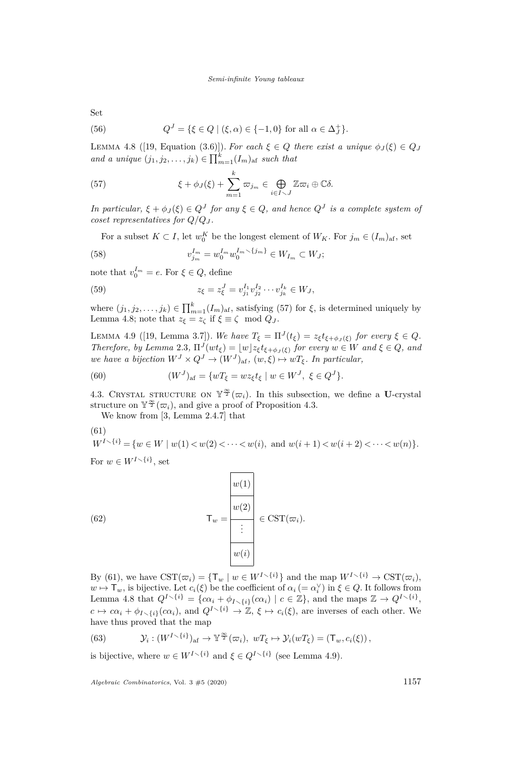Set

$$Q^J = \{\xi \in Q \mid (\xi, \alpha) \in \{-1, 0\} \text{ for all } \alpha \in \Delta_J^+\}. \tag{56}$$

Lemma 4.8 ([19, Equation (3.6)]). *For each $\xi \in Q$ there exist a unique $\phi_J(\xi) \in Q_J$ and a unique $(j_1, j_2, \ldots, j_k) \in \prod_{m=1}^{k}(I_m)_{\mathrm{af}}$ such that*

$$\xi + \phi_J(\xi) + \sum_{m=1}^{k} \varpi_{j_m} \in \bigoplus_{i \in I \setminus J} \mathbb{Z}\varpi_i \oplus \mathbb{C}\delta. \tag{57}$$

*In particular, $\xi + \phi_J(\xi) \in Q^J$ for any $\xi \in Q$, and hence $Q^J$ is a complete system of coset representatives for $Q/Q_J$.*

For a subset $K \subset I$, let $w_0^K$ be the longest element of $W_K$. For $j_m \in (I_m)_{\mathrm{af}}$, set

$$v_{j_m}^{I_m} = w_0^{I_m} w_0^{I_m \setminus \{j_m\}} \in W_{I_m} \subset W_J; \tag{58}$$

note that $v_0^{I_m} = e$. For $\xi \in Q$, define

$$z_\xi = z_\xi^J = v_{j_1}^{I_1} v_{j_2}^{I_2} \cdots v_{j_k}^{I_k} \in W_J, \tag{59}$$

where $(j_1, j_2, \ldots, j_k) \in \prod_{m=1}^{k}(I_m)_{\mathrm{af}}$, satisfying (57) for $\xi$, is determined uniquely by Lemma 4.8; note that $z_\xi = z_\zeta$ if $\xi \equiv \zeta \mod Q_J$.

Lemma 4.9 ([19, Lemma 3.7]). *We have $T_\xi = \Pi^J(t_\xi) = z_\xi t_{\xi + \phi_J(\xi)}$ for every $\xi \in Q$. Therefore, by Lemma 2.3, $\Pi^J(wt_\xi) = \lfloor w \rfloor z_\xi t_{\xi + \phi_J(\xi)}$ for every $w \in W$ and $\xi \in Q$, and we have a bijection $W^J \times Q^J \to (W^J)_{\mathrm{af}}$, $(w, \xi) \mapsto wT_\xi$. In particular,*

$$(W^J)_{\mathrm{af}} = \{wT_\xi = wz_\xi t_\xi \mid w \in W^J,\ \xi \in Q^J\}. \tag{60}$$

## 4.3. Crystal structure on $\mathbb{Y}^{\frac{\infty}{2}}(\varpi_i)$.

In this subsection, we define a $\mathbf{U}$-crystal structure on $\mathbb{Y}^{\frac{\infty}{2}}(\varpi_i)$, and give a proof of Proposition 4.3.

We know from [3, Lemma 2.4.7] that

$$W^{I \setminus \{i\}} = \{w \in W \mid w(1) < w(2) < \cdots < w(i), \text{ and } w(i+1) < w(i+2) < \cdots < w(n)\}. \tag{61}$$

For $w \in W^{I \setminus \{i\}}$, set

$$\mathsf{T}_w = \begin{array}{|c|}\hline w(1) \\ \hline w(2) \\ \hline \vdots \\ \hline w(i) \\ \hline \end{array} \in \mathrm{CST}(\varpi_i). \tag{62}$$

By (61), we have $\mathrm{CST}(\varpi_i) = \{\mathsf{T}_w \mid w \in W^{I \setminus \{i\}}\}$ and the map $W^{I \setminus \{i\}} \to \mathrm{CST}(\varpi_i)$, $w \mapsto \mathsf{T}_w$, is bijective. Let $c_i(\xi)$ be the coefficient of $\alpha_i \,(= \alpha_i^\vee)$ in $\xi \in Q$. It follows from Lemma 4.8 that $Q^{I \setminus \{i\}} = \{c\alpha_i + \phi_{I \setminus \{i\}}(c\alpha_i) \mid c \in \mathbb{Z}\}$, and the maps $\mathbb{Z} \to Q^{I \setminus \{i\}}$, $c \mapsto c\alpha_i + \phi_{I \setminus \{i\}}(c\alpha_i)$, and $Q^{I \setminus \{i\}} \to \mathbb{Z}$, $\xi \mapsto c_i(\xi)$, are inverses of each other. We have thus proved that the map

$$\mathcal{Y}_i : (W^{I \setminus \{i\}})_{\mathrm{af}} \to \mathbb{Y}^{\frac{\infty}{2}}(\varpi_i),\ wT_\xi \mapsto \mathcal{Y}_i(wT_\xi) = (\mathsf{T}_w, c_i(\xi)), \tag{63}$$

is bijective, where $w \in W^{I \setminus \{i\}}$ and $\xi \in Q^{I \setminus \{i\}}$ (see Lemma 4.9).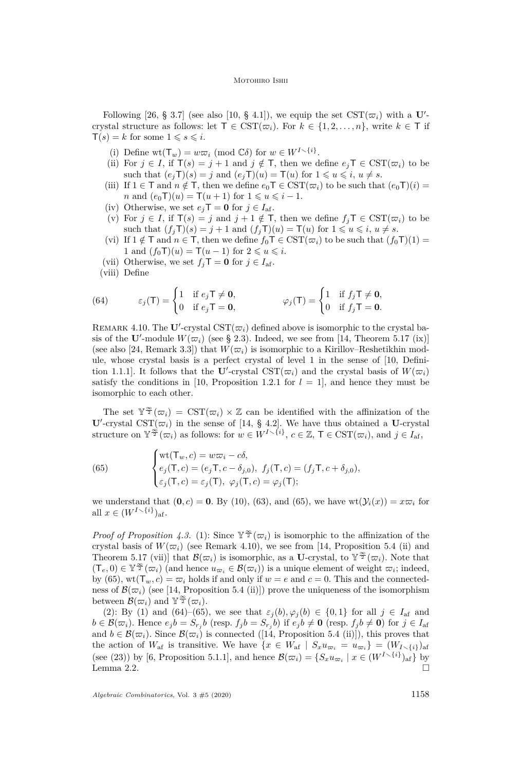Following [26, § 3.7] (see also [10, § 4.1]), we equip the set $\mathrm{CST}(\varpi_i)$ with a $\mathbf{U}'$-crystal structure as follows: let $\mathsf{T} \in \mathrm{CST}(\varpi_i)$. For $k \in \{1, 2, \ldots, n\}$, write $k \in \mathsf{T}$ if $\mathsf{T}(s) = k$ for some $1 \leqslant s \leqslant i$.

(i) Define $\mathrm{wt}(\mathsf{T}_w) = w\varpi_i \pmod{\mathbb{C}\delta}$ for $w \in W^{I \setminus \{i\}}$.

(ii) For $j \in I$, if $\mathsf{T}(s) = j+1$ and $j \notin \mathsf{T}$, then we define $e_j\mathsf{T} \in \mathrm{CST}(\varpi_i)$ to be such that $(e_j\mathsf{T})(s) = j$ and $(e_j\mathsf{T})(u) = \mathsf{T}(u)$ for $1 \leqslant u \leqslant i$, $u \neq s$.

(iii) If $1 \in \mathsf{T}$ and $n \notin \mathsf{T}$, then we define $e_0\mathsf{T} \in \mathrm{CST}(\varpi_i)$ to be such that $(e_0\mathsf{T})(i) = n$ and $(e_0\mathsf{T})(u) = \mathsf{T}(u+1)$ for $1 \leqslant u \leqslant i-1$.

(iv) Otherwise, we set $e_j\mathsf{T} = \mathbf{0}$ for $j \in I_{\mathrm{af}}$.

(v) For $j \in I$, if $\mathsf{T}(s) = j$ and $j+1 \notin \mathsf{T}$, then we define $f_j\mathsf{T} \in \mathrm{CST}(\varpi_i)$ to be such that $(f_j\mathsf{T})(s) = j+1$ and $(f_j\mathsf{T})(u) = \mathsf{T}(u)$ for $1 \leqslant u \leqslant i$, $u \neq s$.

(vi) If $1 \notin \mathsf{T}$ and $n \in \mathsf{T}$, then we define $f_0\mathsf{T} \in \mathrm{CST}(\varpi_i)$ to be such that $(f_0\mathsf{T})(1) = 1$ and $(f_0\mathsf{T})(u) = \mathsf{T}(u-1)$ for $2 \leqslant u \leqslant i$.

(vii) Otherwise, we set $f_j\mathsf{T} = \mathbf{0}$ for $j \in I_{\mathrm{af}}$.

(viii) Define

$$\varepsilon_j(\mathsf{T}) = \begin{cases} 1 & \text{if } e_j\mathsf{T} \neq \mathbf{0}, \\ 0 & \text{if } e_j\mathsf{T} = \mathbf{0}, \end{cases} \qquad \varphi_j(\mathsf{T}) = \begin{cases} 1 & \text{if } f_j\mathsf{T} \neq \mathbf{0}, \\ 0 & \text{if } f_j\mathsf{T} = \mathbf{0}. \end{cases} \tag{64}$$

Remark 4.10. The $\mathbf{U}'$-crystal $\mathrm{CST}(\varpi_i)$ defined above is isomorphic to the crystal basis of the $\mathbf{U}'$-module $W(\varpi_i)$ (see § 2.3). Indeed, we see from [14, Theorem 5.17 (ix)] (see also [24, Remark 3.3]) that $W(\varpi_i)$ is isomorphic to a Kirillov–Reshetikhin module, whose crystal basis is a perfect crystal of level 1 in the sense of [10, Definition 1.1.1]. It follows that the $\mathbf{U}'$-crystal $\mathrm{CST}(\varpi_i)$ and the crystal basis of $W(\varpi_i)$ satisfy the conditions in [10, Proposition 1.2.1 for $l = 1$], and hence they must be isomorphic to each other.

The set $\mathbb{Y}^{\frac{\infty}{2}}(\varpi_i) = \mathrm{CST}(\varpi_i) \times \mathbb{Z}$ can be identified with the affinization of the $\mathbf{U}'$-crystal $\mathrm{CST}(\varpi_i)$ in the sense of [14, § 4.2]. We have thus obtained a $\mathbf{U}$-crystal structure on $\mathbb{Y}^{\frac{\infty}{2}}(\varpi_i)$ as follows: for $w \in W^{I \setminus \{i\}}$, $c \in \mathbb{Z}$, $\mathsf{T} \in \mathrm{CST}(\varpi_i)$, and $j \in I_{\mathrm{af}}$,

$$\begin{cases} \mathrm{wt}(\mathsf{T}_w, c) = w\varpi_i - c\delta, \\ e_j(\mathsf{T}, c) = (e_j\mathsf{T}, c - \delta_{j,0}), \ f_j(\mathsf{T}, c) = (f_j\mathsf{T}, c + \delta_{j,0}), \\ \varepsilon_j(\mathsf{T}, c) = \varepsilon_j(\mathsf{T}), \ \varphi_j(\mathsf{T}, c) = \varphi_j(\mathsf{T}); \end{cases} \tag{65}$$

we understand that $(\mathbf{0}, c) = \mathbf{0}$. By (10), (63), and (65), we have $\mathrm{wt}(\mathcal{Y}_i(x)) = x\varpi_i$ for all $x \in (W^{I \setminus \{i\}})_{\mathrm{af}}$.

*Proof of Proposition 4.3.* (1): Since $\mathbb{Y}^{\frac{\infty}{2}}(\varpi_i)$ is isomorphic to the affinization of the crystal basis of $W(\varpi_i)$ (see Remark 4.10), we see from [14, Proposition 5.4 (ii) and Theorem 5.17 (vii)] that $\mathcal{B}(\varpi_i)$ is isomorphic, as a $\mathbf{U}$-crystal, to $\mathbb{Y}^{\frac{\infty}{2}}(\varpi_i)$. Note that $(\mathsf{T}_e, 0) \in \mathbb{Y}^{\frac{\infty}{2}}(\varpi_i)$ (and hence $u_{\varpi_i} \in \mathcal{B}(\varpi_i)$) is a unique element of weight $\varpi_i$; indeed, by (65), $\mathrm{wt}(\mathsf{T}_w, c) = \varpi_i$ holds if and only if $w = e$ and $c = 0$. This and the connectedness of $\mathcal{B}(\varpi_i)$ (see [14, Proposition 5.4 (ii)]) prove the uniqueness of the isomorphism between $\mathcal{B}(\varpi_i)$ and $\mathbb{Y}^{\frac{\infty}{2}}(\varpi_i)$.

(2): By (1) and (64)–(65), we see that $\varepsilon_j(b), \varphi_j(b) \in \{0, 1\}$ for all $j \in I_{\mathrm{af}}$ and $b \in \mathcal{B}(\varpi_i)$. Hence $e_j b = S_{r_j} b$ (resp. $f_j b = S_{r_j} b$) if $e_j b \neq \mathbf{0}$ (resp. $f_j b \neq \mathbf{0}$) for $j \in I_{\mathrm{af}}$ and $b \in \mathcal{B}(\varpi_i)$. Since $\mathcal{B}(\varpi_i)$ is connected ([14, Proposition 5.4 (ii)]), this proves that the action of $W_{\mathrm{af}}$ is transitive. We have $\{x \in W_{\mathrm{af}} \mid S_x u_{\varpi_i} = u_{\varpi_i}\} = (W_{I \setminus \{i\}})_{\mathrm{af}}$ (see (23)) by [6, Proposition 5.1.1], and hence $\mathcal{B}(\varpi_i) = \{S_x u_{\varpi_i} \mid x \in (W^{I \setminus \{i\}})_{\mathrm{af}}\}$ by Lemma 2.2. $\square$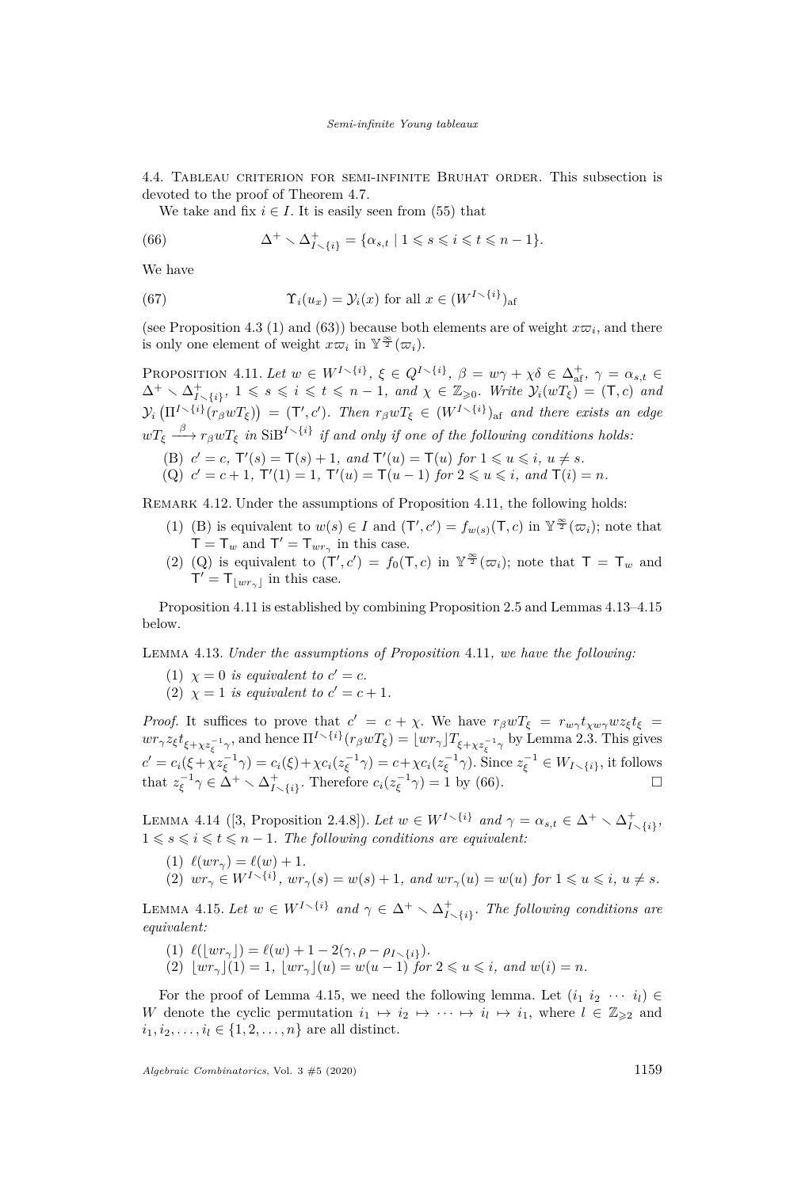4.4. Tableau criterion for semi-infinite Bruhat order. This subsection is devoted to the proof of Theorem 4.7.

We take and fix $i \in I$. It is easily seen from (55) that

$$\Delta^+ \setminus \Delta^+_{I \setminus \{i\}} = \{\alpha_{s,t} \mid 1 \leqslant s \leqslant i \leqslant t \leqslant n-1\}. \tag{66}$$

We have

$$\Upsilon_i(u_x) = \mathcal{Y}_i(x) \text{ for all } x \in (W^{I \setminus \{i\}})_{\mathrm{af}} \tag{67}$$

(see Proposition 4.3 (1) and (63)) because both elements are of weight $x\varpi_i$, and there is only one element of weight $x\varpi_i$ in $\mathbb{Y}^{\frac{\infty}{2}}(\varpi_i)$.

Proposition 4.11. *Let $w \in W^{I \setminus \{i\}}$, $\xi \in Q^{I \setminus \{i\}}$, $\beta = w\gamma + \chi\delta \in \Delta^+_{\mathrm{af}}$, $\gamma = \alpha_{s,t} \in \Delta^+ \setminus \Delta^+_{I \setminus \{i\}}$, $1 \leqslant s \leqslant i \leqslant t \leqslant n-1$, and $\chi \in \mathbb{Z}_{\geqslant 0}$. Write $\mathcal{Y}_i(wT_\xi) = (\mathsf{T}, c)$ and $\mathcal{Y}_i\left(\Pi^{I \setminus \{i\}}(r_\beta w T_\xi)\right) = (\mathsf{T}', c')$. Then $r_\beta w T_\xi \in (W^{I \setminus \{i\}})_{\mathrm{af}}$ and there exists an edge $wT_\xi \xrightarrow{\beta} r_\beta w T_\xi$ in $\mathrm{SiB}^{I \setminus \{i\}}$ if and only if one of the following conditions holds:*

(B) *$c' = c$, $\mathsf{T}'(s) = \mathsf{T}(s) + 1$, and $\mathsf{T}'(u) = \mathsf{T}(u)$ for $1 \leqslant u \leqslant i$, $u \neq s$.*

(Q) *$c' = c + 1$, $\mathsf{T}'(1) = 1$, $\mathsf{T}'(u) = \mathsf{T}(u-1)$ for $2 \leqslant u \leqslant i$, and $\mathsf{T}(i) = n$.*

Remark 4.12. Under the assumptions of Proposition 4.11, the following holds:

(1) (B) is equivalent to $w(s) \in I$ and $(\mathsf{T}', c') = f_{w(s)}(\mathsf{T}, c)$ in $\mathbb{Y}^{\frac{\infty}{2}}(\varpi_i)$; note that $\mathsf{T} = \mathsf{T}_w$ and $\mathsf{T}' = \mathsf{T}_{wr_\gamma}$ in this case.

(2) (Q) is equivalent to $(\mathsf{T}', c') = f_0(\mathsf{T}, c)$ in $\mathbb{Y}^{\frac{\infty}{2}}(\varpi_i)$; note that $\mathsf{T} = \mathsf{T}_w$ and $\mathsf{T}' = \mathsf{T}_{\lfloor wr_\gamma \rfloor}$ in this case.

Proposition 4.11 is established by combining Proposition 2.5 and Lemmas 4.13–4.15 below.

Lemma 4.13. *Under the assumptions of Proposition 4.11, we have the following:*

(1) *$\chi = 0$ is equivalent to $c' = c$.*

(2) *$\chi = 1$ is equivalent to $c' = c + 1$.*

*Proof.* It suffices to prove that $c' = c + \chi$. We have $r_\beta w T_\xi = r_{w\gamma} t_{\chi w\gamma} w z_\xi t_\xi = wr_\gamma z_\xi t_{\xi + \chi z_\xi^{-1}\gamma}$, and hence $\Pi^{I \setminus \{i\}}(r_\beta w T_\xi) = \lfloor wr_\gamma \rfloor T_{\xi + \chi z_\xi^{-1}\gamma}$ by Lemma 2.3. This gives $c' = c_i(\xi + \chi z_\xi^{-1}\gamma) = c_i(\xi) + \chi c_i(z_\xi^{-1}\gamma) = c + \chi c_i(z_\xi^{-1}\gamma)$. Since $z_\xi^{-1} \in W_{I \setminus \{i\}}$, it follows that $z_\xi^{-1}\gamma \in \Delta^+ \setminus \Delta^+_{I \setminus \{i\}}$. Therefore $c_i(z_\xi^{-1}\gamma) = 1$ by (66). $\square$

Lemma 4.14 ([3, Proposition 2.4.8]). *Let $w \in W^{I \setminus \{i\}}$ and $\gamma = \alpha_{s,t} \in \Delta^+ \setminus \Delta^+_{I \setminus \{i\}}$, $1 \leqslant s \leqslant i \leqslant t \leqslant n-1$. The following conditions are equivalent:*

(1) *$\ell(wr_\gamma) = \ell(w) + 1$.*

(2) *$wr_\gamma \in W^{I \setminus \{i\}}$, $wr_\gamma(s) = w(s) + 1$, and $wr_\gamma(u) = w(u)$ for $1 \leqslant u \leqslant i$, $u \neq s$.*

Lemma 4.15. *Let $w \in W^{I \setminus \{i\}}$ and $\gamma \in \Delta^+ \setminus \Delta^+_{I \setminus \{i\}}$. The following conditions are equivalent:*

(1) *$\ell(\lfloor wr_\gamma \rfloor) = \ell(w) + 1 - 2(\gamma, \rho - \rho_{I \setminus \{i\}})$.*

(2) *$\lfloor wr_\gamma \rfloor(1) = 1$, $\lfloor wr_\gamma \rfloor(u) = w(u-1)$ for $2 \leqslant u \leqslant i$, and $w(i) = n$.*

For the proof of Lemma 4.15, we need the following lemma. Let $(i_1\ i_2\ \cdots\ i_l) \in W$ denote the cyclic permutation $i_1 \mapsto i_2 \mapsto \cdots \mapsto i_l \mapsto i_1$, where $l \in \mathbb{Z}_{\geqslant 2}$ and $i_1, i_2, \ldots, i_l \in \{1, 2, \ldots, n\}$ are all distinct.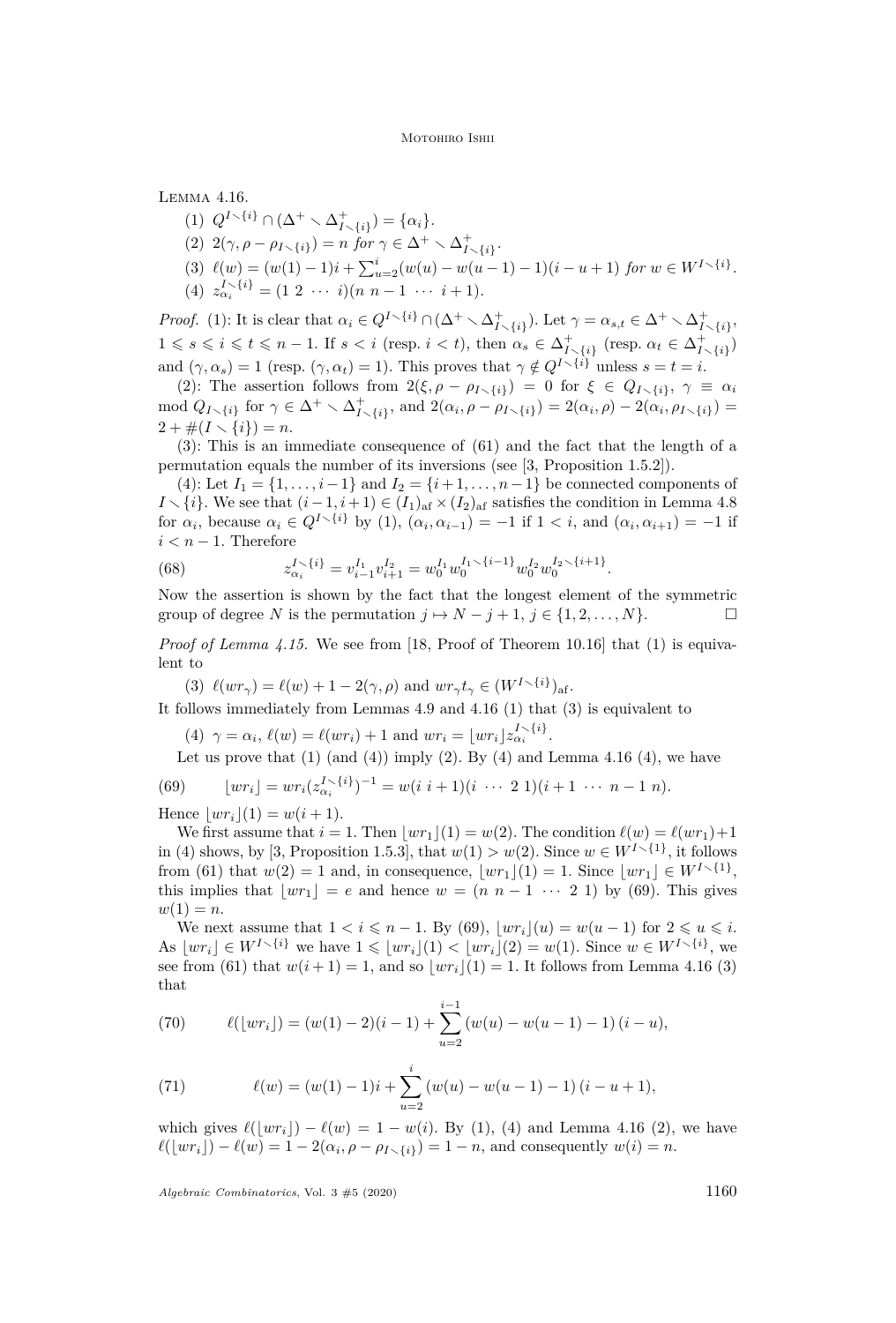Lemma 4.16.

(1) $Q^{I\smallsetminus\{i\}} \cap (\Delta^+ \smallsetminus \Delta^+_{I\smallsetminus\{i\}}) = \{\alpha_i\}$.

(2) $2(\gamma, \rho - \rho_{I\smallsetminus\{i\}}) = n$ *for* $\gamma \in \Delta^+ \smallsetminus \Delta^+_{I\smallsetminus\{i\}}$.

(3) $\ell(w) = (w(1)-1)i + \sum_{u=2}^{i}(w(u)-w(u-1)-1)(i-u+1)$ *for* $w \in W^{I\smallsetminus\{i\}}$.

(4) $z^{I\smallsetminus\{i\}}_{\alpha_i} = (1\ 2\ \cdots\ i)(n\ n-1\ \cdots\ i+1)$.

*Proof.* (1): It is clear that $\alpha_i \in Q^{I\smallsetminus\{i\}} \cap (\Delta^+ \smallsetminus \Delta^+_{I\smallsetminus\{i\}})$. Let $\gamma = \alpha_{s,t} \in \Delta^+ \smallsetminus \Delta^+_{I\smallsetminus\{i\}}$, $1 \leqslant s \leqslant i \leqslant t \leqslant n-1$. If $s < i$ (resp. $i < t$), then $\alpha_s \in \Delta^+_{I\smallsetminus\{i\}}$ (resp. $\alpha_t \in \Delta^+_{I\smallsetminus\{i\}}$) and $(\gamma, \alpha_s) = 1$ (resp. $(\gamma, \alpha_t) = 1$). This proves that $\gamma \notin Q^{I\smallsetminus\{i\}}$ unless $s = t = i$.

(2): The assertion follows from $2(\xi, \rho - \rho_{I\smallsetminus\{i\}}) = 0$ for $\xi \in Q_{I\smallsetminus\{i\}}$, $\gamma \equiv \alpha_i \mod Q_{I\smallsetminus\{i\}}$ for $\gamma \in \Delta^+ \smallsetminus \Delta^+_{I\smallsetminus\{i\}}$, and $2(\alpha_i, \rho - \rho_{I\smallsetminus\{i\}}) = 2(\alpha_i, \rho) - 2(\alpha_i, \rho_{I\smallsetminus\{i\}}) = 2 + \#(I \smallsetminus \{i\}) = n$.

(3): This is an immediate consequence of (61) and the fact that the length of a permutation equals the number of its inversions (see [3, Proposition 1.5.2]).

(4): Let $I_1 = \{1, \ldots, i-1\}$ and $I_2 = \{i+1, \ldots, n-1\}$ be connected components of $I \smallsetminus \{i\}$. We see that $(i-1, i+1) \in (I_1)_{\mathrm{af}} \times (I_2)_{\mathrm{af}}$ satisfies the condition in Lemma 4.8 for $\alpha_i$, because $\alpha_i \in Q^{I\smallsetminus\{i\}}$ by (1), $(\alpha_i, \alpha_{i-1}) = -1$ if $1 < i$, and $(\alpha_i, \alpha_{i+1}) = -1$ if $i < n-1$. Therefore

$$z^{I\smallsetminus\{i\}}_{\alpha_i} = v^{I_1}_{i-1} v^{I_2}_{i+1} = w^{I_1}_0 w^{I_1\smallsetminus\{i-1\}}_0 w^{I_2}_0 w^{I_2\smallsetminus\{i+1\}}_0. \tag{68}$$

Now the assertion is shown by the fact that the longest element of the symmetric group of degree $N$ is the permutation $j \mapsto N - j + 1$, $j \in \{1, 2, \ldots, N\}$. $\square$

*Proof of Lemma 4.15.* We see from [18, Proof of Theorem 10.16] that (1) is equivalent to

(3) $\ell(wr_\gamma) = \ell(w) + 1 - 2(\gamma, \rho)$ and $wr_\gamma t_\gamma \in (W^{I\smallsetminus\{i\}})_{\mathrm{af}}$.

It follows immediately from Lemmas 4.9 and 4.16 (1) that (3) is equivalent to

(4) $\gamma = \alpha_i$, $\ell(w) = \ell(wr_i) + 1$ and $wr_i = \lfloor wr_i \rfloor z^{I\smallsetminus\{i\}}_{\alpha_i}$.

Let us prove that (1) (and (4)) imply (2). By (4) and Lemma 4.16 (4), we have

$$\lfloor wr_i \rfloor = wr_i (z^{I\smallsetminus\{i\}}_{\alpha_i})^{-1} = w(i\ i+1)(i\ \cdots\ 2\ 1)(i+1\ \cdots\ n-1\ n). \tag{69}$$

Hence $\lfloor wr_i \rfloor(1) = w(i+1)$.

We first assume that $i = 1$. Then $\lfloor wr_1 \rfloor(1) = w(2)$. The condition $\ell(w) = \ell(wr_1) + 1$ in (4) shows, by [3, Proposition 1.5.3], that $w(1) > w(2)$. Since $w \in W^{I\smallsetminus\{1\}}$, it follows from (61) that $w(2) = 1$ and, in consequence, $\lfloor wr_1 \rfloor(1) = 1$. Since $\lfloor wr_1 \rfloor \in W^{I\smallsetminus\{1\}}$, this implies that $\lfloor wr_1 \rfloor = e$ and hence $w = (n\ n-1\ \cdots\ 2\ 1)$ by (69). This gives $w(1) = n$.

We next assume that $1 < i \leqslant n-1$. By (69), $\lfloor wr_i \rfloor(u) = w(u-1)$ for $2 \leqslant u \leqslant i$. As $\lfloor wr_i \rfloor \in W^{I\smallsetminus\{i\}}$ we have $1 \leqslant \lfloor wr_i \rfloor(1) < \lfloor wr_i \rfloor(2) = w(1)$. Since $w \in W^{I\smallsetminus\{i\}}$, we see from (61) that $w(i+1) = 1$, and so $\lfloor wr_i \rfloor(1) = 1$. It follows from Lemma 4.16 (3) that

$$\ell(\lfloor wr_i \rfloor) = (w(1)-2)(i-1) + \sum_{u=2}^{i-1}(w(u) - w(u-1) - 1)(i-u), \tag{70}$$

$$\ell(w) = (w(1)-1)i + \sum_{u=2}^{i}(w(u) - w(u-1) - 1)(i-u+1), \tag{71}$$

which gives $\ell(\lfloor wr_i \rfloor) - \ell(w) = 1 - w(i)$. By (1), (4) and Lemma 4.16 (2), we have $\ell(\lfloor wr_i \rfloor) - \ell(w) = 1 - 2(\alpha_i, \rho - \rho_{I\smallsetminus\{i\}}) = 1 - n$, and consequently $w(i) = n$.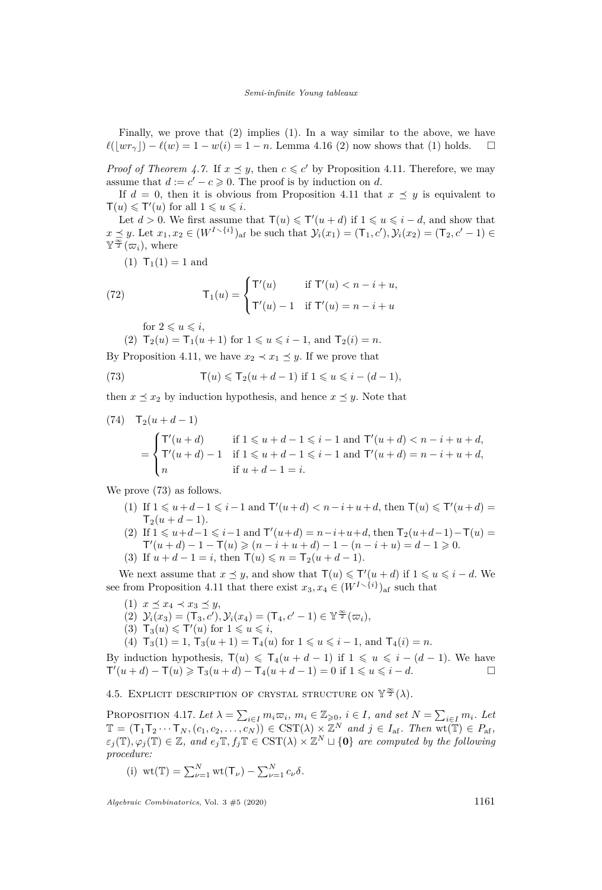Finally, we prove that (2) implies (1). In a way similar to the above, we have $\ell(\lfloor wr_\gamma \rfloor) - \ell(w) = 1 - w(i) = 1 - n$. Lemma 4.16 (2) now shows that (1) holds. $\square$

*Proof of Theorem 4.7.* If $x \preceq y$, then $c \leqslant c'$ by Proposition 4.11. Therefore, we may assume that $d := c' - c \geqslant 0$. The proof is by induction on $d$.

If $d = 0$, then it is obvious from Proposition 4.11 that $x \preceq y$ is equivalent to $\mathsf{T}(u) \leqslant \mathsf{T}'(u)$ for all $1 \leqslant u \leqslant i$.

Let $d > 0$. We first assume that $\mathsf{T}(u) \leqslant \mathsf{T}'(u+d)$ if $1 \leqslant u \leqslant i - d$, and show that $x \preceq y$. Let $x_1, x_2 \in (W^{I \setminus \{i\}})_{\mathrm{af}}$ be such that $\mathcal{Y}_i(x_1) = (\mathsf{T}_1, c'), \mathcal{Y}_i(x_2) = (\mathsf{T}_2, c'-1) \in \mathbb{Y}^{\frac{\infty}{2}}(\varpi_i)$, where

(1) $\mathsf{T}_1(1) = 1$ and

$$
\mathsf{T}_1(u) = \begin{cases} \mathsf{T}'(u) & \text{if } \mathsf{T}'(u) < n - i + u, \\ \mathsf{T}'(u) - 1 & \text{if } \mathsf{T}'(u) = n - i + u \end{cases} \tag{72}
$$

for $2 \leqslant u \leqslant i$,

(2) $\mathsf{T}_2(u) = \mathsf{T}_1(u+1)$ for $1 \leqslant u \leqslant i-1$, and $\mathsf{T}_2(i) = n$.

By Proposition 4.11, we have $x_2 \prec x_1 \preceq y$. If we prove that

$$
\mathsf{T}(u) \leqslant \mathsf{T}_2(u+d-1) \text{ if } 1 \leqslant u \leqslant i-(d-1), \tag{73}
$$

then $x \preceq x_2$ by induction hypothesis, and hence $x \preceq y$. Note that

$$
\begin{aligned}
&\mathsf{T}_2(u+d-1) \\
&= \begin{cases} \mathsf{T}'(u+d) & \text{if } 1 \leqslant u+d-1 \leqslant i-1 \text{ and } \mathsf{T}'(u+d) < n-i+u+d, \\ \mathsf{T}'(u+d)-1 & \text{if } 1 \leqslant u+d-1 \leqslant i-1 \text{ and } \mathsf{T}'(u+d) = n-i+u+d, \\ n & \text{if } u+d-1 = i. \end{cases}
\end{aligned} \tag{74}
$$

We prove (73) as follows.

(1) If $1 \leqslant u+d-1 \leqslant i-1$ and $\mathsf{T}'(u+d) < n-i+u+d$, then $\mathsf{T}(u) \leqslant \mathsf{T}'(u+d) = \mathsf{T}_2(u+d-1)$.

(2) If $1 \leqslant u+d-1 \leqslant i-1$ and $\mathsf{T}'(u+d) = n-i+u+d$, then $\mathsf{T}_2(u+d-1) - \mathsf{T}(u) = \mathsf{T}'(u+d) - 1 - \mathsf{T}(u) \geqslant (n-i+u+d) - 1 - (n-i+u) = d-1 \geqslant 0$.

(3) If $u+d-1 = i$, then $\mathsf{T}(u) \leqslant n = \mathsf{T}_2(u+d-1)$.

We next assume that $x \preceq y$, and show that $\mathsf{T}(u) \leqslant \mathsf{T}'(u+d)$ if $1 \leqslant u \leqslant i-d$. We see from Proposition 4.11 that there exist $x_3, x_4 \in (W^{I \setminus \{i\}})_{\mathrm{af}}$ such that

(1) $x \preceq x_4 \prec x_3 \preceq y$,

(2) $\mathcal{Y}_i(x_3) = (\mathsf{T}_3, c'), \mathcal{Y}_i(x_4) = (\mathsf{T}_4, c'-1) \in \mathbb{Y}^{\frac{\infty}{2}}(\varpi_i)$,

(3) $\mathsf{T}_3(u) \leqslant \mathsf{T}'(u)$ for $1 \leqslant u \leqslant i$,

(4) $\mathsf{T}_3(1) = 1$, $\mathsf{T}_3(u+1) = \mathsf{T}_4(u)$ for $1 \leqslant u \leqslant i-1$, and $\mathsf{T}_4(i) = n$.

By induction hypothesis, $\mathsf{T}(u) \leqslant \mathsf{T}_4(u+d-1)$ if $1 \leqslant u \leqslant i-(d-1)$. We have $\mathsf{T}'(u+d) - \mathsf{T}(u) \geqslant \mathsf{T}_3(u+d) - \mathsf{T}_4(u+d-1) = 0$ if $1 \leqslant u \leqslant i-d$. $\square$

### 4.5. Explicit description of crystal structure on $\mathbb{Y}^{\frac{\infty}{2}}(\lambda)$.

**Proposition 4.17.** *Let $\lambda = \sum_{i \in I} m_i \varpi_i$, $m_i \in \mathbb{Z}_{\geqslant 0}$, $i \in I$, and set $N = \sum_{i \in I} m_i$. Let $\mathbb{T} = (\mathsf{T}_1 \mathsf{T}_2 \cdots \mathsf{T}_N, (c_1, c_2, \ldots, c_N)) \in \mathrm{CST}(\lambda) \times \mathbb{Z}^N$ and $j \in I_{\mathrm{af}}$. Then $\mathrm{wt}(\mathbb{T}) \in P_{\mathrm{af}}$, $\varepsilon_j(\mathbb{T}), \varphi_j(\mathbb{T}) \in \mathbb{Z}$, and $e_j \mathbb{T}, f_j \mathbb{T} \in \mathrm{CST}(\lambda) \times \mathbb{Z}^N \sqcup \{\mathbf{0}\}$ are computed by the following procedure:*

(i) $\mathrm{wt}(\mathbb{T}) = \sum_{\nu=1}^N \mathrm{wt}(\mathsf{T}_\nu) - \sum_{\nu=1}^N c_\nu \delta$.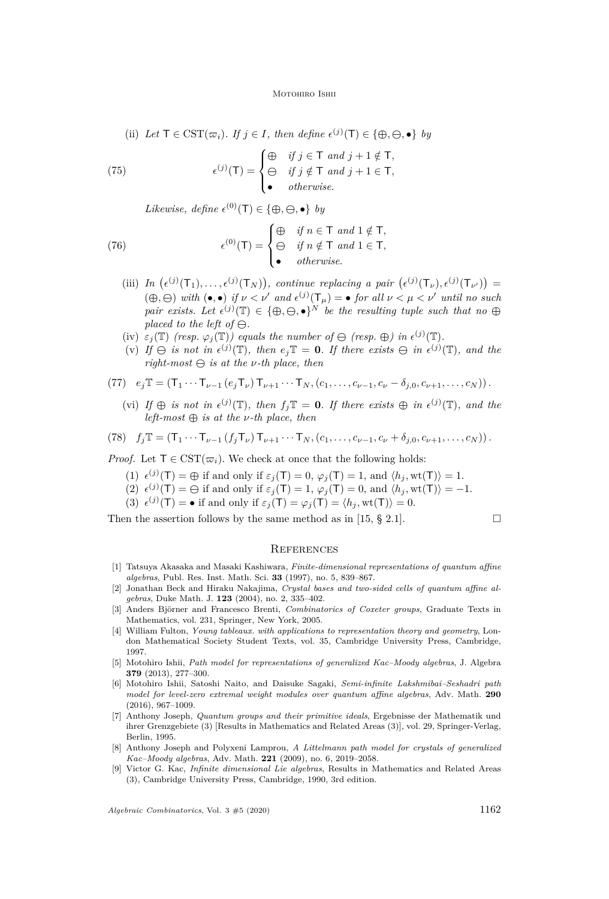(ii) *Let* $\mathsf{T} \in \mathrm{CST}(\varpi_i)$*. If* $j \in I$*, then define* $\epsilon^{(j)}(\mathsf{T}) \in \{\oplus, \ominus, \bullet\}$ *by*

$$\epsilon^{(j)}(\mathsf{T}) = \begin{cases} \oplus & \text{if } j \in \mathsf{T} \text{ and } j+1 \notin \mathsf{T}, \\ \ominus & \text{if } j \notin \mathsf{T} \text{ and } j+1 \in \mathsf{T}, \\ \bullet & \text{otherwise.} \end{cases} \tag{75}$$

*Likewise, define* $\epsilon^{(0)}(\mathsf{T}) \in \{\oplus, \ominus, \bullet\}$ *by*

$$\epsilon^{(0)}(\mathsf{T}) = \begin{cases} \oplus & \text{if } n \in \mathsf{T} \text{ and } 1 \notin \mathsf{T}, \\ \ominus & \text{if } n \notin \mathsf{T} \text{ and } 1 \in \mathsf{T}, \\ \bullet & \text{otherwise.} \end{cases} \tag{76}$$

(iii) *In* $\left(\epsilon^{(j)}(\mathsf{T}_1), \ldots, \epsilon^{(j)}(\mathsf{T}_N)\right)$*, continue replacing a pair* $\left(\epsilon^{(j)}(\mathsf{T}_\nu), \epsilon^{(j)}(\mathsf{T}_{\nu'})\right) = (\oplus, \ominus)$ *with* $(\bullet, \bullet)$ *if* $\nu < \nu'$ *and* $\epsilon^{(j)}(\mathsf{T}_\mu) = \bullet$ *for all* $\nu < \mu < \nu'$ *until no such pair exists. Let* $\epsilon^{(j)}(\mathbb{T}) \in \{\oplus, \ominus, \bullet\}^N$ *be the resulting tuple such that no* $\oplus$ *placed to the left of* $\ominus$*.*

(iv) $\varepsilon_j(\mathbb{T})$ *(resp.* $\varphi_j(\mathbb{T})$*) equals the number of* $\ominus$ *(resp.* $\oplus$*) in* $\epsilon^{(j)}(\mathbb{T})$*.*

(v) *If* $\ominus$ *is not in* $\epsilon^{(j)}(\mathbb{T})$*, then* $e_j\mathbb{T} = \mathbf{0}$*. If there exists* $\ominus$ *in* $\epsilon^{(j)}(\mathbb{T})$*, and the right-most* $\ominus$ *is at the* $\nu$*-th place, then*

$$e_j\mathbb{T} = \left(\mathsf{T}_1 \cdots \mathsf{T}_{\nu-1}\,(e_j\mathsf{T}_\nu)\,\mathsf{T}_{\nu+1} \cdots \mathsf{T}_N, (c_1, \ldots, c_{\nu-1}, c_\nu - \delta_{j,0}, c_{\nu+1}, \ldots, c_N)\right). \tag{77}$$

(vi) *If* $\oplus$ *is not in* $\epsilon^{(j)}(\mathbb{T})$*, then* $f_j\mathbb{T} = \mathbf{0}$*. If there exists* $\oplus$ *in* $\epsilon^{(j)}(\mathbb{T})$*, and the left-most* $\oplus$ *is at the* $\nu$*-th place, then*

$$f_j\mathbb{T} = \left(\mathsf{T}_1 \cdots \mathsf{T}_{\nu-1}\,(f_j\mathsf{T}_\nu)\,\mathsf{T}_{\nu+1} \cdots \mathsf{T}_N, (c_1, \ldots, c_{\nu-1}, c_\nu + \delta_{j,0}, c_{\nu+1}, \ldots, c_N)\right). \tag{78}$$

*Proof.* Let $\mathsf{T} \in \mathrm{CST}(\varpi_i)$. We check at once that the following holds:

(1) $\epsilon^{(j)}(\mathsf{T}) = \oplus$ if and only if $\varepsilon_j(\mathsf{T}) = 0$, $\varphi_j(\mathsf{T}) = 1$, and $\langle h_j, \mathrm{wt}(\mathsf{T})\rangle = 1$.
(2) $\epsilon^{(j)}(\mathsf{T}) = \ominus$ if and only if $\varepsilon_j(\mathsf{T}) = 1$, $\varphi_j(\mathsf{T}) = 0$, and $\langle h_j, \mathrm{wt}(\mathsf{T})\rangle = -1$.
(3) $\epsilon^{(j)}(\mathsf{T}) = \bullet$ if and only if $\varepsilon_j(\mathsf{T}) = \varphi_j(\mathsf{T}) = \langle h_j, \mathrm{wt}(\mathsf{T})\rangle = 0$.

Then the assertion follows by the same method as in [15, § 2.1]. □

## References

[1] Tatsuya Akasaka and Masaki Kashiwara, *Finite-dimensional representations of quantum affine algebras*, Publ. Res. Inst. Math. Sci. **33** (1997), no. 5, 839–867.

[2] Jonathan Beck and Hiraku Nakajima, *Crystal bases and two-sided cells of quantum affine algebras*, Duke Math. J. **123** (2004), no. 2, 335–402.

[3] Anders Björner and Francesco Brenti, *Combinatorics of Coxeter groups*, Graduate Texts in Mathematics, vol. 231, Springer, New York, 2005.

[4] William Fulton, *Young tableaux. with applications to representation theory and geometry*, London Mathematical Society Student Texts, vol. 35, Cambridge University Press, Cambridge, 1997.

[5] Motohiro Ishii, *Path model for representations of generalized Kac–Moody algebras*, J. Algebra **379** (2013), 277–300.

[6] Motohiro Ishii, Satoshi Naito, and Daisuke Sagaki, *Semi-infinite Lakshmibai–Seshadri path model for level-zero extremal weight modules over quantum affine algebras*, Adv. Math. **290** (2016), 967–1009.

[7] Anthony Joseph, *Quantum groups and their primitive ideals*, Ergebnisse der Mathematik und ihrer Grenzgebiete (3) [Results in Mathematics and Related Areas (3)], vol. 29, Springer-Verlag, Berlin, 1995.

[8] Anthony Joseph and Polyxeni Lamprou, *A Littelmann path model for crystals of generalized Kac–Moody algebras*, Adv. Math. **221** (2009), no. 6, 2019–2058.

[9] Victor G. Kac, *Infinite dimensional Lie algebras*, Results in Mathematics and Related Areas (3), Cambridge University Press, Cambridge, 1990, 3rd edition.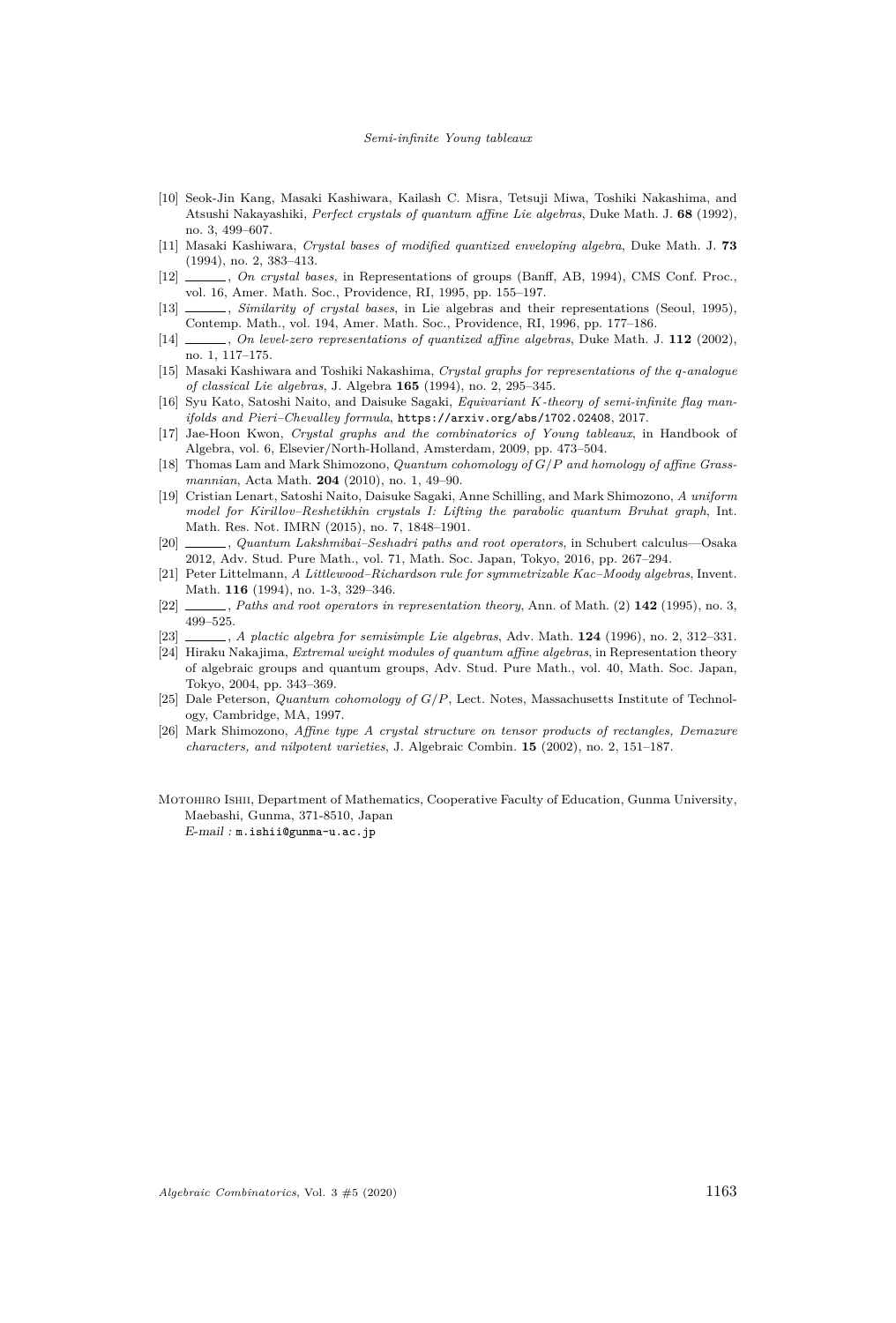[10] Seok-Jin Kang, Masaki Kashiwara, Kailash C. Misra, Tetsuji Miwa, Toshiki Nakashima, and Atsushi Nakayashiki, *Perfect crystals of quantum affine Lie algebras*, Duke Math. J. **68** (1992), no. 3, 499–607.

[11] Masaki Kashiwara, *Crystal bases of modified quantized enveloping algebra*, Duke Math. J. **73** (1994), no. 2, 383–413.

[12] ______, *On crystal bases*, in Representations of groups (Banff, AB, 1994), CMS Conf. Proc., vol. 16, Amer. Math. Soc., Providence, RI, 1995, pp. 155–197.

[13] ______, *Similarity of crystal bases*, in Lie algebras and their representations (Seoul, 1995), Contemp. Math., vol. 194, Amer. Math. Soc., Providence, RI, 1996, pp. 177–186.

[14] ______, *On level-zero representations of quantized affine algebras*, Duke Math. J. **112** (2002), no. 1, 117–175.

[15] Masaki Kashiwara and Toshiki Nakashima, *Crystal graphs for representations of the q-analogue of classical Lie algebras*, J. Algebra **165** (1994), no. 2, 295–345.

[16] Syu Kato, Satoshi Naito, and Daisuke Sagaki, *Equivariant K-theory of semi-infinite flag manifolds and Pieri–Chevalley formula*, https://arxiv.org/abs/1702.02408, 2017.

[17] Jae-Hoon Kwon, *Crystal graphs and the combinatorics of Young tableaux*, in Handbook of Algebra, vol. 6, Elsevier/North-Holland, Amsterdam, 2009, pp. 473–504.

[18] Thomas Lam and Mark Shimozono, *Quantum cohomology of $G/P$ and homology of affine Grassmannian*, Acta Math. **204** (2010), no. 1, 49–90.

[19] Cristian Lenart, Satoshi Naito, Daisuke Sagaki, Anne Schilling, and Mark Shimozono, *A uniform model for Kirillov–Reshetikhin crystals I: Lifting the parabolic quantum Bruhat graph*, Int. Math. Res. Not. IMRN (2015), no. 7, 1848–1901.

[20] ______, *Quantum Lakshmibai–Seshadri paths and root operators*, in Schubert calculus—Osaka 2012, Adv. Stud. Pure Math., vol. 71, Math. Soc. Japan, Tokyo, 2016, pp. 267–294.

[21] Peter Littelmann, *A Littlewood–Richardson rule for symmetrizable Kac–Moody algebras*, Invent. Math. **116** (1994), no. 1-3, 329–346.

[22] ______, *Paths and root operators in representation theory*, Ann. of Math. (2) **142** (1995), no. 3, 499–525.

[23] ______, *A plactic algebra for semisimple Lie algebras*, Adv. Math. **124** (1996), no. 2, 312–331.

[24] Hiraku Nakajima, *Extremal weight modules of quantum affine algebras*, in Representation theory of algebraic groups and quantum groups, Adv. Stud. Pure Math., vol. 40, Math. Soc. Japan, Tokyo, 2004, pp. 343–369.

[25] Dale Peterson, *Quantum cohomology of $G/P$*, Lect. Notes, Massachusetts Institute of Technology, Cambridge, MA, 1997.

[26] Mark Shimozono, *Affine type A crystal structure on tensor products of rectangles, Demazure characters, and nilpotent varieties*, J. Algebraic Combin. **15** (2002), no. 2, 151–187.

Motohiro Ishii, Department of Mathematics, Cooperative Faculty of Education, Gunma University, Maebashi, Gunma, 371-8510, Japan
*E-mail :* m.ishii@gunma-u.ac.jp